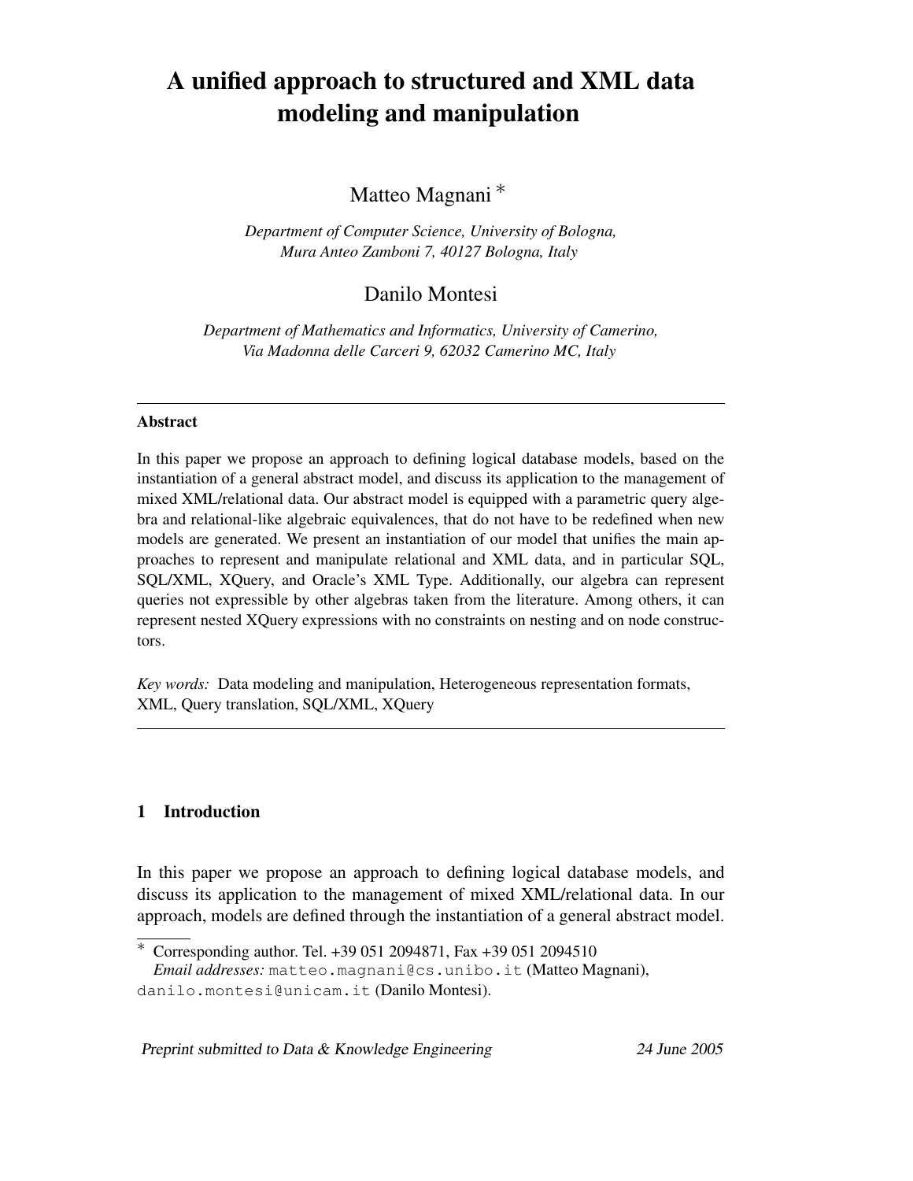# A unified approach to structured and XML data modeling and manipulation

Matteo Magnani *

*Department of Computer Science, University of Bologna, Mura Anteo Zamboni 7, 40127 Bologna, Italy*

Danilo Montesi

*Department of Mathematics and Informatics, University of Camerino, Via Madonna delle Carceri 9, 62032 Camerino MC, Italy*

---

**Abstract**

In this paper we propose an approach to defining logical database models, based on the instantiation of a general abstract model, and discuss its application to the management of mixed XML/relational data. Our abstract model is equipped with a parametric query algebra and relational-like algebraic equivalences, that do not have to be redefined when new models are generated. We present an instantiation of our model that unifies the main approaches to represent and manipulate relational and XML data, and in particular SQL, SQL/XML, XQuery, and Oracle's XML Type. Additionally, our algebra can represent queries not expressible by other algebras taken from the literature. Among others, it can represent nested XQuery expressions with no constraints on nesting and on node constructors.

*Key words:* Data modeling and manipulation, Heterogeneous representation formats, XML, Query translation, SQL/XML, XQuery

---

## 1 Introduction

In this paper we propose an approach to defining logical database models, and discuss its application to the management of mixed XML/relational data. In our approach, models are defined through the instantiation of a general abstract model.

* Corresponding author. Tel. +39 051 2094871, Fax +39 051 2094510
*Email addresses:* matteo.magnani@cs.unibo.it (Matteo Magnani), danilo.montesi@unicam.it (Danilo Montesi).

Preprint submitted to Data & Knowledge Engineering 24 June 2005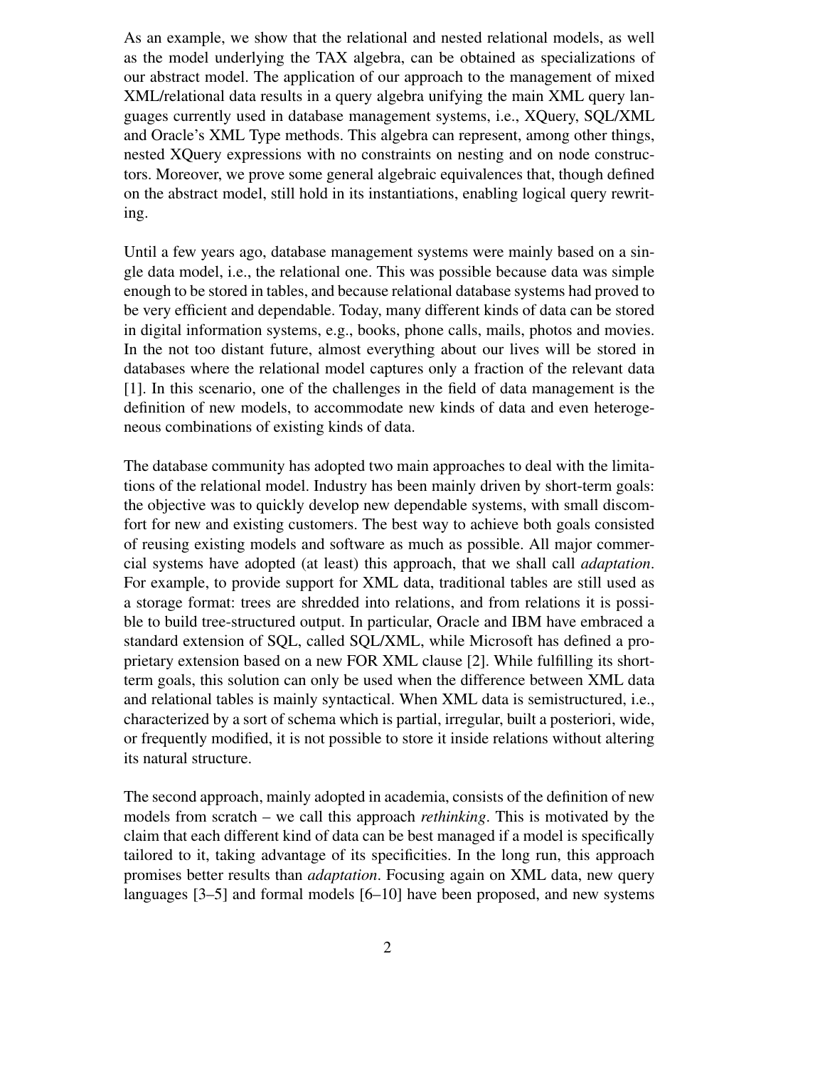As an example, we show that the relational and nested relational models, as well as the model underlying the TAX algebra, can be obtained as specializations of our abstract model. The application of our approach to the management of mixed XML/relational data results in a query algebra unifying the main XML query languages currently used in database management systems, i.e., XQuery, SQL/XML and Oracle's XML Type methods. This algebra can represent, among other things, nested XQuery expressions with no constraints on nesting and on node constructors. Moreover, we prove some general algebraic equivalences that, though defined on the abstract model, still hold in its instantiations, enabling logical query rewriting.

Until a few years ago, database management systems were mainly based on a single data model, i.e., the relational one. This was possible because data was simple enough to be stored in tables, and because relational database systems had proved to be very efficient and dependable. Today, many different kinds of data can be stored in digital information systems, e.g., books, phone calls, mails, photos and movies. In the not too distant future, almost everything about our lives will be stored in databases where the relational model captures only a fraction of the relevant data [1]. In this scenario, one of the challenges in the field of data management is the definition of new models, to accommodate new kinds of data and even heterogeneous combinations of existing kinds of data.

The database community has adopted two main approaches to deal with the limitations of the relational model. Industry has been mainly driven by short-term goals: the objective was to quickly develop new dependable systems, with small discomfort for new and existing customers. The best way to achieve both goals consisted of reusing existing models and software as much as possible. All major commercial systems have adopted (at least) this approach, that we shall call *adaptation*. For example, to provide support for XML data, traditional tables are still used as a storage format: trees are shredded into relations, and from relations it is possible to build tree-structured output. In particular, Oracle and IBM have embraced a standard extension of SQL, called SQL/XML, while Microsoft has defined a proprietary extension based on a new FOR XML clause [2]. While fulfilling its short-term goals, this solution can only be used when the difference between XML data and relational tables is mainly syntactical. When XML data is semistructured, i.e., characterized by a sort of schema which is partial, irregular, built a posteriori, wide, or frequently modified, it is not possible to store it inside relations without altering its natural structure.

The second approach, mainly adopted in academia, consists of the definition of new models from scratch – we call this approach *rethinking*. This is motivated by the claim that each different kind of data can be best managed if a model is specifically tailored to it, taking advantage of its specificities. In the long run, this approach promises better results than *adaptation*. Focusing again on XML data, new query languages [3–5] and formal models [6–10] have been proposed, and new systems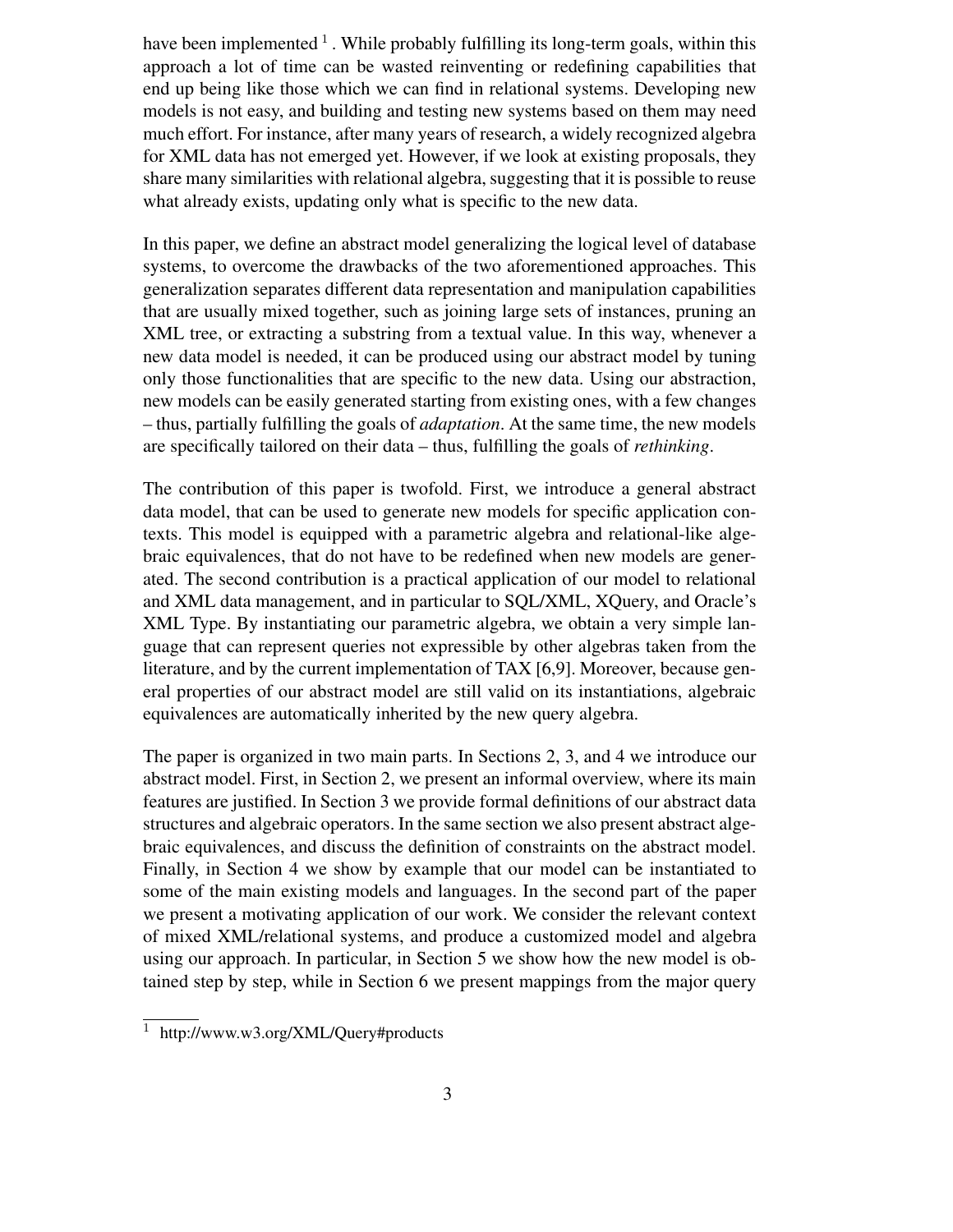have been implemented [1]. While probably fulfilling its long-term goals, within this approach a lot of time can be wasted reinventing or redefining capabilities that end up being like those which we can find in relational systems. Developing new models is not easy, and building and testing new systems based on them may need much effort. For instance, after many years of research, a widely recognized algebra for XML data has not emerged yet. However, if we look at existing proposals, they share many similarities with relational algebra, suggesting that it is possible to reuse what already exists, updating only what is specific to the new data.

In this paper, we define an abstract model generalizing the logical level of database systems, to overcome the drawbacks of the two aforementioned approaches. This generalization separates different data representation and manipulation capabilities that are usually mixed together, such as joining large sets of instances, pruning an XML tree, or extracting a substring from a textual value. In this way, whenever a new data model is needed, it can be produced using our abstract model by tuning only those functionalities that are specific to the new data. Using our abstraction, new models can be easily generated starting from existing ones, with a few changes – thus, partially fulfilling the goals of *adaptation*. At the same time, the new models are specifically tailored on their data – thus, fulfilling the goals of *rethinking*.

The contribution of this paper is twofold. First, we introduce a general abstract data model, that can be used to generate new models for specific application contexts. This model is equipped with a parametric algebra and relational-like algebraic equivalences, that do not have to be redefined when new models are generated. The second contribution is a practical application of our model to relational and XML data management, and in particular to SQL/XML, XQuery, and Oracle's XML Type. By instantiating our parametric algebra, we obtain a very simple language that can represent queries not expressible by other algebras taken from the literature, and by the current implementation of TAX [6,9]. Moreover, because general properties of our abstract model are still valid on its instantiations, algebraic equivalences are automatically inherited by the new query algebra.

The paper is organized in two main parts. In Sections 2, 3, and 4 we introduce our abstract model. First, in Section 2, we present an informal overview, where its main features are justified. In Section 3 we provide formal definitions of our abstract data structures and algebraic operators. In the same section we also present abstract algebraic equivalences, and discuss the definition of constraints on the abstract model. Finally, in Section 4 we show by example that our model can be instantiated to some of the main existing models and languages. In the second part of the paper we present a motivating application of our work. We consider the relevant context of mixed XML/relational systems, and produce a customized model and algebra using our approach. In particular, in Section 5 we show how the new model is obtained step by step, while in Section 6 we present mappings from the major query

[1] http://www.w3.org/XML/Query#products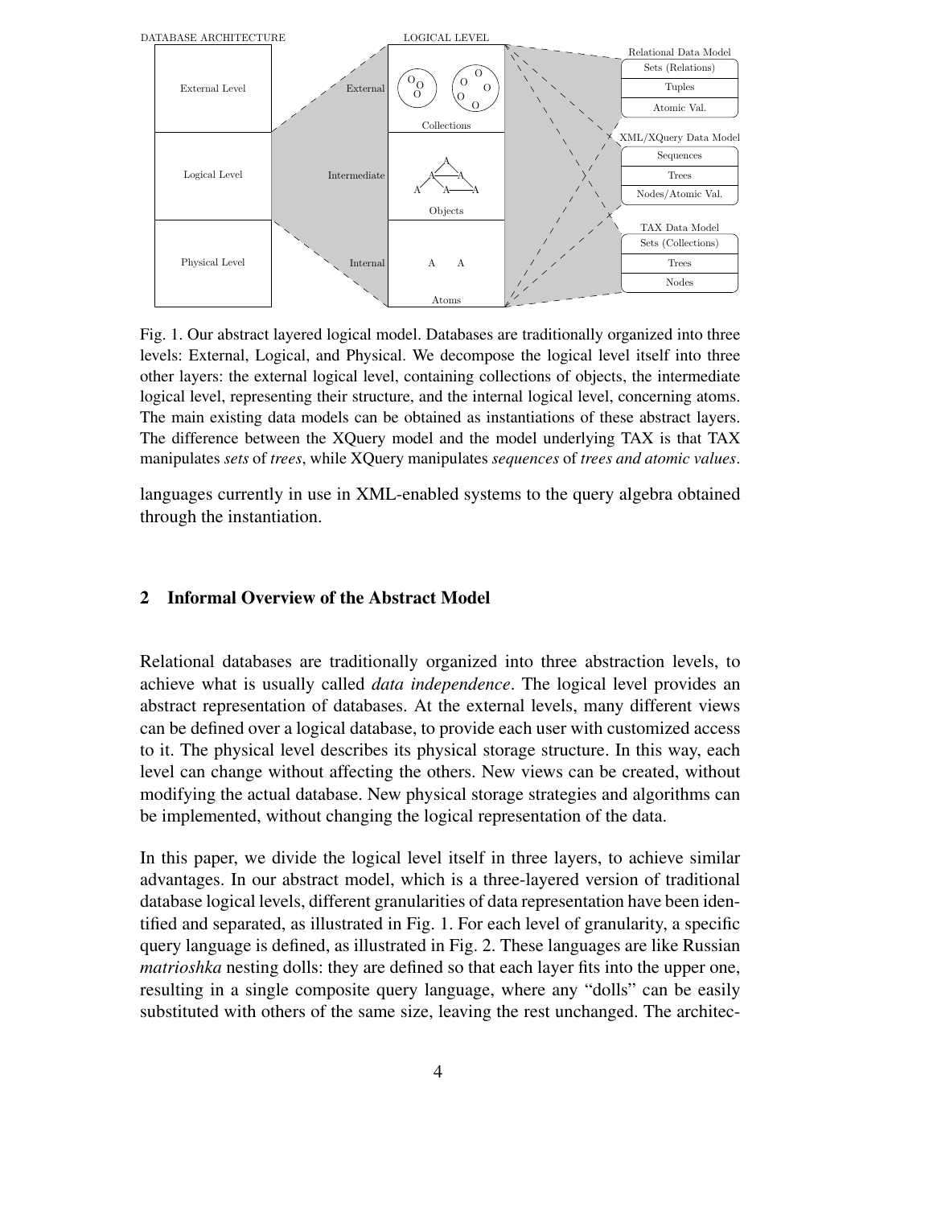Fig. 1. Our abstract layered logical model. Databases are traditionally organized into three levels: External, Logical, and Physical. We decompose the logical level itself into three other layers: the external logical level, containing collections of objects, the intermediate logical level, representing their structure, and the internal logical level, concerning atoms. The main existing data models can be obtained as instantiations of these abstract layers. The difference between the XQuery model and the model underlying TAX is that TAX manipulates *sets* of *trees*, while XQuery manipulates *sequences* of *trees and atomic values*.

languages currently in use in XML-enabled systems to the query algebra obtained through the instantiation.

## 2 Informal Overview of the Abstract Model

Relational databases are traditionally organized into three abstraction levels, to achieve what is usually called *data independence*. The logical level provides an abstract representation of databases. At the external levels, many different views can be defined over a logical database, to provide each user with customized access to it. The physical level describes its physical storage structure. In this way, each level can change without affecting the others. New views can be created, without modifying the actual database. New physical storage strategies and algorithms can be implemented, without changing the logical representation of the data.

In this paper, we divide the logical level itself in three layers, to achieve similar advantages. In our abstract model, which is a three-layered version of traditional database logical levels, different granularities of data representation have been identified and separated, as illustrated in Fig. 1. For each level of granularity, a specific query language is defined, as illustrated in Fig. 2. These languages are like Russian *matrioshka* nesting dolls: they are defined so that each layer fits into the upper one, resulting in a single composite query language, where any "dolls" can be easily substituted with others of the same size, leaving the rest unchanged. The architec-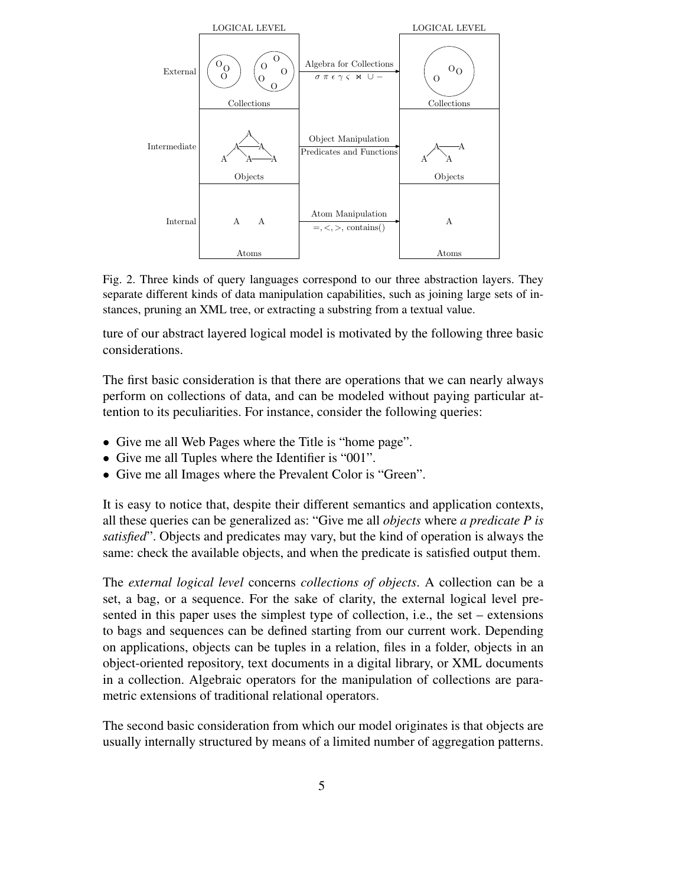Fig. 2. Three kinds of query languages correspond to our three abstraction layers. They separate different kinds of data manipulation capabilities, such as joining large sets of instances, pruning an XML tree, or extracting a substring from a textual value.

ture of our abstract layered logical model is motivated by the following three basic considerations.

The first basic consideration is that there are operations that we can nearly always perform on collections of data, and can be modeled without paying particular attention to its peculiarities. For instance, consider the following queries:

- Give me all Web Pages where the Title is "home page".
- Give me all Tuples where the Identifier is "001".
- Give me all Images where the Prevalent Color is "Green".

It is easy to notice that, despite their different semantics and application contexts, all these queries can be generalized as: "Give me all *objects* where *a predicate P is satisfied*". Objects and predicates may vary, but the kind of operation is always the same: check the available objects, and when the predicate is satisfied output them.

The *external logical level* concerns *collections of objects*. A collection can be a set, a bag, or a sequence. For the sake of clarity, the external logical level presented in this paper uses the simplest type of collection, i.e., the set – extensions to bags and sequences can be defined starting from our current work. Depending on applications, objects can be tuples in a relation, files in a folder, objects in an object-oriented repository, text documents in a digital library, or XML documents in a collection. Algebraic operators for the manipulation of collections are parametric extensions of traditional relational operators.

The second basic consideration from which our model originates is that objects are usually internally structured by means of a limited number of aggregation patterns.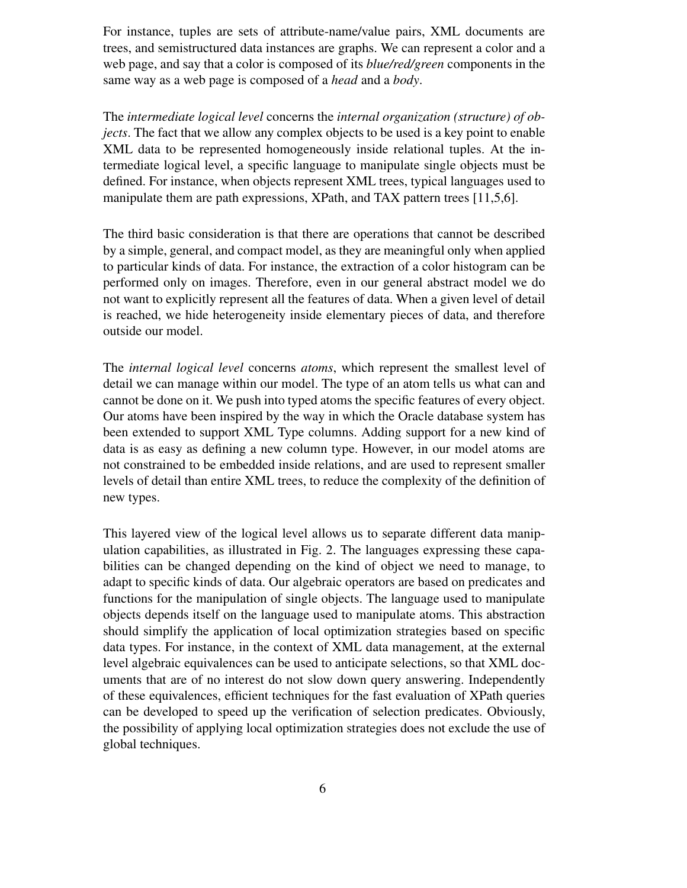For instance, tuples are sets of attribute-name/value pairs, XML documents are trees, and semistructured data instances are graphs. We can represent a color and a web page, and say that a color is composed of its *blue/red/green* components in the same way as a web page is composed of a *head* and a *body*.

The *intermediate logical level* concerns the *internal organization (structure) of objects*. The fact that we allow any complex objects to be used is a key point to enable XML data to be represented homogeneously inside relational tuples. At the intermediate logical level, a specific language to manipulate single objects must be defined. For instance, when objects represent XML trees, typical languages used to manipulate them are path expressions, XPath, and TAX pattern trees [11,5,6].

The third basic consideration is that there are operations that cannot be described by a simple, general, and compact model, as they are meaningful only when applied to particular kinds of data. For instance, the extraction of a color histogram can be performed only on images. Therefore, even in our general abstract model we do not want to explicitly represent all the features of data. When a given level of detail is reached, we hide heterogeneity inside elementary pieces of data, and therefore outside our model.

The *internal logical level* concerns *atoms*, which represent the smallest level of detail we can manage within our model. The type of an atom tells us what can and cannot be done on it. We push into typed atoms the specific features of every object. Our atoms have been inspired by the way in which the Oracle database system has been extended to support XML Type columns. Adding support for a new kind of data is as easy as defining a new column type. However, in our model atoms are not constrained to be embedded inside relations, and are used to represent smaller levels of detail than entire XML trees, to reduce the complexity of the definition of new types.

This layered view of the logical level allows us to separate different data manipulation capabilities, as illustrated in Fig. 2. The languages expressing these capabilities can be changed depending on the kind of object we need to manage, to adapt to specific kinds of data. Our algebraic operators are based on predicates and functions for the manipulation of single objects. The language used to manipulate objects depends itself on the language used to manipulate atoms. This abstraction should simplify the application of local optimization strategies based on specific data types. For instance, in the context of XML data management, at the external level algebraic equivalences can be used to anticipate selections, so that XML documents that are of no interest do not slow down query answering. Independently of these equivalences, efficient techniques for the fast evaluation of XPath queries can be developed to speed up the verification of selection predicates. Obviously, the possibility of applying local optimization strategies does not exclude the use of global techniques.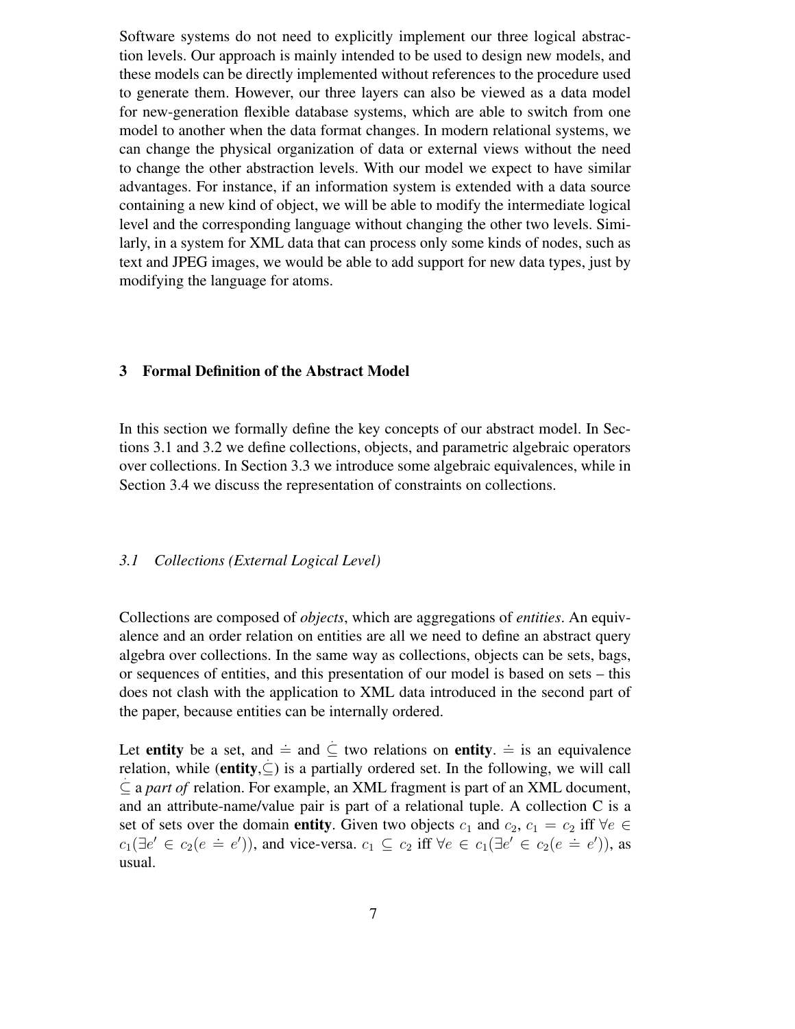Software systems do not need to explicitly implement our three logical abstraction levels. Our approach is mainly intended to be used to design new models, and these models can be directly implemented without references to the procedure used to generate them. However, our three layers can also be viewed as a data model for new-generation flexible database systems, which are able to switch from one model to another when the data format changes. In modern relational systems, we can change the physical organization of data or external views without the need to change the other abstraction levels. With our model we expect to have similar advantages. For instance, if an information system is extended with a data source containing a new kind of object, we will be able to modify the intermediate logical level and the corresponding language without changing the other two levels. Similarly, in a system for XML data that can process only some kinds of nodes, such as text and JPEG images, we would be able to add support for new data types, just by modifying the language for atoms.

## 3 Formal Definition of the Abstract Model

In this section we formally define the key concepts of our abstract model. In Sections 3.1 and 3.2 we define collections, objects, and parametric algebraic operators over collections. In Section 3.3 we introduce some algebraic equivalences, while in Section 3.4 we discuss the representation of constraints on collections.

### *3.1 Collections (External Logical Level)*

Collections are composed of *objects*, which are aggregations of *entities*. An equivalence and an order relation on entities are all we need to define an abstract query algebra over collections. In the same way as collections, objects can be sets, bags, or sequences of entities, and this presentation of our model is based on sets – this does not clash with the application to XML data introduced in the second part of the paper, because entities can be internally ordered.

Let **entity** be a set, and $\doteq$ and $\dot{\subseteq}$ two relations on **entity**. $\doteq$ is an equivalence relation, while (**entity**,$\dot{\subseteq}$) is a partially ordered set. In the following, we will call $\dot{\subseteq}$ a *part of* relation. For example, an XML fragment is part of an XML document, and an attribute-name/value pair is part of a relational tuple. A collection **C** is a set of sets over the domain **entity**. Given two objects $c_1$ and $c_2$, $c_1 = c_2$ iff $\forall e \in c_1(\exists e' \in c_2(e \doteq e'))$, and vice-versa. $c_1 \subseteq c_2$ iff $\forall e \in c_1(\exists e' \in c_2(e \doteq e'))$, as usual.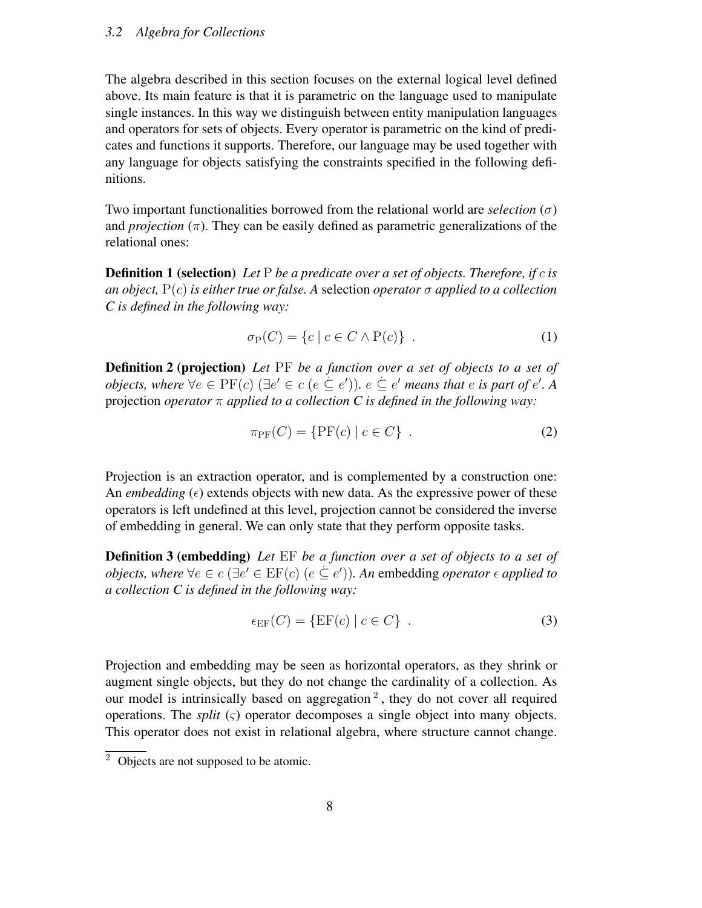### 3.2 Algebra for Collections

The algebra described in this section focuses on the external logical level defined above. Its main feature is that it is parametric on the language used to manipulate single instances. In this way we distinguish between entity manipulation languages and operators for sets of objects. Every operator is parametric on the kind of predicates and functions it supports. Therefore, our language may be used together with any language for objects satisfying the constraints specified in the following definitions.

Two important functionalities borrowed from the relational world are *selection* ($\sigma$) and *projection* ($\pi$). They can be easily defined as parametric generalizations of the relational ones:

**Definition 1 (selection)** *Let* $\mathrm{P}$ *be a predicate over a set of objects. Therefore, if* $c$ *is an object,* $\mathrm{P}(c)$ *is either true or false. A* selection *operator* $\sigma$ *applied to a collection C is defined in the following way:*

$$\sigma_{\mathrm{P}}(C) = \{c \mid c \in C \wedge \mathrm{P}(c)\} \ . \tag{1}$$

**Definition 2 (projection)** *Let* $\mathrm{PF}$ *be a function over a set of objects to a set of objects, where* $\forall e \in \mathrm{PF}(c)\ (\exists e' \in c\ (e \dot{\subseteq} e'))$*.* $e \dot{\subseteq} e'$ *means that* $e$ *is part of* $e'$*. A* projection *operator* $\pi$ *applied to a collection C is defined in the following way:*

$$\pi_{\mathrm{PF}}(C) = \{\mathrm{PF}(c) \mid c \in C\} \ . \tag{2}$$

Projection is an extraction operator, and is complemented by a construction one: An *embedding* ($\epsilon$) extends objects with new data. As the expressive power of these operators is left undefined at this level, projection cannot be considered the inverse of embedding in general. We can only state that they perform opposite tasks.

**Definition 3 (embedding)** *Let* $\mathrm{EF}$ *be a function over a set of objects to a set of objects, where* $\forall e \in c\ (\exists e' \in \mathrm{EF}(c)\ (e \dot{\subseteq} e'))$*. An* embedding *operator* $\epsilon$ *applied to a collection C is defined in the following way:*

$$\epsilon_{\mathrm{EF}}(C) = \{\mathrm{EF}(c) \mid c \in C\} \ . \tag{3}$$

Projection and embedding may be seen as horizontal operators, as they shrink or augment single objects, but they do not change the cardinality of a collection. As our model is intrinsically based on aggregation [2], they do not cover all required operations. The *split* ($\varsigma$) operator decomposes a single object into many objects. This operator does not exist in relational algebra, where structure cannot change.

[2] Objects are not supposed to be atomic.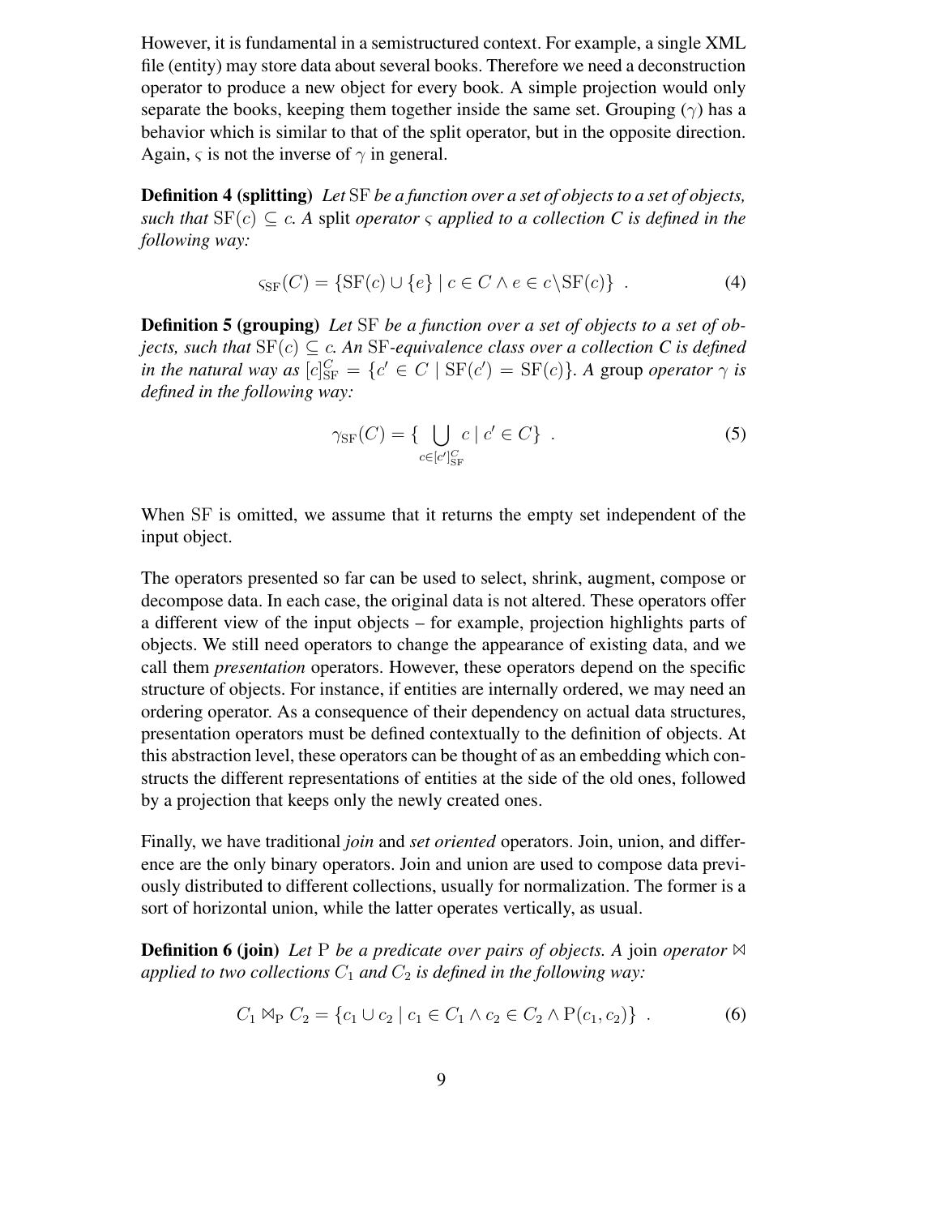However, it is fundamental in a semistructured context. For example, a single XML file (entity) may store data about several books. Therefore we need a deconstruction operator to produce a new object for every book. A simple projection would only separate the books, keeping them together inside the same set. Grouping ($\gamma$) has a behavior which is similar to that of the split operator, but in the opposite direction. Again, $\varsigma$ is not the inverse of $\gamma$ in general.

**Definition 4 (splitting)** *Let* $\mathrm{SF}$ *be a function over a set of objects to a set of objects, such that* $\mathrm{SF}(c) \subseteq c$*. A* split *operator* $\varsigma$ *applied to a collection C is defined in the following way:*

$$\varsigma_{\mathrm{SF}}(C) = \{\mathrm{SF}(c) \cup \{e\} \mid c \in C \wedge e \in c \backslash \mathrm{SF}(c)\} \ . \tag{4}$$

**Definition 5 (grouping)** *Let* $\mathrm{SF}$ *be a function over a set of objects to a set of objects, such that* $\mathrm{SF}(c) \subseteq c$*. An* $\mathrm{SF}$*-equivalence class over a collection C is defined in the natural way as* $[c]_{\mathrm{SF}}^{C} = \{c' \in C \mid \mathrm{SF}(c') = \mathrm{SF}(c)\}$*. A* group *operator* $\gamma$ *is defined in the following way:*

$$\gamma_{\mathrm{SF}}(C) = \{ \bigcup_{c \in [c']_{\mathrm{SF}}^{C}} c \mid c' \in C\} \ . \tag{5}$$

When $\mathrm{SF}$ is omitted, we assume that it returns the empty set independent of the input object.

The operators presented so far can be used to select, shrink, augment, compose or decompose data. In each case, the original data is not altered. These operators offer a different view of the input objects – for example, projection highlights parts of objects. We still need operators to change the appearance of existing data, and we call them *presentation* operators. However, these operators depend on the specific structure of objects. For instance, if entities are internally ordered, we may need an ordering operator. As a consequence of their dependency on actual data structures, presentation operators must be defined contextually to the definition of objects. At this abstraction level, these operators can be thought of as an embedding which constructs the different representations of entities at the side of the old ones, followed by a projection that keeps only the newly created ones.

Finally, we have traditional *join* and *set oriented* operators. Join, union, and difference are the only binary operators. Join and union are used to compose data previously distributed to different collections, usually for normalization. The former is a sort of horizontal union, while the latter operates vertically, as usual.

**Definition 6 (join)** *Let* $\mathrm{P}$ *be a predicate over pairs of objects. A* join *operator* $\bowtie$ *applied to two collections* $C_1$ *and* $C_2$ *is defined in the following way:*

$$C_1 \bowtie_{\mathrm{P}} C_2 = \{c_1 \cup c_2 \mid c_1 \in C_1 \wedge c_2 \in C_2 \wedge \mathrm{P}(c_1, c_2)\} \ . \tag{6}$$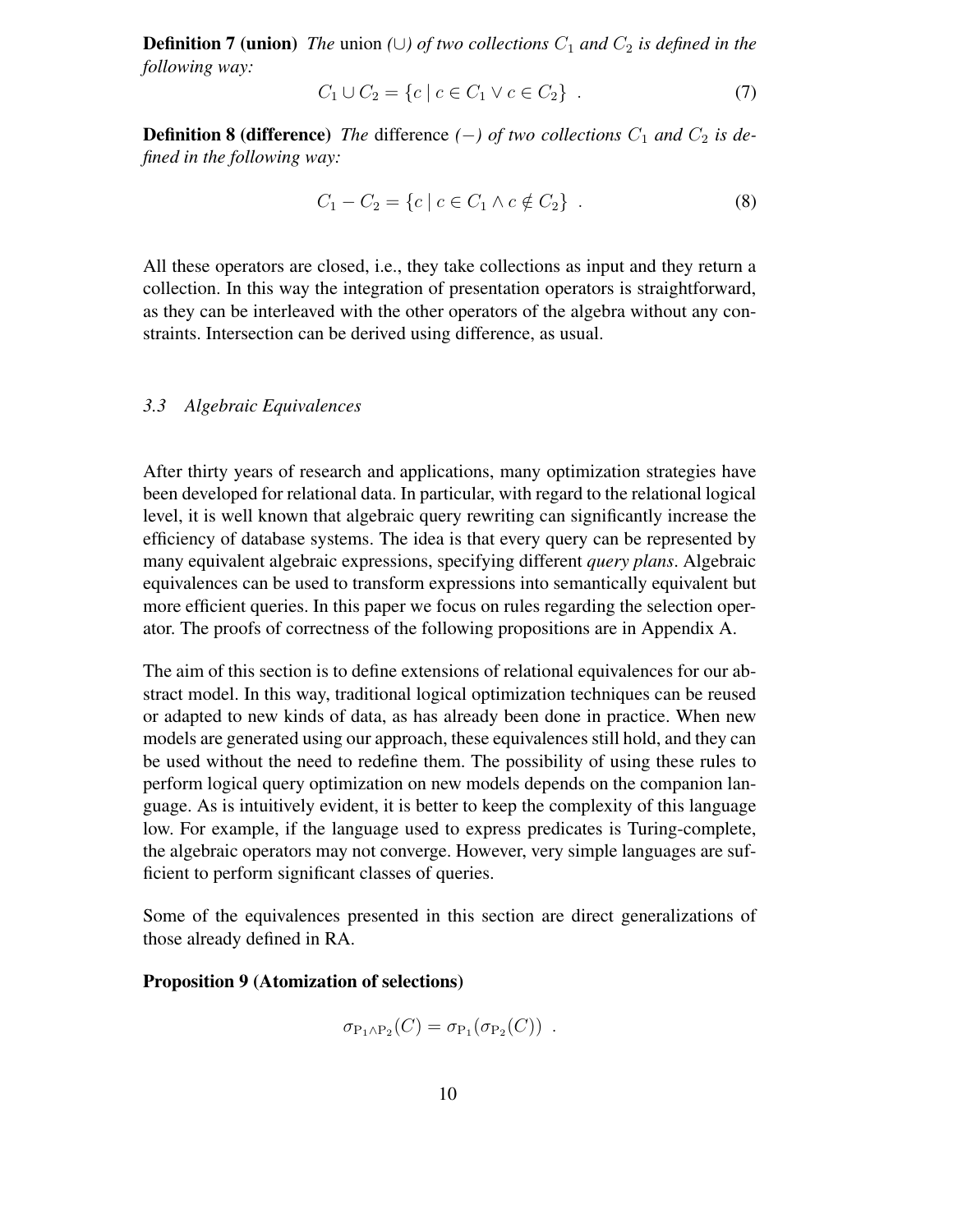**Definition 7 (union)** *The* union *($\cup$) of two collections $C_1$ and $C_2$ is defined in the following way:*

$$C_1 \cup C_2 = \{c \mid c \in C_1 \vee c \in C_2\} \ . \tag{7}$$

**Definition 8 (difference)** *The* difference *($-$) of two collections $C_1$ and $C_2$ is defined in the following way:*

$$C_1 - C_2 = \{c \mid c \in C_1 \wedge c \notin C_2\} \ . \tag{8}$$

All these operators are closed, i.e., they take collections as input and they return a collection. In this way the integration of presentation operators is straightforward, as they can be interleaved with the other operators of the algebra without any constraints. Intersection can be derived using difference, as usual.

### *3.3 Algebraic Equivalences*

After thirty years of research and applications, many optimization strategies have been developed for relational data. In particular, with regard to the relational logical level, it is well known that algebraic query rewriting can significantly increase the efficiency of database systems. The idea is that every query can be represented by many equivalent algebraic expressions, specifying different *query plans*. Algebraic equivalences can be used to transform expressions into semantically equivalent but more efficient queries. In this paper we focus on rules regarding the selection operator. The proofs of correctness of the following propositions are in Appendix A.

The aim of this section is to define extensions of relational equivalences for our abstract model. In this way, traditional logical optimization techniques can be reused or adapted to new kinds of data, as has already been done in practice. When new models are generated using our approach, these equivalences still hold, and they can be used without the need to redefine them. The possibility of using these rules to perform logical query optimization on new models depends on the companion language. As is intuitively evident, it is better to keep the complexity of this language low. For example, if the language used to express predicates is Turing-complete, the algebraic operators may not converge. However, very simple languages are sufficient to perform significant classes of queries.

Some of the equivalences presented in this section are direct generalizations of those already defined in RA.

**Proposition 9 (Atomization of selections)**

$$\sigma_{\mathrm{P}_1 \wedge \mathrm{P}_2}(C) = \sigma_{\mathrm{P}_1}(\sigma_{\mathrm{P}_2}(C)) \ .$$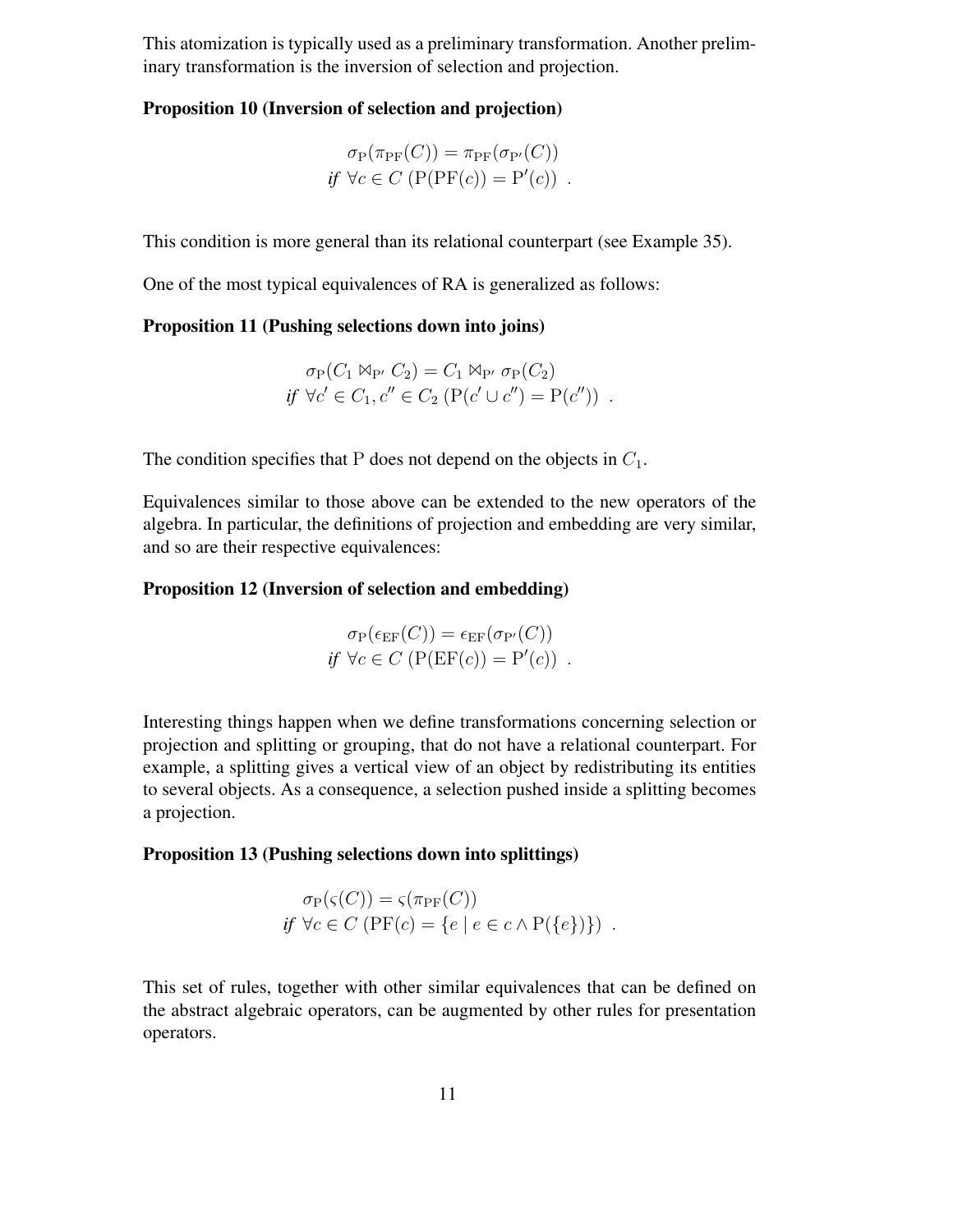This atomization is typically used as a preliminary transformation. Another preliminary transformation is the inversion of selection and projection.

**Proposition 10 (Inversion of selection and projection)**

$$\sigma_{\mathrm{P}}(\pi_{\mathrm{PF}}(C)) = \pi_{\mathrm{PF}}(\sigma_{\mathrm{P}'}(C))$$
$$\textit{if } \forall c \in C\ (\mathrm{P}(\mathrm{PF}(c)) = \mathrm{P}'(c))\ .$$

This condition is more general than its relational counterpart (see Example 35).

One of the most typical equivalences of RA is generalized as follows:

**Proposition 11 (Pushing selections down into joins)**

$$\sigma_{\mathrm{P}}(C_1 \bowtie_{\mathrm{P}'} C_2) = C_1 \bowtie_{\mathrm{P}'} \sigma_{\mathrm{P}}(C_2)$$
$$\textit{if } \forall c' \in C_1, c'' \in C_2\ (\mathrm{P}(c' \cup c'') = \mathrm{P}(c''))\ .$$

The condition specifies that $\mathrm{P}$ does not depend on the objects in $C_1$.

Equivalences similar to those above can be extended to the new operators of the algebra. In particular, the definitions of projection and embedding are very similar, and so are their respective equivalences:

**Proposition 12 (Inversion of selection and embedding)**

$$\sigma_{\mathrm{P}}(\epsilon_{\mathrm{EF}}(C)) = \epsilon_{\mathrm{EF}}(\sigma_{\mathrm{P}'}(C))$$
$$\textit{if } \forall c \in C\ (\mathrm{P}(\mathrm{EF}(c)) = \mathrm{P}'(c))\ .$$

Interesting things happen when we define transformations concerning selection or projection and splitting or grouping, that do not have a relational counterpart. For example, a splitting gives a vertical view of an object by redistributing its entities to several objects. As a consequence, a selection pushed inside a splitting becomes a projection.

**Proposition 13 (Pushing selections down into splittings)**

$$\sigma_{\mathrm{P}}(\varsigma(C)) = \varsigma(\pi_{\mathrm{PF}}(C))$$
$$\textit{if } \forall c \in C\ (\mathrm{PF}(c) = \{e \mid e \in c \wedge \mathrm{P}(\{e\})\})\ .$$

This set of rules, together with other similar equivalences that can be defined on the abstract algebraic operators, can be augmented by other rules for presentation operators.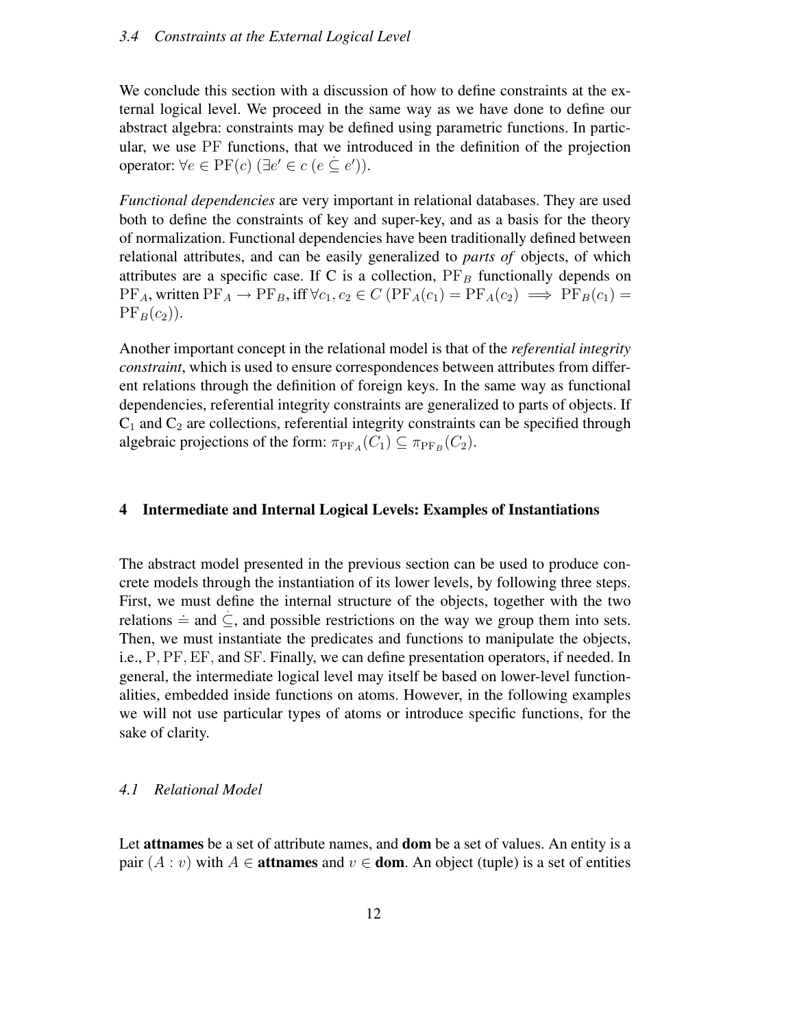### 3.4 Constraints at the External Logical Level

We conclude this section with a discussion of how to define constraints at the external logical level. We proceed in the same way as we have done to define our abstract algebra: constraints may be defined using parametric functions. In particular, we use $\mathrm{PF}$ functions, that we introduced in the definition of the projection operator: $\forall e \in \mathrm{PF}(c)\ (\exists e' \in c\ (e \dot{\subseteq} e'))$.

*Functional dependencies* are very important in relational databases. They are used both to define the constraints of key and super-key, and as a basis for the theory of normalization. Functional dependencies have been traditionally defined between relational attributes, and can be easily generalized to *parts of* objects, of which attributes are a specific case. If C is a collection, $\mathrm{PF}_B$ functionally depends on $\mathrm{PF}_A$, written $\mathrm{PF}_A \rightarrow \mathrm{PF}_B$, iff $\forall c_1, c_2 \in C\ (\mathrm{PF}_A(c_1) = \mathrm{PF}_A(c_2) \implies \mathrm{PF}_B(c_1) = \mathrm{PF}_B(c_2))$.

Another important concept in the relational model is that of the *referential integrity constraint*, which is used to ensure correspondences between attributes from different relations through the definition of foreign keys. In the same way as functional dependencies, referential integrity constraints are generalized to parts of objects. If $\mathrm{C}_1$ and $\mathrm{C}_2$ are collections, referential integrity constraints can be specified through algebraic projections of the form: $\pi_{\mathrm{PF}_A}(C_1) \subseteq \pi_{\mathrm{PF}_B}(C_2)$.

## 4 Intermediate and Internal Logical Levels: Examples of Instantiations

The abstract model presented in the previous section can be used to produce concrete models through the instantiation of its lower levels, by following three steps. First, we must define the internal structure of the objects, together with the two relations $\doteq$ and $\dot{\subseteq}$, and possible restrictions on the way we group them into sets. Then, we must instantiate the predicates and functions to manipulate the objects, i.e., $\mathrm{P}, \mathrm{PF}, \mathrm{EF}$, and $\mathrm{SF}$. Finally, we can define presentation operators, if needed. In general, the intermediate logical level may itself be based on lower-level functionalities, embedded inside functions on atoms. However, in the following examples we will not use particular types of atoms or introduce specific functions, for the sake of clarity.

### 4.1 Relational Model

Let **attnames** be a set of attribute names, and **dom** be a set of values. An entity is a pair $(A : v)$ with $A \in$ **attnames** and $v \in$ **dom**. An object (tuple) is a set of entities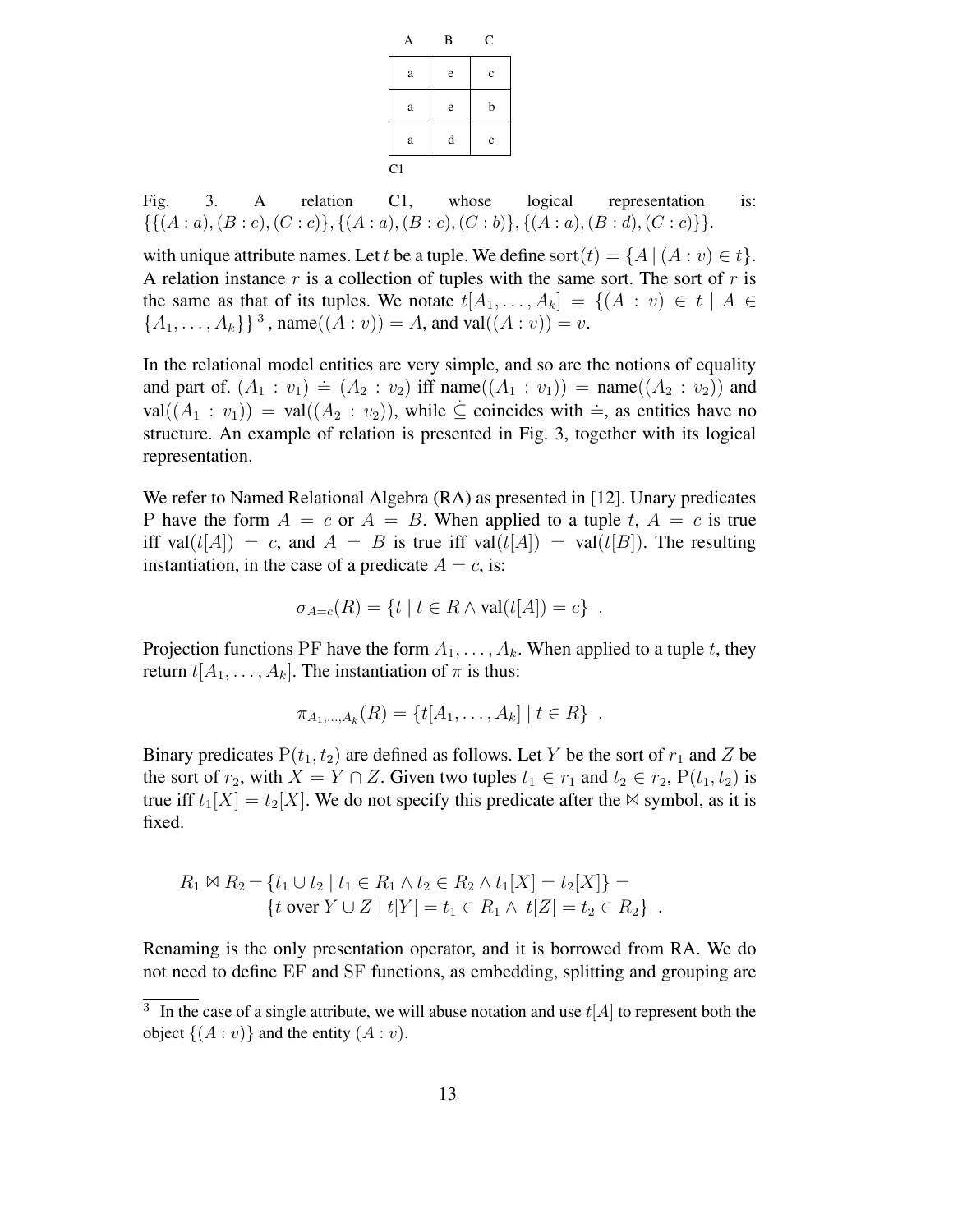| A | B | C |
|---|---|---|
| a | e | c |
| a | e | b |
| a | d | c |

C1

Fig. 3. A relation C1, whose logical representation is: $\{\{(A:a),(B:e),(C:c)\},\{(A:a),(B:e),(C:b)\},\{(A:a),(B:d),(C:c)\}\}$.

with unique attribute names. Let $t$ be a tuple. We define $\mathrm{sort}(t) = \{A \mid (A : v) \in t\}$. A relation instance $r$ is a collection of tuples with the same sort. The sort of $r$ is the same as that of its tuples. We notate $t[A_1,\ldots,A_k] = \{(A : v) \in t \mid A \in \{A_1,\ldots,A_k\}\}$ [3], $\mathrm{name}((A:v)) = A$, and $\mathrm{val}((A:v)) = v$.

In the relational model entities are very simple, and so are the notions of equality and part of. $(A_1 : v_1) \doteq (A_2 : v_2)$ iff $\mathrm{name}((A_1 : v_1)) = \mathrm{name}((A_2 : v_2))$ and $\mathrm{val}((A_1 : v_1)) = \mathrm{val}((A_2 : v_2))$, while $\dot{\subseteq}$ coincides with $\doteq$, as entities have no structure. An example of relation is presented in Fig. 3, together with its logical representation.

We refer to Named Relational Algebra (RA) as presented in [12]. Unary predicates P have the form $A = c$ or $A = B$. When applied to a tuple $t$, $A = c$ is true iff $\mathrm{val}(t[A]) = c$, and $A = B$ is true iff $\mathrm{val}(t[A]) = \mathrm{val}(t[B])$. The resulting instantiation, in the case of a predicate $A = c$, is:

$$\sigma_{A=c}(R) = \{t \mid t \in R \wedge \mathrm{val}(t[A]) = c\} \ .$$

Projection functions PF have the form $A_1,\ldots,A_k$. When applied to a tuple $t$, they return $t[A_1,\ldots,A_k]$. The instantiation of $\pi$ is thus:

$$\pi_{A_1,\ldots,A_k}(R) = \{t[A_1,\ldots,A_k] \mid t \in R\} \ .$$

Binary predicates $\mathrm{P}(t_1,t_2)$ are defined as follows. Let $Y$ be the sort of $r_1$ and $Z$ be the sort of $r_2$, with $X = Y \cap Z$. Given two tuples $t_1 \in r_1$ and $t_2 \in r_2$, $\mathrm{P}(t_1,t_2)$ is true iff $t_1[X] = t_2[X]$. We do not specify this predicate after the $\bowtie$ symbol, as it is fixed.

$$\begin{aligned} R_1 \bowtie R_2 = &\{t_1 \cup t_2 \mid t_1 \in R_1 \wedge t_2 \in R_2 \wedge t_1[X] = t_2[X]\} = \\ &\{t \text{ over } Y \cup Z \mid t[Y] = t_1 \in R_1 \wedge \ t[Z] = t_2 \in R_2\} \ . \end{aligned}$$

Renaming is the only presentation operator, and it is borrowed from RA. We do not need to define EF and SF functions, as embedding, splitting and grouping are

[3] In the case of a single attribute, we will abuse notation and use $t[A]$ to represent both the object $\{(A:v)\}$ and the entity $(A:v)$.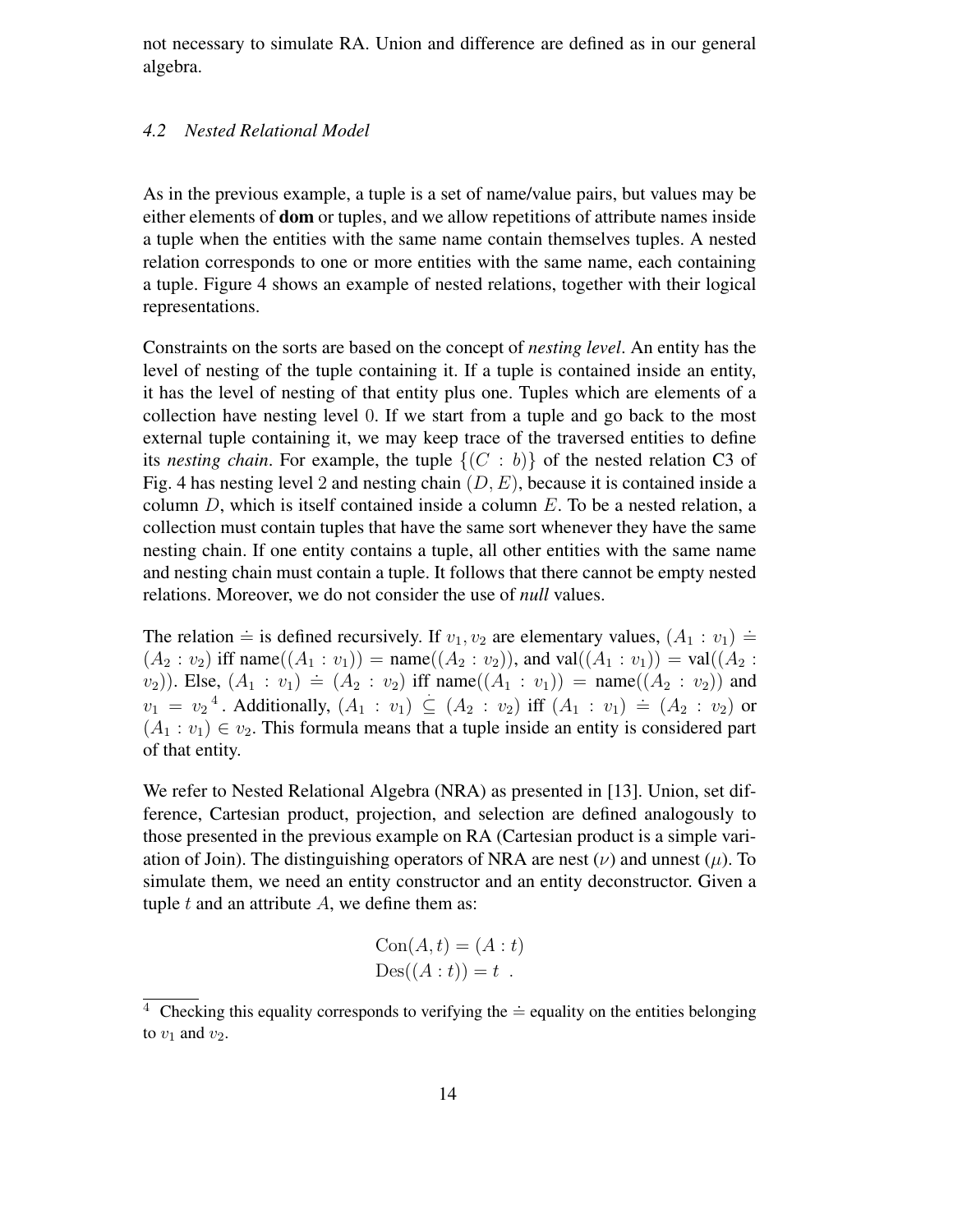not necessary to simulate RA. Union and difference are defined as in our general algebra.

### *4.2 Nested Relational Model*

As in the previous example, a tuple is a set of name/value pairs, but values may be either elements of **dom** or tuples, and we allow repetitions of attribute names inside a tuple when the entities with the same name contain themselves tuples. A nested relation corresponds to one or more entities with the same name, each containing a tuple. Figure 4 shows an example of nested relations, together with their logical representations.

Constraints on the sorts are based on the concept of *nesting level*. An entity has the level of nesting of the tuple containing it. If a tuple is contained inside an entity, it has the level of nesting of that entity plus one. Tuples which are elements of a collection have nesting level 0. If we start from a tuple and go back to the most external tuple containing it, we may keep trace of the traversed entities to define its *nesting chain*. For example, the tuple $\{(C : b)\}$ of the nested relation C3 of Fig. 4 has nesting level 2 and nesting chain $(D, E)$, because it is contained inside a column $D$, which is itself contained inside a column $E$. To be a nested relation, a collection must contain tuples that have the same sort whenever they have the same nesting chain. If one entity contains a tuple, all other entities with the same name and nesting chain must contain a tuple. It follows that there cannot be empty nested relations. Moreover, we do not consider the use of *null* values.

The relation $\doteq$ is defined recursively. If $v_1, v_2$ are elementary values, $(A_1 : v_1) \doteq (A_2 : v_2)$ iff $\text{name}((A_1 : v_1)) = \text{name}((A_2 : v_2))$, and $\text{val}((A_1 : v_1)) = \text{val}((A_2 : v_2))$. Else, $(A_1 : v_1) \doteq (A_2 : v_2)$ iff $\text{name}((A_1 : v_1)) = \text{name}((A_2 : v_2))$ and $v_1 = v_2$[4]. Additionally, $(A_1 : v_1) \dot{\subseteq} (A_2 : v_2)$ iff $(A_1 : v_1) \doteq (A_2 : v_2)$ or $(A_1 : v_1) \in v_2$. This formula means that a tuple inside an entity is considered part of that entity.

We refer to Nested Relational Algebra (NRA) as presented in [13]. Union, set difference, Cartesian product, projection, and selection are defined analogously to those presented in the previous example on RA (Cartesian product is a simple variation of Join). The distinguishing operators of NRA are nest ($\nu$) and unnest ($\mu$). To simulate them, we need an entity constructor and an entity deconstructor. Given a tuple $t$ and an attribute $A$, we define them as:

$$\text{Con}(A, t) = (A : t)$$
$$\text{Des}((A : t)) = t \ \ .$$

[4] Checking this equality corresponds to verifying the $\doteq$ equality on the entities belonging to $v_1$ and $v_2$.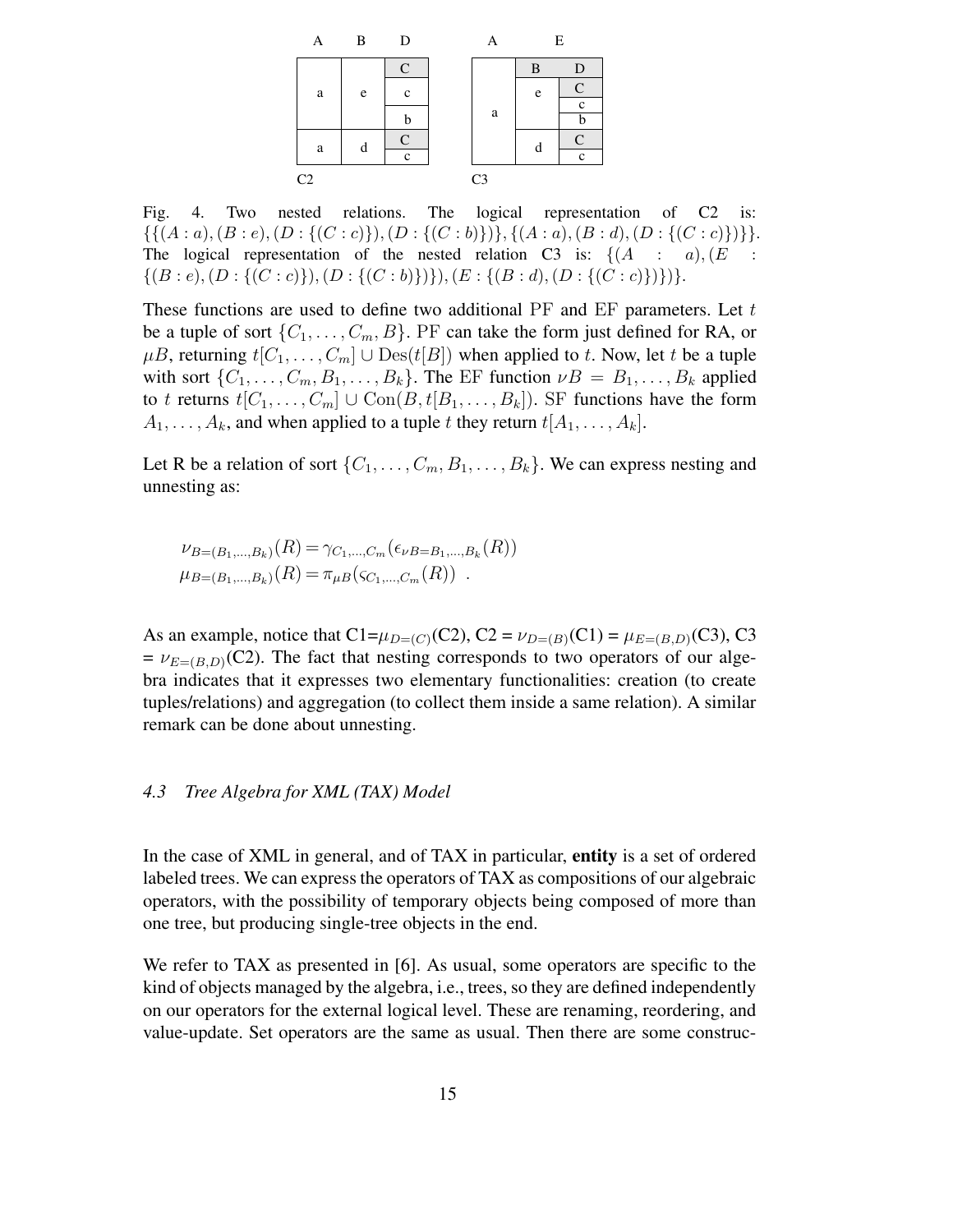| A | B | D |
|---|---|---|
| | | C |
| a | e | c |
| | | b |
| a | d | C |
| | | c |

C2

| A | E | |
|---|---|---|
| | B | D |
| a | e | C |
| | | c |
| | | b |
| | d | C |
| | | c |

C3

Fig. 4. Two nested relations. The logical representation of C2 is: $\{\{(A:a),(B:e),(D:\{(C:c)\}),(D:\{(C:b)\})\},\{(A:a),(B:d),(D:\{(C:c)\})\}\}$. The logical representation of the nested relation C3 is: $\{(A : a),(E : \{(B:e),(D:\{(C:c)\}),(D:\{(C:b)\})\}),(E:\{(B:d),(D:\{(C:c)\})\})\}$.

These functions are used to define two additional PF and EF parameters. Let $t$ be a tuple of sort $\{C_1,\ldots,C_m,B\}$. PF can take the form just defined for RA, or $\mu B$, returning $t[C_1,\ldots,C_m] \cup \mathrm{Des}(t[B])$ when applied to $t$. Now, let $t$ be a tuple with sort $\{C_1,\ldots,C_m,B_1,\ldots,B_k\}$. The EF function $\nu B = B_1,\ldots,B_k$ applied to $t$ returns $t[C_1,\ldots,C_m] \cup \mathrm{Con}(B, t[B_1,\ldots,B_k])$. SF functions have the form $A_1,\ldots,A_k$, and when applied to a tuple $t$ they return $t[A_1,\ldots,A_k]$.

Let R be a relation of sort $\{C_1,\ldots,C_m,B_1,\ldots,B_k\}$. We can express nesting and unnesting as:

$$\nu_{B=(B_1,\ldots,B_k)}(R) = \gamma_{C_1,\ldots,C_m}(\epsilon_{\nu B=B_1,\ldots,B_k}(R))$$
$$\mu_{B=(B_1,\ldots,B_k)}(R) = \pi_{\mu B}(\varsigma_{C_1,\ldots,C_m}(R)) \ .$$

As an example, notice that C1=$\mu_{D=(C)}$(C2), C2 = $\nu_{D=(B)}$(C1) = $\mu_{E=(B,D)}$(C3), C3 = $\nu_{E=(B,D)}$(C2). The fact that nesting corresponds to two operators of our algebra indicates that it expresses two elementary functionalities: creation (to create tuples/relations) and aggregation (to collect them inside a same relation). A similar remark can be done about unnesting.

### 4.3 Tree Algebra for XML (TAX) Model

In the case of XML in general, and of TAX in particular, **entity** is a set of ordered labeled trees. We can express the operators of TAX as compositions of our algebraic operators, with the possibility of temporary objects being composed of more than one tree, but producing single-tree objects in the end.

We refer to TAX as presented in [6]. As usual, some operators are specific to the kind of objects managed by the algebra, i.e., trees, so they are defined independently on our operators for the external logical level. These are renaming, reordering, and value-update. Set operators are the same as usual. Then there are some construc-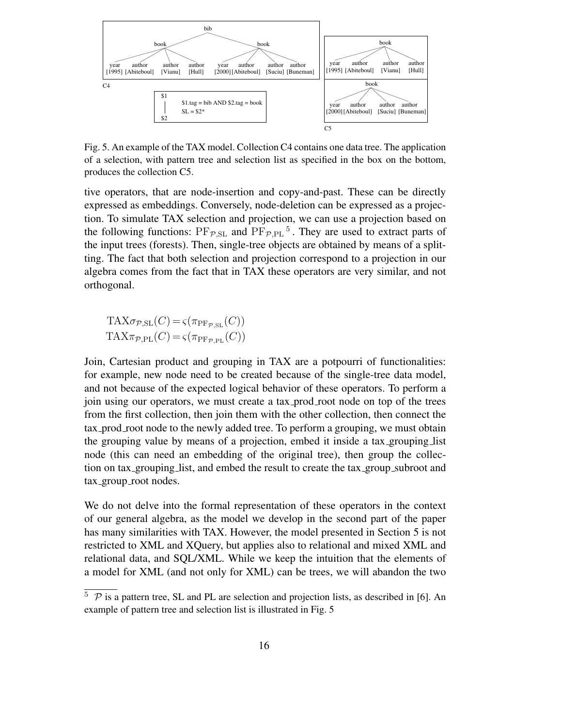Fig. 5. An example of the TAX model. Collection C4 contains one data tree. The application of a selection, with pattern tree and selection list as specified in the box on the bottom, produces the collection C5.

tive operators, that are node-insertion and copy-and-past. These can be directly expressed as embeddings. Conversely, node-deletion can be expressed as a projection. To simulate TAX selection and projection, we can use a projection based on the following functions: $\mathrm{PF}_{\mathcal{P},\mathrm{SL}}$ and $\mathrm{PF}_{\mathcal{P},\mathrm{PL}}$ [5]. They are used to extract parts of the input trees (forests). Then, single-tree objects are obtained by means of a splitting. The fact that both selection and projection correspond to a projection in our algebra comes from the fact that in TAX these operators are very similar, and not orthogonal.

$$\mathrm{TAX}\sigma_{\mathcal{P},\mathrm{SL}}(C) = \varsigma(\pi_{\mathrm{PF}_{\mathcal{P},\mathrm{SL}}}(C))$$
$$\mathrm{TAX}\pi_{\mathcal{P},\mathrm{PL}}(C) = \varsigma(\pi_{\mathrm{PF}_{\mathcal{P},\mathrm{PL}}}(C))$$

Join, Cartesian product and grouping in TAX are a potpourri of functionalities: for example, new node need to be created because of the single-tree data model, and not because of the expected logical behavior of these operators. To perform a join using our operators, we must create a tax_prod_root node on top of the trees from the first collection, then join them with the other collection, then connect the tax_prod_root node to the newly added tree. To perform a grouping, we must obtain the grouping value by means of a projection, embed it inside a tax_grouping_list node (this can need an embedding of the original tree), then group the collection on tax_grouping_list, and embed the result to create the tax_group_subroot and tax_group_root nodes.

We do not delve into the formal representation of these operators in the context of our general algebra, as the model we develop in the second part of the paper has many similarities with TAX. However, the model presented in Section 5 is not restricted to XML and XQuery, but applies also to relational and mixed XML and relational data, and SQL/XML. While we keep the intuition that the elements of a model for XML (and not only for XML) can be trees, we will abandon the two

[5] $\mathcal{P}$ is a pattern tree, SL and PL are selection and projection lists, as described in [6]. An example of pattern tree and selection list is illustrated in Fig. 5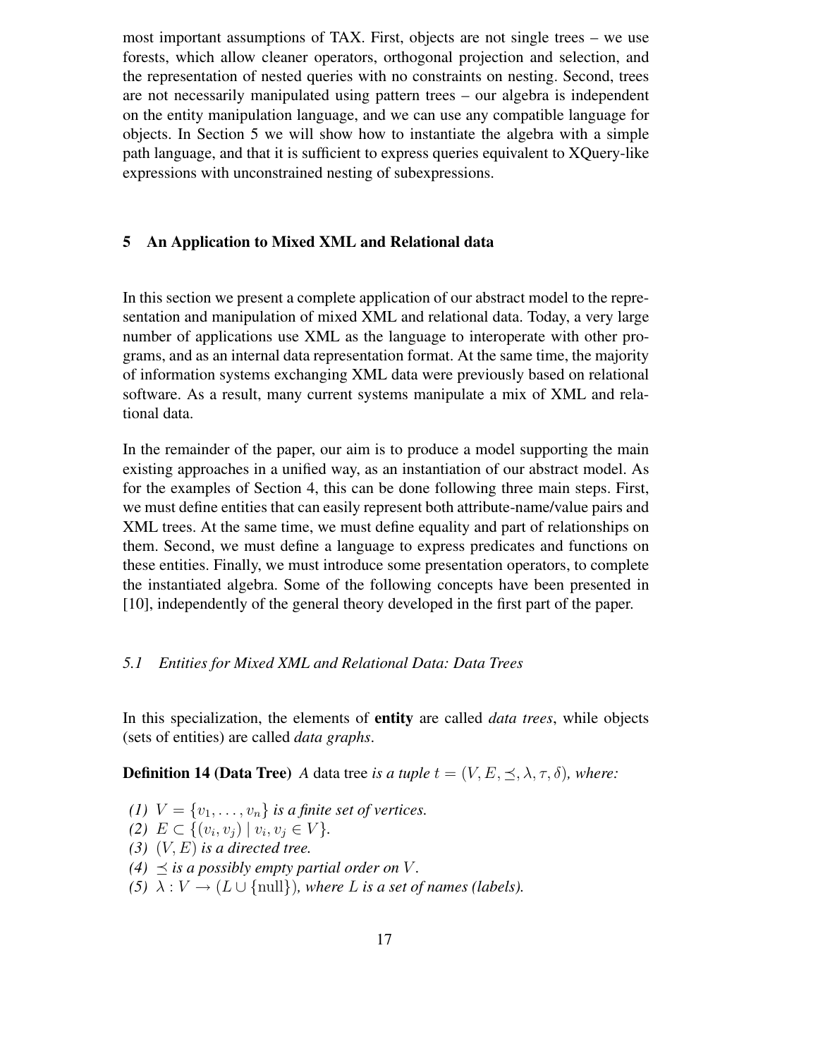most important assumptions of TAX. First, objects are not single trees – we use forests, which allow cleaner operators, orthogonal projection and selection, and the representation of nested queries with no constraints on nesting. Second, trees are not necessarily manipulated using pattern trees – our algebra is independent on the entity manipulation language, and we can use any compatible language for objects. In Section 5 we will show how to instantiate the algebra with a simple path language, and that it is sufficient to express queries equivalent to XQuery-like expressions with unconstrained nesting of subexpressions.

## 5 An Application to Mixed XML and Relational data

In this section we present a complete application of our abstract model to the representation and manipulation of mixed XML and relational data. Today, a very large number of applications use XML as the language to interoperate with other programs, and as an internal data representation format. At the same time, the majority of information systems exchanging XML data were previously based on relational software. As a result, many current systems manipulate a mix of XML and relational data.

In the remainder of the paper, our aim is to produce a model supporting the main existing approaches in a unified way, as an instantiation of our abstract model. As for the examples of Section 4, this can be done following three main steps. First, we must define entities that can easily represent both attribute-name/value pairs and XML trees. At the same time, we must define equality and part of relationships on them. Second, we must define a language to express predicates and functions on these entities. Finally, we must introduce some presentation operators, to complete the instantiated algebra. Some of the following concepts have been presented in [10], independently of the general theory developed in the first part of the paper.

### *5.1 Entities for Mixed XML and Relational Data: Data Trees*

In this specialization, the elements of **entity** are called *data trees*, while objects (sets of entities) are called *data graphs*.

**Definition 14 (Data Tree)** *A* data tree *is a tuple $t = (V, E, \preceq, \lambda, \tau, \delta)$, where:*

*(1)* $V = \{v_1, \ldots, v_n\}$ *is a finite set of vertices.*
*(2)* $E \subset \{(v_i, v_j) \mid v_i, v_j \in V\}$.
*(3)* $(V, E)$ *is a directed tree.*
*(4)* $\preceq$ *is a possibly empty partial order on* $V$.
*(5)* $\lambda : V \rightarrow (L \cup \{\text{null}\})$*, where* $L$ *is a set of names (labels).*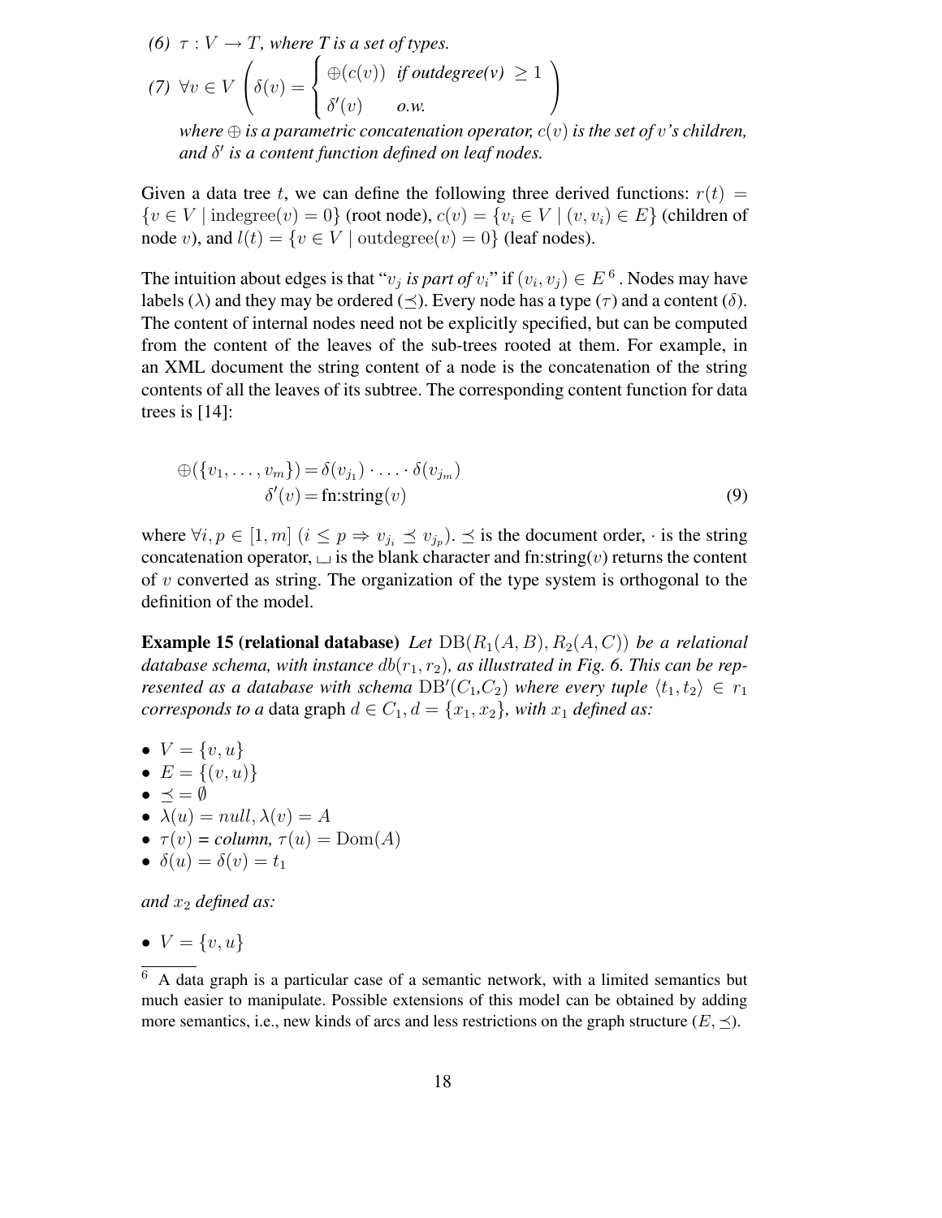*(6)* $\tau : V \rightarrow T$*, where T is a set of types.*

*(7)* $\forall v \in V \left( \delta(v) = \begin{cases} \oplus(c(v)) & \textit{if outdegree(v)} \geq 1 \\ \delta'(v) & \textit{o.w.} \end{cases} \right)$

*where* $\oplus$ *is a parametric concatenation operator,* $c(v)$ *is the set of* $v$*'s children, and* $\delta'$ *is a content function defined on leaf nodes.*

Given a data tree $t$, we can define the following three derived functions: $r(t) = \{v \in V \mid \text{indegree}(v) = 0\}$ (root node), $c(v) = \{v_i \in V \mid (v, v_i) \in E\}$ (children of node $v$), and $l(t) = \{v \in V \mid \text{outdegree}(v) = 0\}$ (leaf nodes).

The intuition about edges is that "$v_j$ *is part of* $v_i$" if $(v_i, v_j) \in E$ [6]. Nodes may have labels ($\lambda$) and they may be ordered ($\preceq$). Every node has a type ($\tau$) and a content ($\delta$). The content of internal nodes need not be explicitly specified, but can be computed from the content of the leaves of the sub-trees rooted at them. For example, in an XML document the string content of a node is the concatenation of the string contents of all the leaves of its subtree. The corresponding content function for data trees is [14]:

$$\begin{aligned} \oplus(\{v_1, \ldots, v_m\}) &= \delta(v_{j_1}) \cdot \ldots \cdot \delta(v_{j_m}) \\ \delta'(v) &= \text{fn:string}(v) \end{aligned} \tag{9}$$

where $\forall i, p \in [1, m]$ $(i \leq p \Rightarrow v_{j_i} \preceq v_{j_p})$. $\preceq$ is the document order, $\cdot$ is the string concatenation operator, $\sqcup$ is the blank character and fn:string($v$) returns the content of $v$ converted as string. The organization of the type system is orthogonal to the definition of the model.

**Example 15 (relational database)** *Let* $\text{DB}(R_1(A, B), R_2(A, C))$ *be a relational database schema, with instance* $db(r_1, r_2)$*, as illustrated in Fig. 6. This can be represented as a database with schema* $\text{DB}'(C_1, C_2)$ *where every tuple* $\langle t_1, t_2 \rangle \in r_1$ *corresponds to a* data graph $d \in C_1, d = \{x_1, x_2\}$*, with* $x_1$ *defined as:*

- $V = \{v, u\}$
- $E = \{(v, u)\}$
- $\preceq = \emptyset$
- $\lambda(u) = null, \lambda(v) = A$
- $\tau(v)$ = *column,* $\tau(u) = \text{Dom}(A)$
- $\delta(u) = \delta(v) = t_1$

*and* $x_2$ *defined as:*

- $V = \{v, u\}$

[6] A data graph is a particular case of a semantic network, with a limited semantics but much easier to manipulate. Possible extensions of this model can be obtained by adding more semantics, i.e., new kinds of arcs and less restrictions on the graph structure ($E, \preceq$).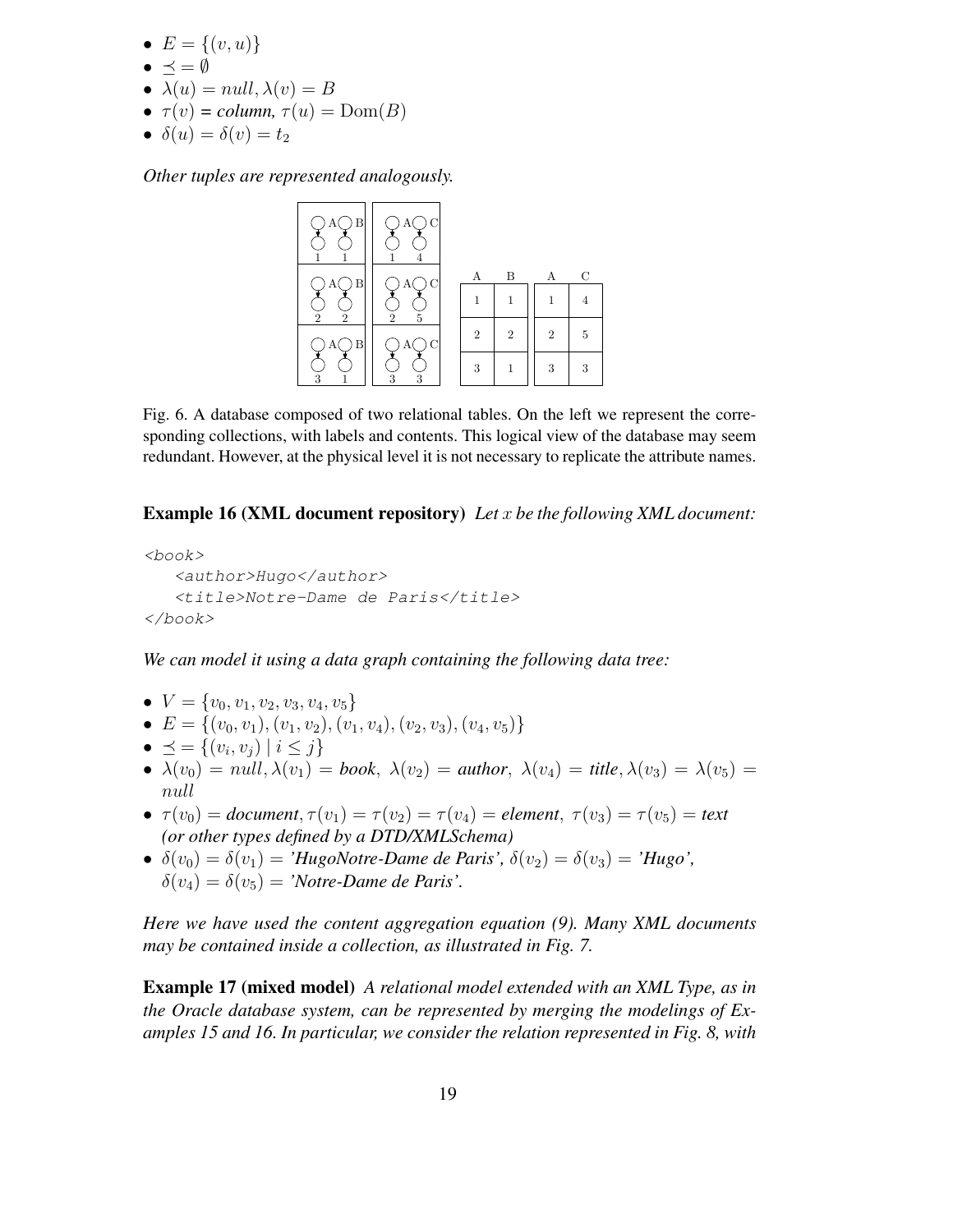- $E = \{(v, u)\}$
- $\preceq = \emptyset$
- $\lambda(u) = null, \lambda(v) = B$
- $\tau(v)$ = *column*, $\tau(u) = \text{Dom}(B)$
- $\delta(u) = \delta(v) = t_2$

*Other tuples are represented analogously.*

| A | B |
|---|---|
| 1 | 1 |
| 2 | 2 |
| 3 | 1 |

| A | C |
|---|---|
| 1 | 4 |
| 2 | 5 |
| 3 | 3 |

Fig. 6. A database composed of two relational tables. On the left we represent the corresponding collections, with labels and contents. This logical view of the database may seem redundant. However, at the physical level it is not necessary to replicate the attribute names.

**Example 16 (XML document repository)** *Let $x$ be the following XML document:*

```
<book>
   <author>Hugo</author>
   <title>Notre-Dame de Paris</title>
</book>
```

*We can model it using a data graph containing the following data tree:*

- $V = \{v_0, v_1, v_2, v_3, v_4, v_5\}$
- $E = \{(v_0, v_1), (v_1, v_2), (v_1, v_4), (v_2, v_3), (v_4, v_5)\}$
- $\preceq = \{(v_i, v_j) \mid i \leq j\}$
- $\lambda(v_0) = null, \lambda(v_1) =$ *book*, $\lambda(v_2) =$ *author*, $\lambda(v_4) =$ *title*, $\lambda(v_3) = \lambda(v_5) = null$
- $\tau(v_0) =$ *document*, $\tau(v_1) = \tau(v_2) = \tau(v_4) =$ *element*, $\tau(v_3) = \tau(v_5) =$ *text (or other types defined by a DTD/XMLSchema)*
- $\delta(v_0) = \delta(v_1) =$ *'HugoNotre-Dame de Paris'*, $\delta(v_2) = \delta(v_3) =$ *'Hugo'*, $\delta(v_4) = \delta(v_5) =$ *'Notre-Dame de Paris'*.

*Here we have used the content aggregation equation (9). Many XML documents may be contained inside a collection, as illustrated in Fig. 7.*

**Example 17 (mixed model)** *A relational model extended with an XML Type, as in the Oracle database system, can be represented by merging the modelings of Examples 15 and 16. In particular, we consider the relation represented in Fig. 8, with*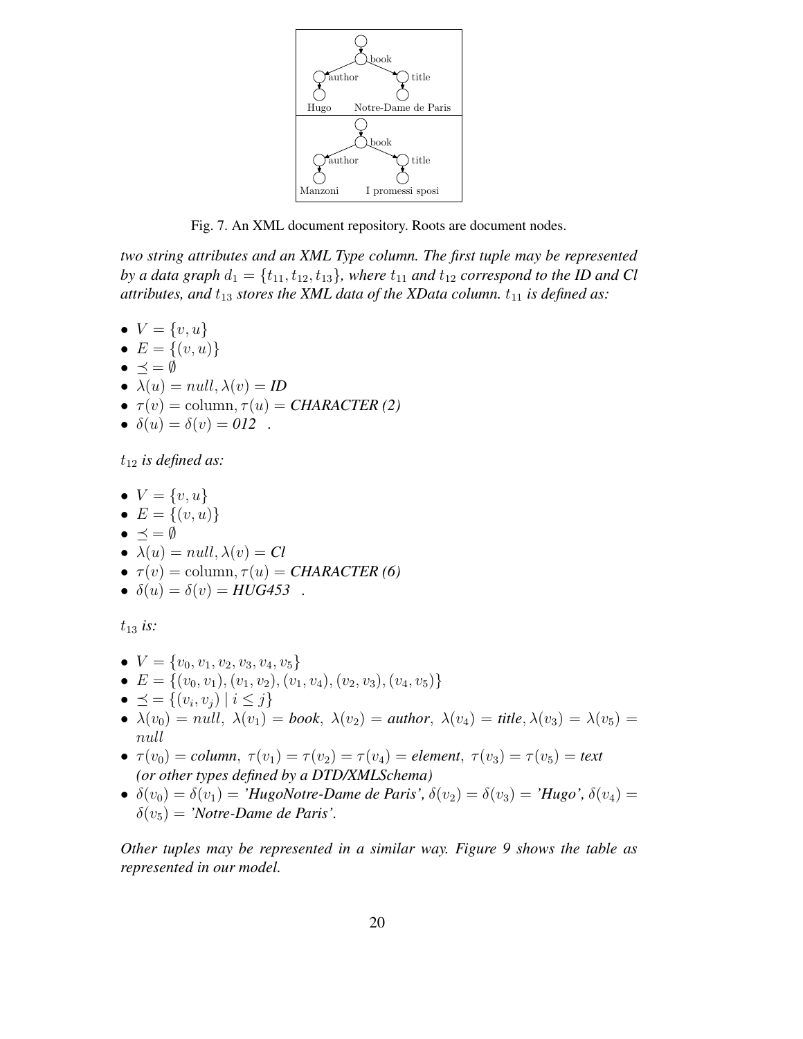Fig. 7. An XML document repository. Roots are document nodes.

*two string attributes and an XML Type column. The first tuple may be represented by a data graph $d_1 = \{t_{11}, t_{12}, t_{13}\}$, where $t_{11}$ and $t_{12}$ correspond to the ID and Cl attributes, and $t_{13}$ stores the XML data of the XData column. $t_{11}$ is defined as:*

- $V = \{v, u\}$
- $E = \{(v, u)\}$
- $\preceq = \emptyset$
- $\lambda(u) = null, \lambda(v) =$ ***ID***
- $\tau(v) = \text{column}, \tau(u) =$ ***CHARACTER (2)***
- $\delta(u) = \delta(v) =$ ***012*** .

$t_{12}$ ***is defined as:***

- $V = \{v, u\}$
- $E = \{(v, u)\}$
- $\preceq = \emptyset$
- $\lambda(u) = null, \lambda(v) =$ ***Cl***
- $\tau(v) = \text{column}, \tau(u) =$ ***CHARACTER (6)***
- $\delta(u) = \delta(v) =$ ***HUG453*** .

$t_{13}$ ***is:***

- $V = \{v_0, v_1, v_2, v_3, v_4, v_5\}$
- $E = \{(v_0, v_1), (v_1, v_2), (v_1, v_4), (v_2, v_3), (v_4, v_5)\}$
- $\preceq = \{(v_i, v_j) \mid i \leq j\}$
- $\lambda(v_0) = null,\ \lambda(v_1) =$ ***book***, $\lambda(v_2) =$ ***author***, $\lambda(v_4) =$ ***title***, $\lambda(v_3) = \lambda(v_5) = null$
- $\tau(v_0) =$ ***column***, $\tau(v_1) = \tau(v_2) = \tau(v_4) =$ ***element***, $\tau(v_3) = \tau(v_5) =$ ***text*** ***(or other types defined by a DTD/XMLSchema)***
- $\delta(v_0) = \delta(v_1) =$ ***'HugoNotre-Dame de Paris'***, $\delta(v_2) = \delta(v_3) =$ ***'Hugo'***, $\delta(v_4) = \delta(v_5) =$ ***'Notre-Dame de Paris'***.

*Other tuples may be represented in a similar way. Figure 9 shows the table as represented in our model.*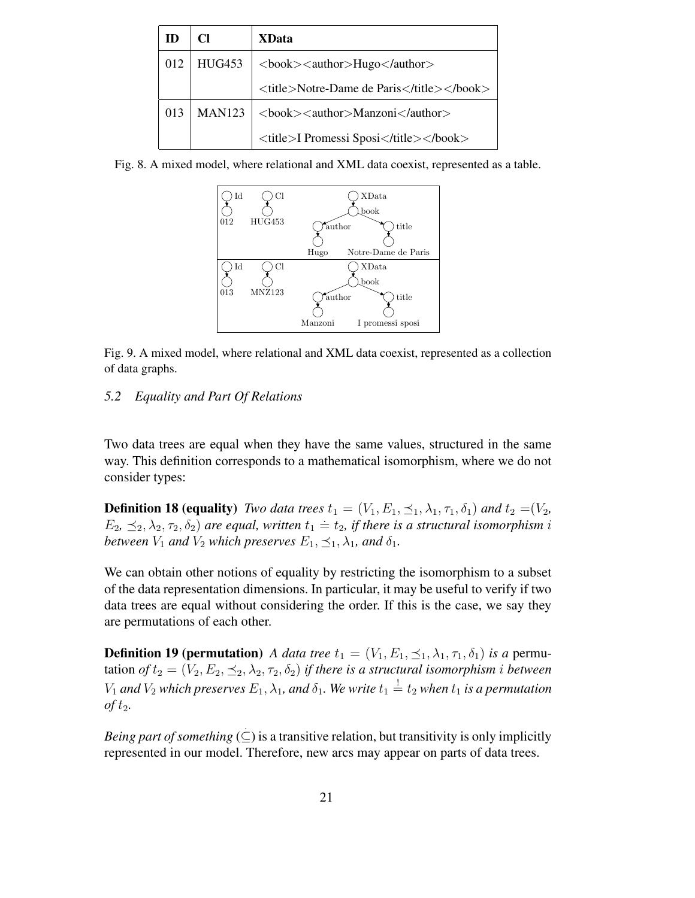| ID | Cl | XData |
|---|---|---|
| 012 | HUG453 | <book><author>Hugo</author><br><title>Notre-Dame de Paris</title></book> |
| 013 | MAN123 | <book><author>Manzoni</author><br><title>I Promessi Sposi</title></book> |

Fig. 8. A mixed model, where relational and XML data coexist, represented as a table.

Fig. 9. A mixed model, where relational and XML data coexist, represented as a collection of data graphs.

### 5.2 Equality and Part Of Relations

Two data trees are equal when they have the same values, structured in the same way. This definition corresponds to a mathematical isomorphism, where we do not consider types:

**Definition 18 (equality)** *Two data trees $t_1 = (V_1, E_1, \preceq_1, \lambda_1, \tau_1, \delta_1)$ and $t_2 = (V_2, E_2, \preceq_2, \lambda_2, \tau_2, \delta_2)$ are equal, written $t_1 \doteq t_2$, if there is a structural isomorphism $i$ between $V_1$ and $V_2$ which preserves $E_1, \preceq_1, \lambda_1$, and $\delta_1$.*

We can obtain other notions of equality by restricting the isomorphism to a subset of the data representation dimensions. In particular, it may be useful to verify if two data trees are equal without considering the order. If this is the case, we say they are permutations of each other.

**Definition 19 (permutation)** *A data tree $t_1 = (V_1, E_1, \preceq_1, \lambda_1, \tau_1, \delta_1)$ is a* permutation *of $t_2 = (V_2, E_2, \preceq_2, \lambda_2, \tau_2, \delta_2)$ if there is a structural isomorphism $i$ between $V_1$ and $V_2$ which preserves $E_1, \lambda_1$, and $\delta_1$. We write $t_1 \stackrel{!}{=} t_2$ when $t_1$ is a permutation of $t_2$.*

*Being part of something* ($\dot{\subseteq}$) is a transitive relation, but transitivity is only implicitly represented in our model. Therefore, new arcs may appear on parts of data trees.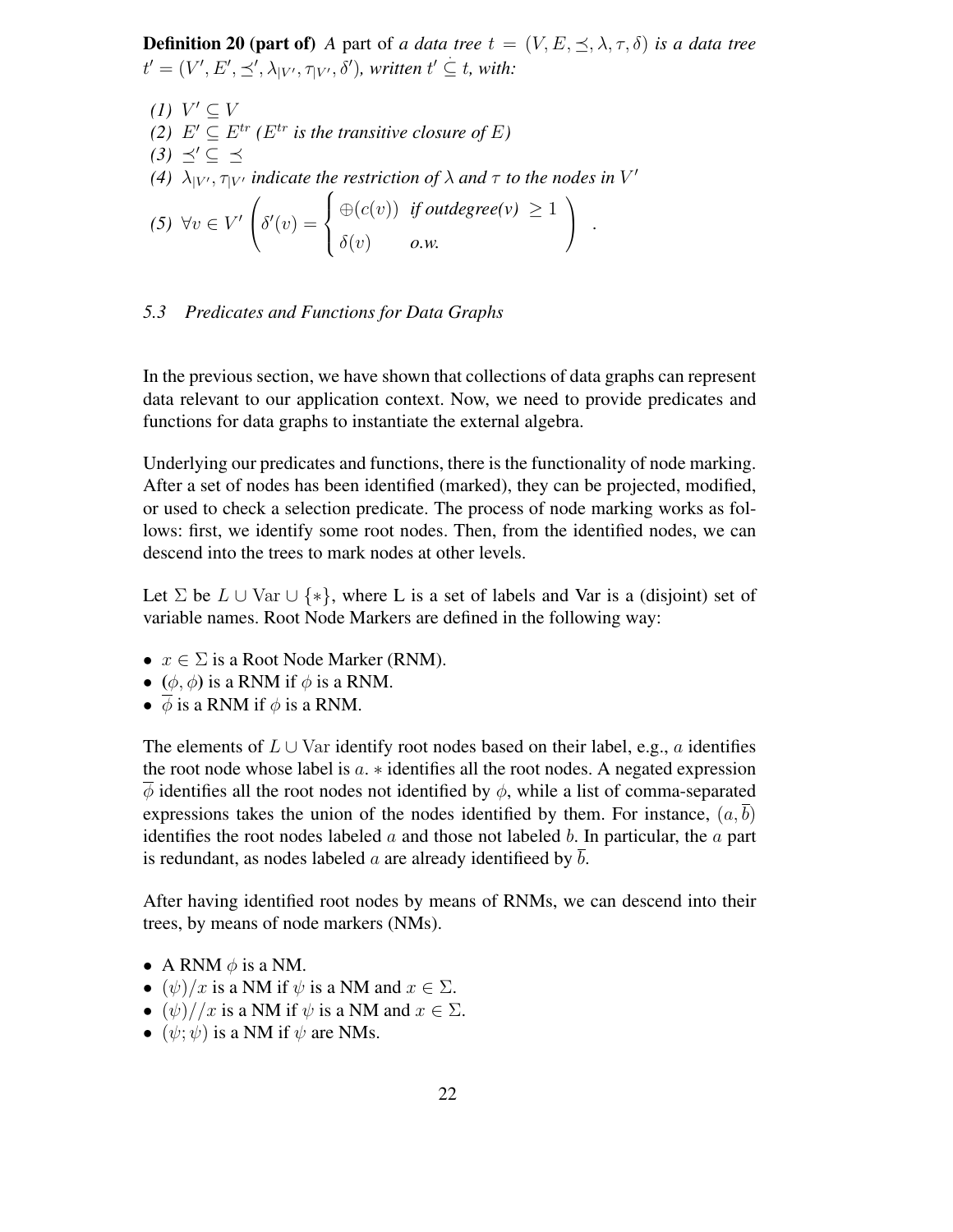**Definition 20 (part of)** *A* part of *a data tree* $t = (V, E, \preceq, \lambda, \tau, \delta)$ *is a data tree* $t' = (V', E', \preceq', \lambda_{|V'}, \tau_{|V'}, \delta')$*, written* $t' \dot{\subseteq} t$*, with:*

*(1)* $V' \subseteq V$
*(2)* $E' \subseteq E^{tr}$ *(*$E^{tr}$ *is the transitive closure of* $E$*)*
*(3)* $\preceq' \subseteq \preceq$
*(4)* $\lambda_{|V'}, \tau_{|V'}$ *indicate the restriction of* $\lambda$ *and* $\tau$ *to the nodes in* $V'$
*(5)* $\forall v \in V' \left( \delta'(v) = \begin{cases} \oplus(c(v)) & \text{if outdegree(v) } \geq 1 \\ \delta(v) & \text{o.w.} \end{cases} \right)$ .

### 5.3 Predicates and Functions for Data Graphs

In the previous section, we have shown that collections of data graphs can represent data relevant to our application context. Now, we need to provide predicates and functions for data graphs to instantiate the external algebra.

Underlying our predicates and functions, there is the functionality of node marking. After a set of nodes has been identified (marked), they can be projected, modified, or used to check a selection predicate. The process of node marking works as follows: first, we identify some root nodes. Then, from the identified nodes, we can descend into the trees to mark nodes at other levels.

Let $\Sigma$ be $L \cup \text{Var} \cup \{*\}$, where L is a set of labels and Var is a (disjoint) set of variable names. Root Node Markers are defined in the following way:

- $x \in \Sigma$ is a Root Node Marker (RNM).
- ($\phi, \phi$) is a RNM if $\phi$ is a RNM.
- $\overline{\phi}$ is a RNM if $\phi$ is a RNM.

The elements of $L \cup \text{Var}$ identify root nodes based on their label, e.g., $a$ identifies the root node whose label is $a$. $*$ identifies all the root nodes. A negated expression $\overline{\phi}$ identifies all the root nodes not identified by $\phi$, while a list of comma-separated expressions takes the union of the nodes identified by them. For instance, $(a, \overline{b})$ identifies the root nodes labeled $a$ and those not labeled $b$. In particular, the $a$ part is redundant, as nodes labeled $a$ are already identifieed by $\overline{b}$.

After having identified root nodes by means of RNMs, we can descend into their trees, by means of node markers (NMs).

- A RNM $\phi$ is a NM.
- $(\psi)/x$ is a NM if $\psi$ is a NM and $x \in \Sigma$.
- $(\psi)//x$ is a NM if $\psi$ is a NM and $x \in \Sigma$.
- $(\psi; \psi)$ is a NM if $\psi$ are NMs.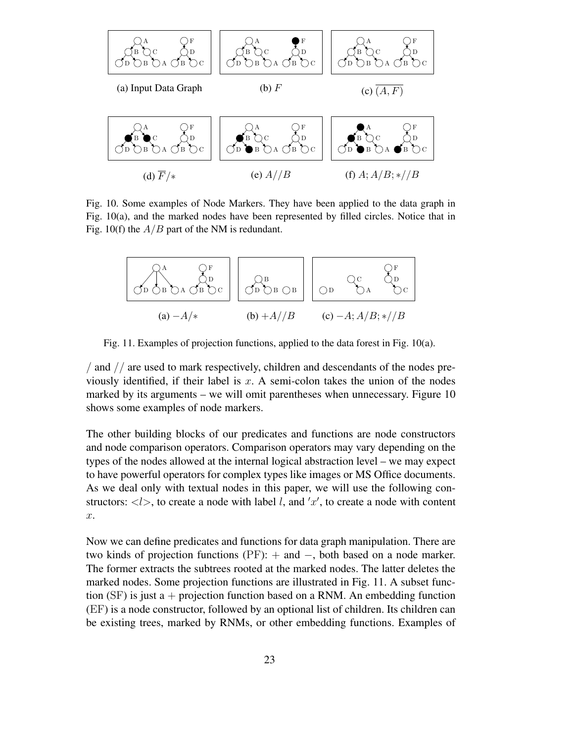(a) Input Data Graph

(b) $F$

(c) $\overline{(A, F)}$

(d) $\overline{F}/*$

(e) $A//B$

(f) $A; A/B; *//B$

Fig. 10. Some examples of Node Markers. They have been applied to the data graph in Fig. 10(a), and the marked nodes have been represented by filled circles. Notice that in Fig. 10(f) the $A/B$ part of the NM is redundant.

(a) $-A/*$

(b) $+A//B$

(c) $-A; A/B; *//B$

Fig. 11. Examples of projection functions, applied to the data forest in Fig. 10(a).

$/$ and $//$ are used to mark respectively, children and descendants of the nodes previously identified, if their label is $x$. A semi-colon takes the union of the nodes marked by its arguments – we will omit parentheses when unnecessary. Figure 10 shows some examples of node markers.

The other building blocks of our predicates and functions are node constructors and node comparison operators. Comparison operators may vary depending on the types of the nodes allowed at the internal logical abstraction level – we may expect to have powerful operators for complex types like images or MS Office documents. As we deal only with textual nodes in this paper, we will use the following constructors: $<l>$, to create a node with label $l$, and $'x'$, to create a node with content $x$.

Now we can define predicates and functions for data graph manipulation. There are two kinds of projection functions (PF): $+$ and $-$, both based on a node marker. The former extracts the subtrees rooted at the marked nodes. The latter deletes the marked nodes. Some projection functions are illustrated in Fig. 11. A subset function (SF) is just a $+$ projection function based on a RNM. An embedding function (EF) is a node constructor, followed by an optional list of children. Its children can be existing trees, marked by RNMs, or other embedding functions. Examples of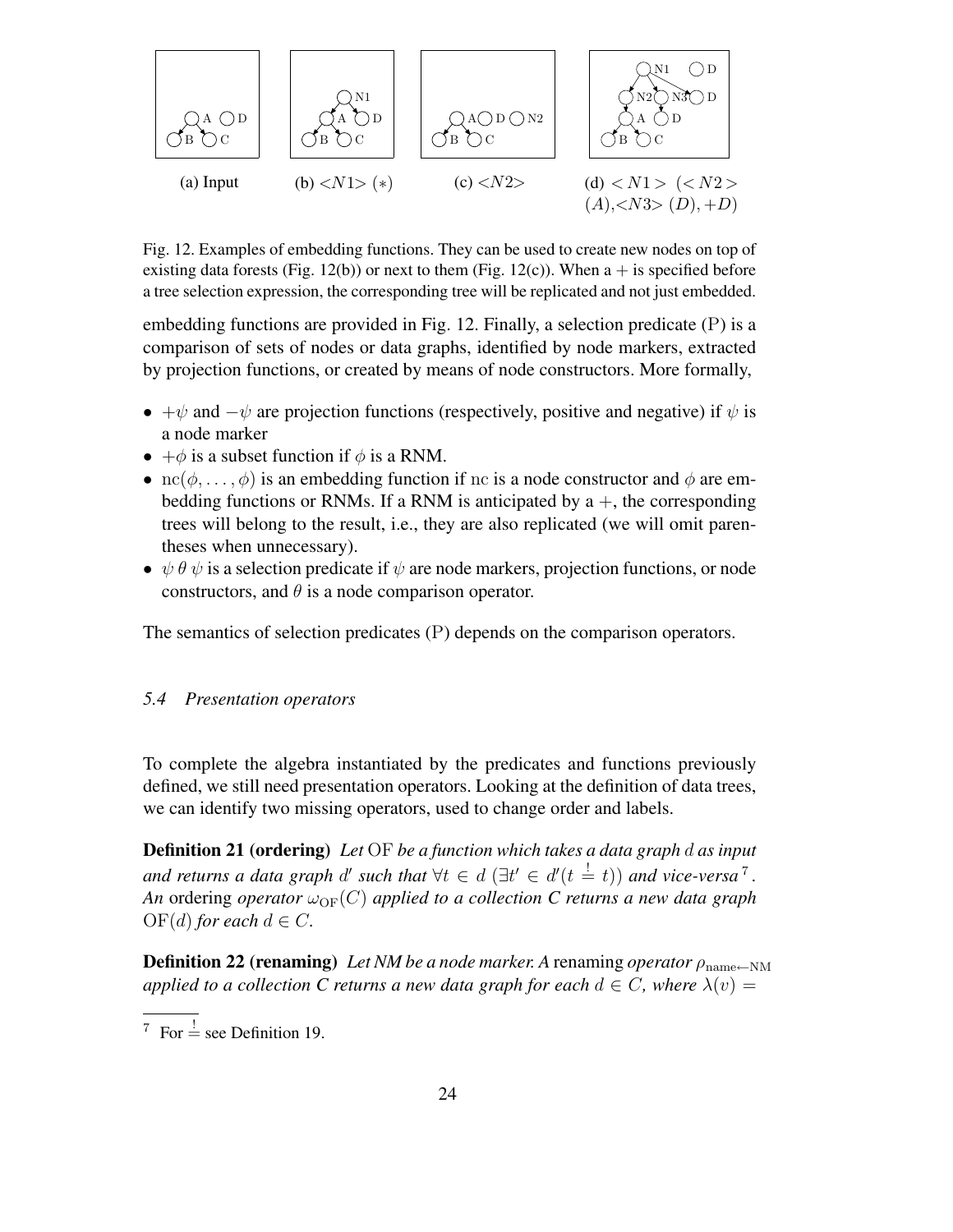(a) Input (b) $<N1>$ $(*)$ (c) $<N2>$ (d) $<N1>$ $(<N2>$ $(A)$,$<N3>$ $(D), +D)$

Fig. 12. Examples of embedding functions. They can be used to create new nodes on top of existing data forests (Fig. 12(b)) or next to them (Fig. 12(c)). When a $+$ is specified before a tree selection expression, the corresponding tree will be replicated and not just embedded.

embedding functions are provided in Fig. 12. Finally, a selection predicate (P) is a comparison of sets of nodes or data graphs, identified by node markers, extracted by projection functions, or created by means of node constructors. More formally,

- $+\psi$ and $-\psi$ are projection functions (respectively, positive and negative) if $\psi$ is a node marker
- $+\phi$ is a subset function if $\phi$ is a RNM.
- $\mathrm{nc}(\phi, \ldots, \phi)$ is an embedding function if $\mathrm{nc}$ is a node constructor and $\phi$ are embedding functions or RNMs. If a RNM is anticipated by a $+$, the corresponding trees will belong to the result, i.e., they are also replicated (we will omit parentheses when unnecessary).
- $\psi\ \theta\ \psi$ is a selection predicate if $\psi$ are node markers, projection functions, or node constructors, and $\theta$ is a node comparison operator.

The semantics of selection predicates (P) depends on the comparison operators.

### 5.4 Presentation operators

To complete the algebra instantiated by the predicates and functions previously defined, we still need presentation operators. Looking at the definition of data trees, we can identify two missing operators, used to change order and labels.

**Definition 21 (ordering)** *Let* $\mathrm{OF}$ *be a function which takes a data graph* $d$ *as input and returns a data graph* $d'$ *such that* $\forall t \in d\ (\exists t' \in d'(t \overset{!}{=} t))$ *and vice-versa*[7]. *An* ordering *operator* $\omega_{\mathrm{OF}}(C)$ *applied to a collection C returns a new data graph* $\mathrm{OF}(d)$ *for each* $d \in C$.

**Definition 22 (renaming)** *Let NM be a node marker. A* renaming *operator* $\rho_{\mathrm{name} \leftarrow \mathrm{NM}}$ *applied to a collection C returns a new data graph for each* $d \in C$*, where* $\lambda(v) =$

[7] For $\overset{!}{=}$ see Definition 19.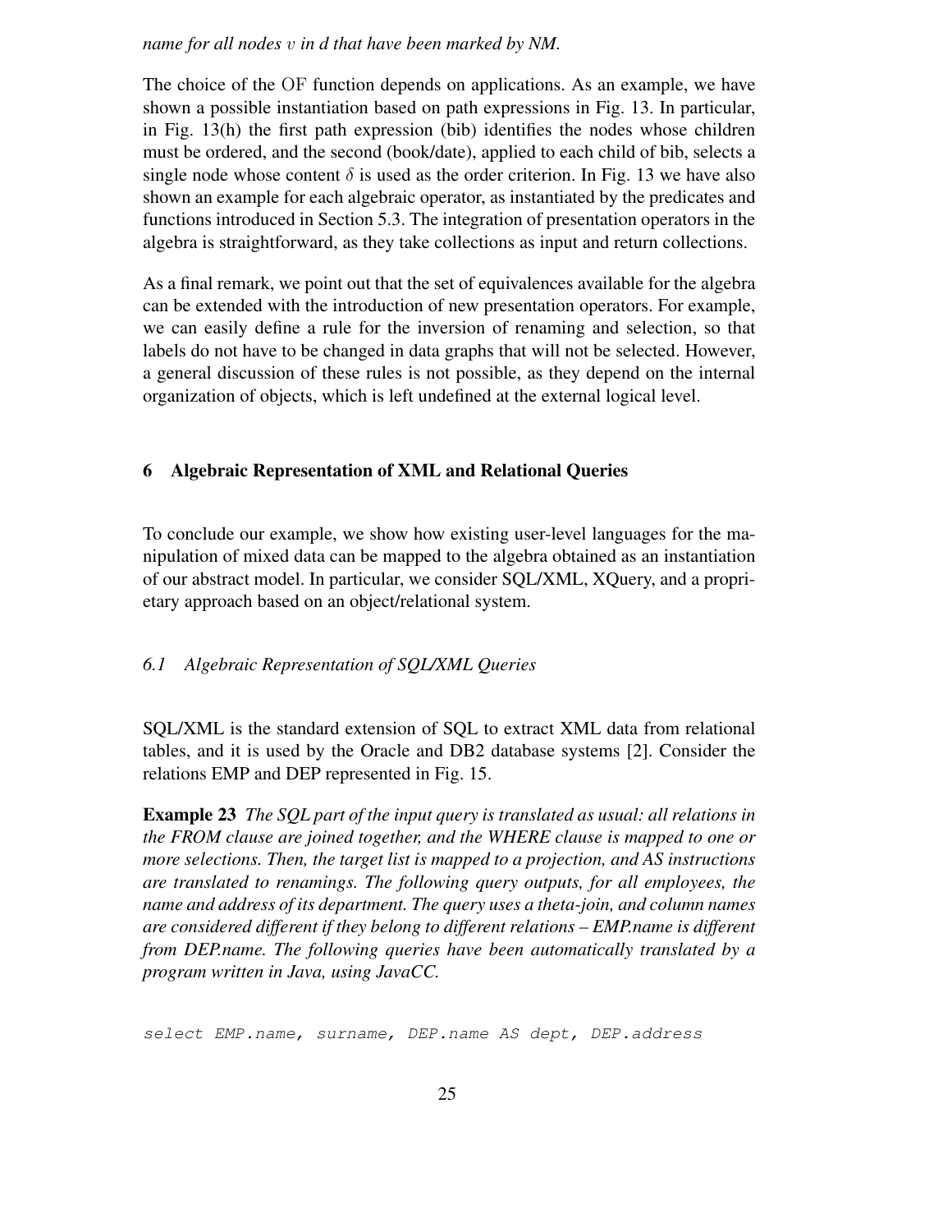*name for all nodes $v$ in d that have been marked by NM.*

The choice of the OF function depends on applications. As an example, we have shown a possible instantiation based on path expressions in Fig. 13. In particular, in Fig. 13(h) the first path expression (bib) identifies the nodes whose children must be ordered, and the second (book/date), applied to each child of bib, selects a single node whose content $\delta$ is used as the order criterion. In Fig. 13 we have also shown an example for each algebraic operator, as instantiated by the predicates and functions introduced in Section 5.3. The integration of presentation operators in the algebra is straightforward, as they take collections as input and return collections.

As a final remark, we point out that the set of equivalences available for the algebra can be extended with the introduction of new presentation operators. For example, we can easily define a rule for the inversion of renaming and selection, so that labels do not have to be changed in data graphs that will not be selected. However, a general discussion of these rules is not possible, as they depend on the internal organization of objects, which is left undefined at the external logical level.

## 6 Algebraic Representation of XML and Relational Queries

To conclude our example, we show how existing user-level languages for the manipulation of mixed data can be mapped to the algebra obtained as an instantiation of our abstract model. In particular, we consider SQL/XML, XQuery, and a proprietary approach based on an object/relational system.

### *6.1 Algebraic Representation of SQL/XML Queries*

SQL/XML is the standard extension of SQL to extract XML data from relational tables, and it is used by the Oracle and DB2 database systems [2]. Consider the relations EMP and DEP represented in Fig. 15.

**Example 23** *The SQL part of the input query is translated as usual: all relations in the FROM clause are joined together, and the WHERE clause is mapped to one or more selections. Then, the target list is mapped to a projection, and AS instructions are translated to renamings. The following query outputs, for all employees, the name and address of its department. The query uses a theta-join, and column names are considered different if they belong to different relations – EMP.name is different from DEP.name. The following queries have been automatically translated by a program written in Java, using JavaCC.*

```
select EMP.name, surname, DEP.name AS dept, DEP.address
```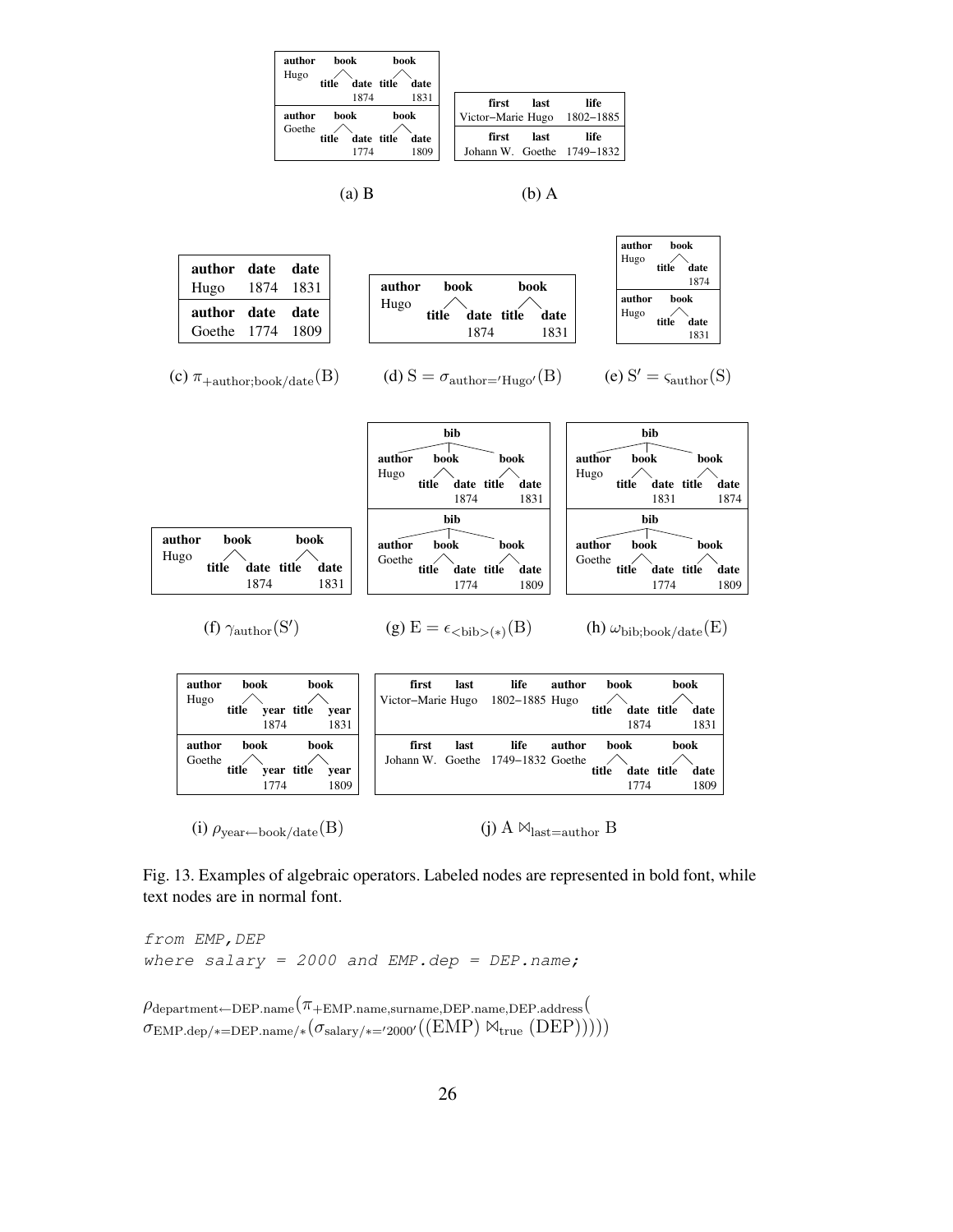| author | book | | book | |
|---|---|---|---|---|
| Hugo | title | date | title | date |
| | | 1874 | | 1831 |
| **author** | **book** | | **book** | |
| Goethe | title | date | title | date |
| | | 1774 | | 1809 |

(a) B

| first | last | life |
|---|---|---|
| Victor–Marie | Hugo | 1802–1885 |
| **first** | **last** | **life** |
| Johann W. | Goethe | 1749–1832 |

(b) A

| author | date | date |
|---|---|---|
| Hugo | 1874 | 1831 |
| **author** | **date** | **date** |
| Goethe | 1774 | 1809 |

(c) $\pi_{+\text{author;book/date}}(\text{B})$

| author | book | | book | |
|---|---|---|---|---|
| Hugo | title | date | title | date |
| | | 1874 | | 1831 |

(d) $\text{S} = \sigma_{\text{author}='\text{Hugo}'}(\text{B})$

| author | book | |
|---|---|---|
| Hugo | title | date |
| | | 1874 |
| **author** | **book** | |
| Hugo | title | date |
| | | 1831 |

(e) $\text{S}' = \varsigma_{\text{author}}(\text{S})$

| author | book | | book | |
|---|---|---|---|---|
| Hugo | title | date | title | date |
| | | 1874 | | 1831 |

(f) $\gamma_{\text{author}}(\text{S}')$

| bib | | | | |
|---|---|---|---|---|
| **author** | **book** | | **book** | |
| Hugo | title | date | title | date |
| | | 1874 | | 1831 |
| **bib** | | | | |
| **author** | **book** | | **book** | |
| Goethe | title | date | title | date |
| | | 1774 | | 1809 |

(g) $\text{E} = \epsilon_{<\text{bib}>(*)}(\text{B})$

| bib | | | | |
|---|---|---|---|---|
| **author** | **book** | | **book** | |
| Hugo | title | date | title | date |
| | | 1831 | | 1874 |
| **bib** | | | | |
| **author** | **book** | | **book** | |
| Goethe | title | date | title | date |
| | | 1774 | | 1809 |

(h) $\omega_{\text{bib;book/date}}(\text{E})$

| author | book | | book | |
|---|---|---|---|---|
| Hugo | title | year | title | year |
| | | 1874 | | 1831 |
| **author** | **book** | | **book** | |
| Goethe | title | year | title | year |
| | | 1774 | | 1809 |

(i) $\rho_{\text{year}\leftarrow\text{book/date}}(\text{B})$

| first | last | life | author | book | | book | |
|---|---|---|---|---|---|---|---|
| Victor–Marie | Hugo | 1802–1885 | Hugo | title | date | title | date |
| | | | | | 1874 | | 1831 |
| **first** | **last** | **life** | **author** | **book** | | **book** | |
| Johann W. | Goethe | 1749–1832 | Goethe | title | date | title | date |
| | | | | | 1774 | | 1809 |

(j) $\text{A} \bowtie_{\text{last}=\text{author}} \text{B}$

Fig. 13. Examples of algebraic operators. Labeled nodes are represented in bold font, while text nodes are in normal font.

```
from EMP,DEP
where salary = 2000 and EMP.dep = DEP.name;
```

$\rho_{\text{department}\leftarrow\text{DEP.name}}(\pi_{+\text{EMP.name,surname,DEP.name,DEP.address}}(\sigma_{\text{EMP.dep}/*=\text{DEP.name}/*}(\sigma_{\text{salary}/*='2000'}((\text{EMP}) \bowtie_{\text{true}} (\text{DEP})))))$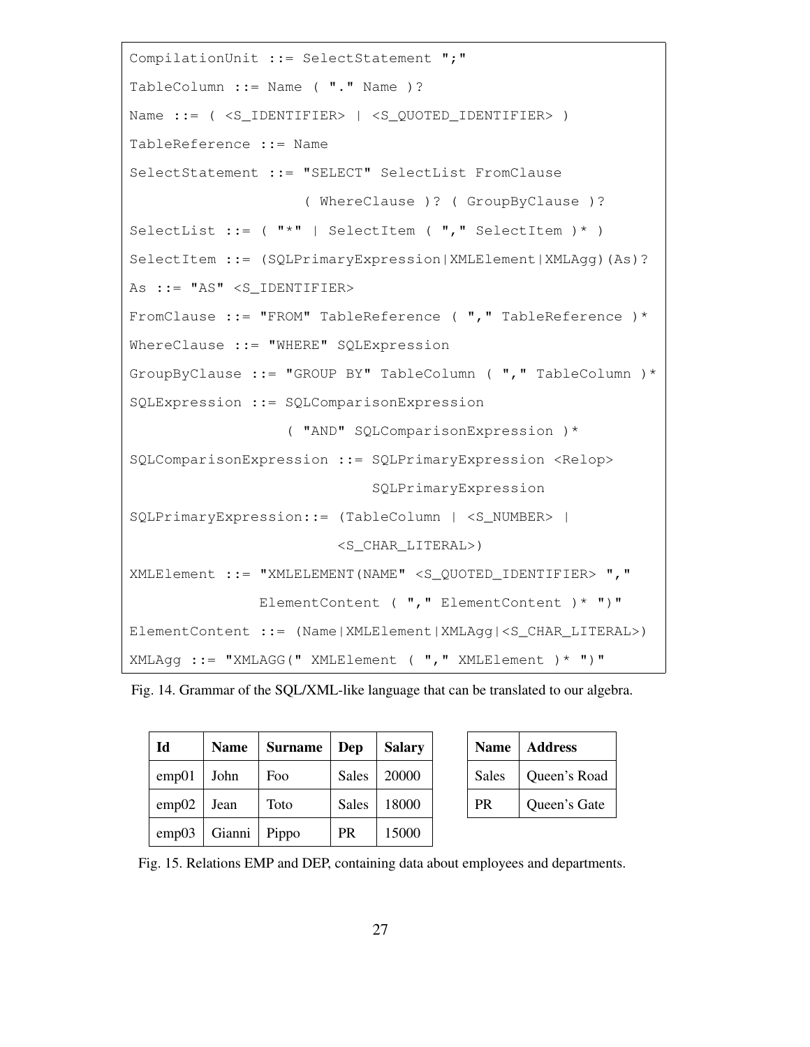```
CompilationUnit ::= SelectStatement ";"
TableColumn ::= Name ( "." Name )?
Name ::= ( <S_IDENTIFIER> | <S_QUOTED_IDENTIFIER> )
TableReference ::= Name
SelectStatement ::= "SELECT" SelectList FromClause
                    ( WhereClause )? ( GroupByClause )?
SelectList ::= ( "*" | SelectItem ( "," SelectItem )* )
SelectItem ::= (SQLPrimaryExpression|XMLElement|XMLAgg)(As)?
As ::= "AS" <S_IDENTIFIER>
FromClause ::= "FROM" TableReference ( "," TableReference )*
WhereClause ::= "WHERE" SQLExpression
GroupByClause ::= "GROUP BY" TableColumn ( "," TableColumn )*
SQLExpression ::= SQLComparisonExpression
                  ( "AND" SQLComparisonExpression )*
SQLComparisonExpression ::= SQLPrimaryExpression <Relop>
                            SQLPrimaryExpression
SQLPrimaryExpression::= (TableColumn | <S_NUMBER> |
                        <S_CHAR_LITERAL>)
XMLElement ::= "XMLELEMENT(NAME" <S_QUOTED_IDENTIFIER> ","
               ElementContent ( "," ElementContent )* ")"
ElementContent ::= (Name|XMLElement|XMLAgg|<S_CHAR_LITERAL>)
XMLAgg ::= "XMLAGG(" XMLElement ( "," XMLElement )* ")"
```

Fig. 14. Grammar of the SQL/XML-like language that can be translated to our algebra.

| Id | Name | Surname | Dep | Salary |
|---|---|---|---|---|
| emp01 | John | Foo | Sales | 20000 |
| emp02 | Jean | Toto | Sales | 18000 |
| emp03 | Gianni | Pippo | PR | 15000 |

| Name | Address |
|---|---|
| Sales | Queen's Road |
| PR | Queen's Gate |

Fig. 15. Relations EMP and DEP, containing data about employees and departments.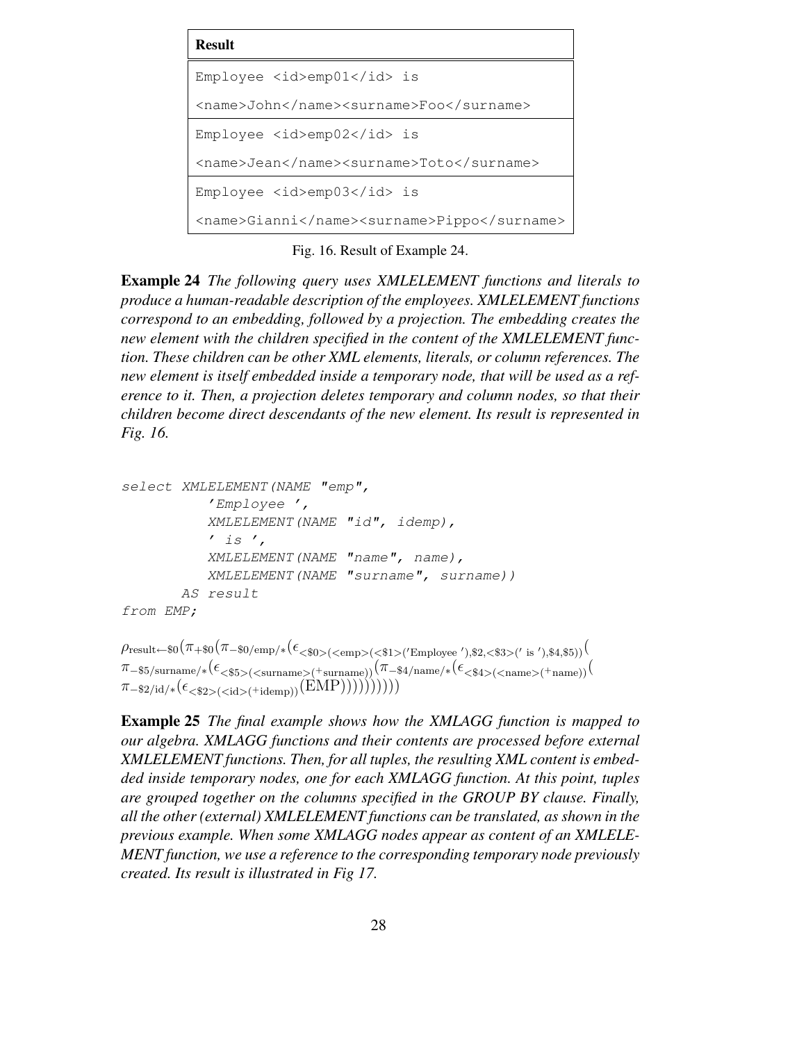| Result |
| --- |
| Employee `<id>emp01</id>` is `<name>John</name><surname>Foo</surname>` |
| Employee `<id>emp02</id>` is `<name>Jean</name><surname>Toto</surname>` |
| Employee `<id>emp03</id>` is `<name>Gianni</name><surname>Pippo</surname>` |

Fig. 16. Result of Example 24.

**Example 24** *The following query uses XMLELEMENT functions and literals to produce a human-readable description of the employees. XMLELEMENT functions correspond to an embedding, followed by a projection. The embedding creates the new element with the children specified in the content of the XMLELEMENT function. These children can be other XML elements, literals, or column references. The new element is itself embedded inside a temporary node, that will be used as a reference to it. Then, a projection deletes temporary and column nodes, so that their children become direct descendants of the new element. Its result is represented in Fig. 16.*

```
select XMLELEMENT(NAME "emp",
          'Employee ',
          XMLELEMENT(NAME "id", idemp),
          ' is ',
          XMLELEMENT(NAME "name", name),
          XMLELEMENT(NAME "surname", surname))
       AS result
from EMP;
```

$\rho_{\text{result}\leftarrow\$0}(\pi_{+\$0}(\pi_{-\$0/\text{emp}/*}(\epsilon_{<\$0>(<\text{emp}>(<\$1>(\text{'Employee '}),\$2,<\$3>(\text{' is '}),\$4,\$5))}(\pi_{-\$5/\text{surname}/*}(\epsilon_{<\$5>(<\text{surname}>(^{+}\text{surname}))}(\pi_{-\$4/\text{name}/*}(\epsilon_{<\$4>(<\text{name}>(^{+}\text{name}))}(\pi_{-\$2/\text{id}/*}(\epsilon_{<\$2>(<\text{id}>(^{+}\text{idemp}))}(\text{EMP}))))))))))$

**Example 25** *The final example shows how the XMLAGG function is mapped to our algebra. XMLAGG functions and their contents are processed before external XMLELEMENT functions. Then, for all tuples, the resulting XML content is embedded inside temporary nodes, one for each XMLAGG function. At this point, tuples are grouped together on the columns specified in the GROUP BY clause. Finally, all the other (external) XMLELEMENT functions can be translated, as shown in the previous example. When some XMLAGG nodes appear as content of an XMLELEMENT function, we use a reference to the corresponding temporary node previously created. Its result is illustrated in Fig 17.*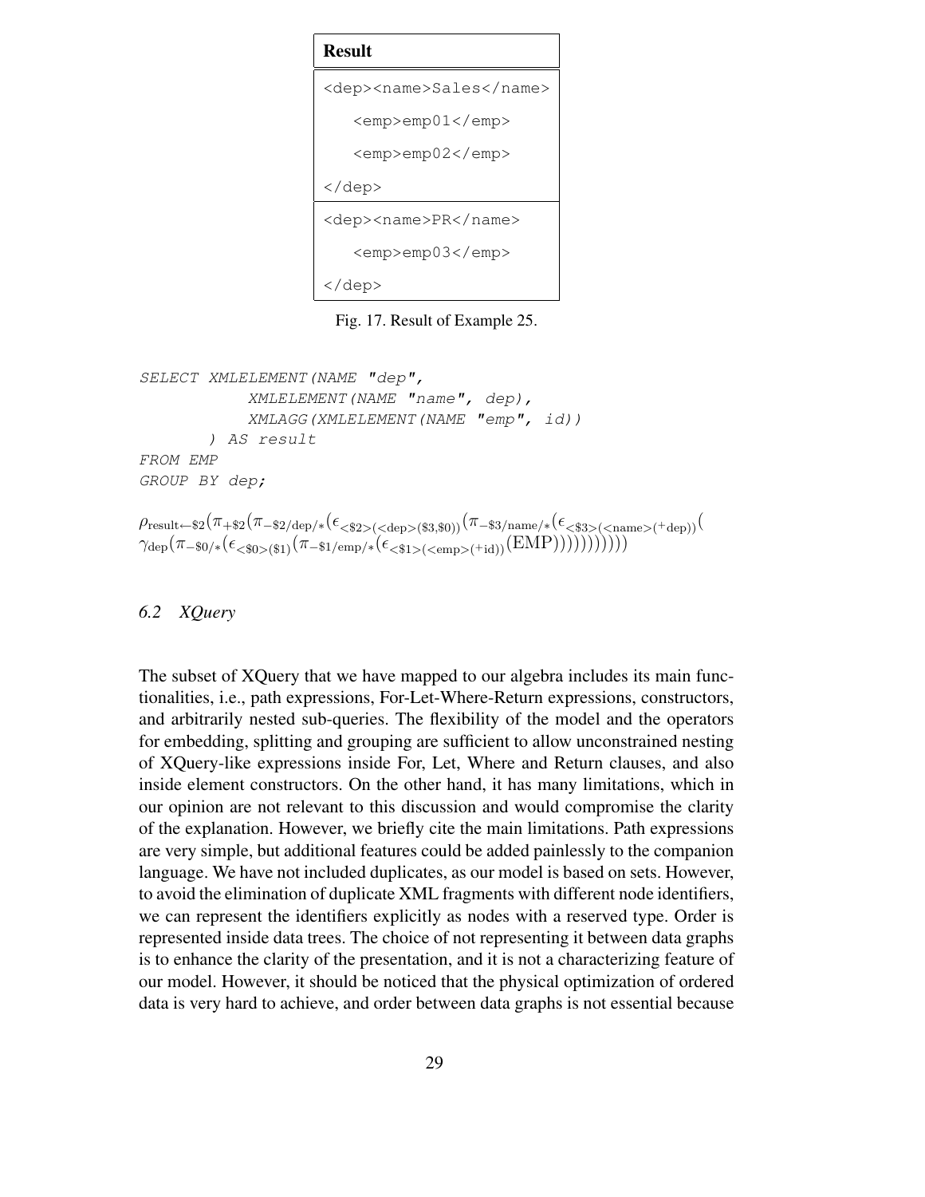| Result |
| --- |
| `<dep><name>Sales</name>`<br>`<emp>emp01</emp>`<br>`<emp>emp02</emp>`<br>`</dep>` |
| `<dep><name>PR</name>`<br>`<emp>emp03</emp>`<br>`</dep>` |

Fig. 17. Result of Example 25.

```
SELECT XMLELEMENT(NAME "dep",
            XMLELEMENT(NAME "name", dep),
            XMLAGG(XMLELEMENT(NAME "emp", id))
       ) AS result
FROM EMP
GROUP BY dep;
```

$$\rho_{\text{result}\leftarrow\$2}(\pi_{+\$2}(\pi_{-\$2/\text{dep}/*}(\epsilon_{<\$2>(<\text{dep}>(\$3,\$0))}(\pi_{-\$3/\text{name}/*}(\epsilon_{<\$3>(<\text{name}>(^{+}\text{dep}))}(\gamma_{\text{dep}}(\pi_{-\$0/*}(\epsilon_{<\$0>(\$1)}(\pi_{-\$1/\text{emp}/*}(\epsilon_{<\$1>(<\text{emp}>(^{+}\text{id}))}(\text{EMP})))))))))))$$

### 6.2 XQuery

The subset of XQuery that we have mapped to our algebra includes its main functionalities, i.e., path expressions, For-Let-Where-Return expressions, constructors, and arbitrarily nested sub-queries. The flexibility of the model and the operators for embedding, splitting and grouping are sufficient to allow unconstrained nesting of XQuery-like expressions inside For, Let, Where and Return clauses, and also inside element constructors. On the other hand, it has many limitations, which in our opinion are not relevant to this discussion and would compromise the clarity of the explanation. However, we briefly cite the main limitations. Path expressions are very simple, but additional features could be added painlessly to the companion language. We have not included duplicates, as our model is based on sets. However, to avoid the elimination of duplicate XML fragments with different node identifiers, we can represent the identifiers explicitly as nodes with a reserved type. Order is represented inside data trees. The choice of not representing it between data graphs is to enhance the clarity of the presentation, and it is not a characterizing feature of our model. However, it should be noticed that the physical optimization of ordered data is very hard to achieve, and order between data graphs is not essential because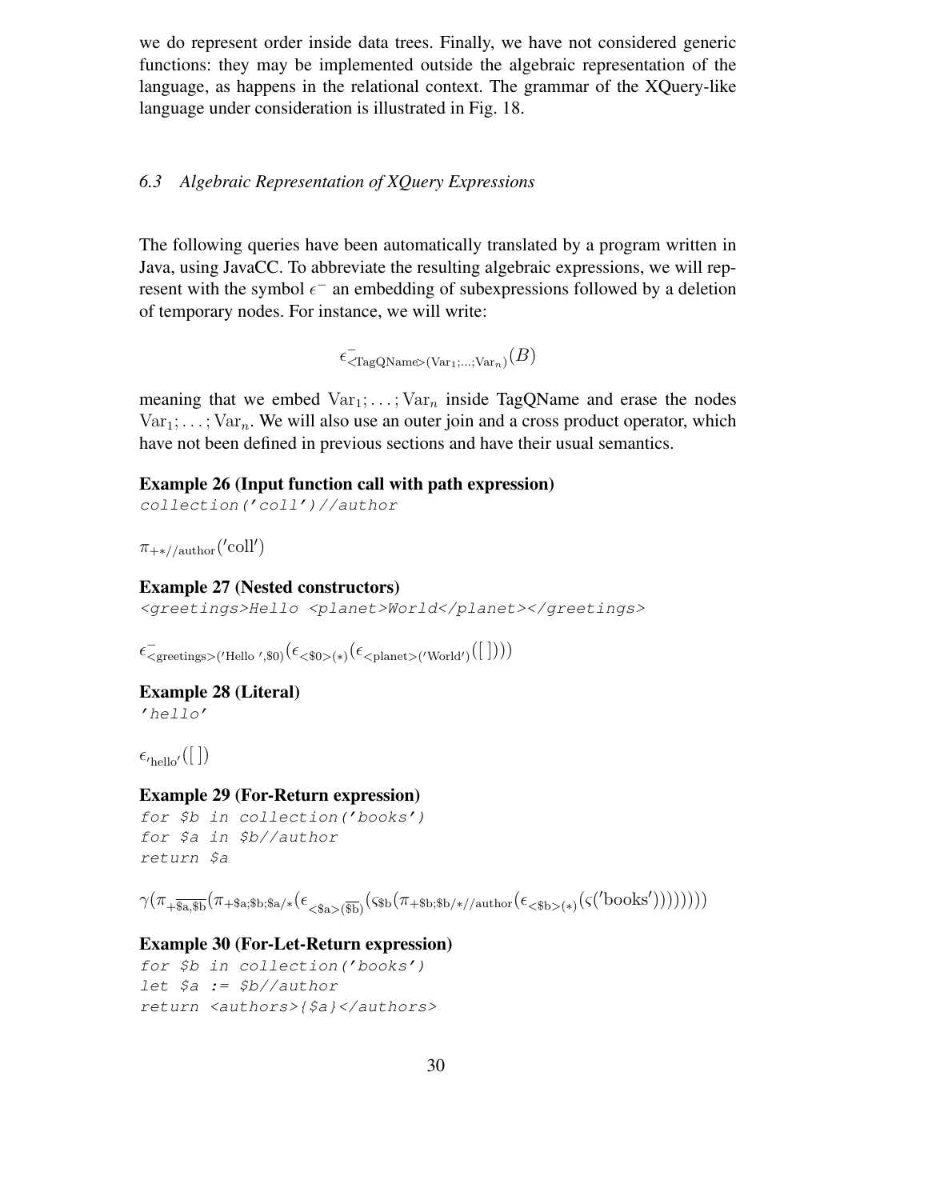we do represent order inside data trees. Finally, we have not considered generic functions: they may be implemented outside the algebraic representation of the language, as happens in the relational context. The grammar of the XQuery-like language under consideration is illustrated in Fig. 18.

### *6.3 Algebraic Representation of XQuery Expressions*

The following queries have been automatically translated by a program written in Java, using JavaCC. To abbreviate the resulting algebraic expressions, we will represent with the symbol $\epsilon^-$ an embedding of subexpressions followed by a deletion of temporary nodes. For instance, we will write:

$$\epsilon^-_{\text{<TagQName>}(\text{Var}_1;\ldots;\text{Var}_n)}(B)$$

meaning that we embed $\text{Var}_1; \ldots; \text{Var}_n$ inside TagQName and erase the nodes $\text{Var}_1; \ldots; \text{Var}_n$. We will also use an outer join and a cross product operator, which have not been defined in previous sections and have their usual semantics.

**Example 26 (Input function call with path expression)**

```
collection('coll')//author
```

$\pi_{+*//\text{author}}(\text{'coll'})$

**Example 27 (Nested constructors)**

```
<greetings>Hello <planet>World</planet></greetings>
```

$\epsilon^-_{\text{<greetings>}(\text{'Hello '},\$0)}(\epsilon_{\text{<\$0>}(*)}(\epsilon_{\text{<planet>}(\text{'World'})}([\,])))$

**Example 28 (Literal)**

```
'hello'
```

$\epsilon_{\text{'hello'}}([\,])$

**Example 29 (For-Return expression)**

```
for $b in collection('books')
for $a in $b//author
return $a
```

$\gamma(\pi_{+\overline{\$\text{a},\$\text{b}}}(\pi_{+\$\text{a};\$\text{b};\$\text{a}/*}(\epsilon_{\text{<\$a>}(\overline{\$\text{b}})}(\varsigma_{\$\text{b}}(\pi_{+\$\text{b};\$\text{b}/*//\text{author}}(\epsilon_{\text{<\$b>}(*)}(\varsigma(\text{'books'}))))))))$

**Example 30 (For-Let-Return expression)**

```
for $b in collection('books')
let $a := $b//author
return <authors>{$a}</authors>
```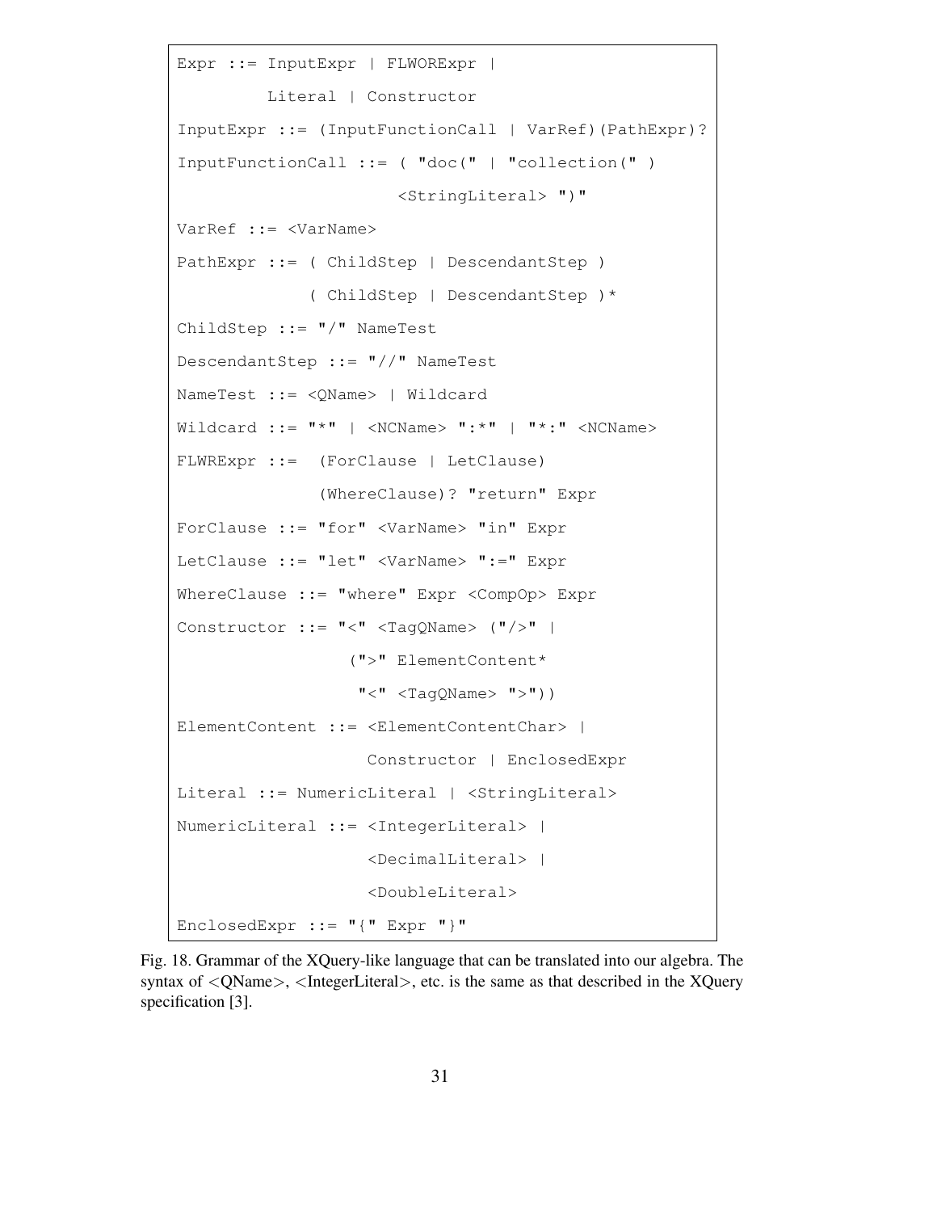```
Expr ::= InputExpr | FLWORExpr |
         Literal | Constructor
InputExpr ::= (InputFunctionCall | VarRef)(PathExpr)?
InputFunctionCall ::= ( "doc(" | "collection(" )
                      <StringLiteral> ")"
VarRef ::= <VarName>
PathExpr ::= ( ChildStep | DescendantStep )
             ( ChildStep | DescendantStep )*
ChildStep ::= "/" NameTest
DescendantStep ::= "//" NameTest
NameTest ::= <QName> | Wildcard
Wildcard ::= "*" | <NCName> ":*" | "*:" <NCName>
FLWRExpr ::=  (ForClause | LetClause)
              (WhereClause)? "return" Expr
ForClause ::= "for" <VarName> "in" Expr
LetClause ::= "let" <VarName> ":=" Expr
WhereClause ::= "where" Expr <CompOp> Expr
Constructor ::= "<" <TagQName> ("/>" |
                (">" ElementContent*
                 "<" <TagQName> ">"))
ElementContent ::= <ElementContentChar> |
                   Constructor | EnclosedExpr
Literal ::= NumericLiteral | <StringLiteral>
NumericLiteral ::= <IntegerLiteral> |
                   <DecimalLiteral> |
                   <DoubleLiteral>
EnclosedExpr ::= "{" Expr "}"
```

Fig. 18. Grammar of the XQuery-like language that can be translated into our algebra. The syntax of <QName>, <IntegerLiteral>, etc. is the same as that described in the XQuery specification [3].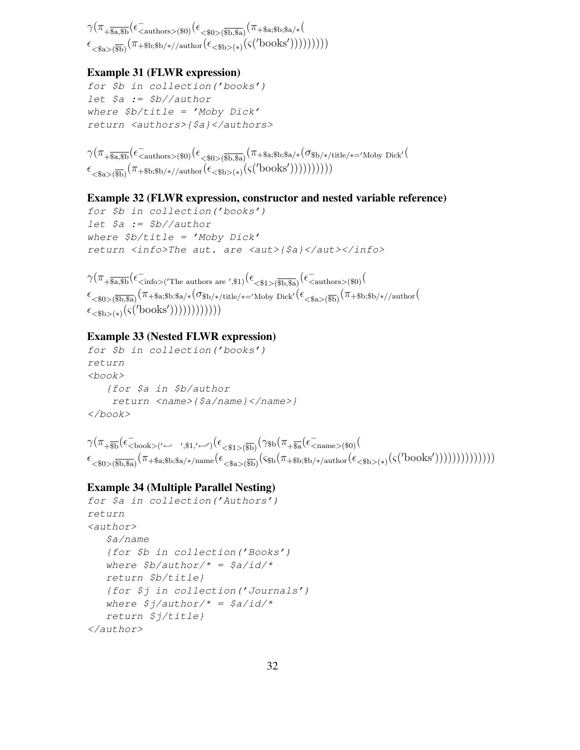$$\gamma(\pi_{+\overline{\$a,\$b}}(\epsilon^{-}_{<\text{authors}>(\$0)}(\epsilon_{<\$0>(\overline{\$b,\$a})}(\pi_{+\$a;\$b;\$a/*}(\epsilon_{<\$a>(\overline{\$b})}(\pi_{+\$b;\$b/*//\text{author}}(\epsilon_{<\$b>(*)}(\varsigma('\text{books}')))))))))$$

**Example 31 (FLWR expression)**

```
for $b in collection('books')
let $a := $b//author
where $b/title = 'Moby Dick'
return <authors>{$a}</authors>
```

$$\gamma(\pi_{+\overline{\$a,\$b}}(\epsilon^{-}_{<\text{authors}>(\$0)}(\epsilon_{<\$0>(\overline{\$b,\$a})}(\pi_{+\$a;\$b;\$a/*}(\sigma_{\$b/*/\text{title}/*='\text{Moby Dick}'}(\epsilon_{<\$a>(\overline{\$b})}(\pi_{+\$b;\$b/*//\text{author}}(\epsilon_{<\$b>(*)}(\varsigma('\text{books}'))))))))))$$

**Example 32 (FLWR expression, constructor and nested variable reference)**

```
for $b in collection('books')
let $a := $b//author
where $b/title = 'Moby Dick'
return <info>The aut. are <aut>{$a}</aut></info>
```

$$\gamma(\pi_{+\overline{\$a,\$b}}(\epsilon^{-}_{<\text{info}>('\text{The authors are }',\$1)}(\epsilon_{<\$1>(\overline{\$b,\$a})}(\epsilon^{-}_{<\text{authors}>(\$0)}(\epsilon_{<\$0>(\overline{\$b,\$a})}(\pi_{+\$a;\$b;\$a/*}(\sigma_{\$b/*/\text{title}/*='\text{Moby Dick}'}(\epsilon_{<\$a>(\overline{\$b})}(\pi_{+\$b;\$b/*//\text{author}}(\epsilon_{<\$b>(*)}(\varsigma('\text{books}'))))))))))))$$

**Example 33 (Nested FLWR expression)**

```
for $b in collection('books')
return
<book>
   {for $a in $b/author
    return <name>{$a/name}</name>}
</book>
```

$$\gamma(\pi_{+\overline{\$b}}(\epsilon^{-}_{<\text{book}>('\hookleftarrow\ \ ',\$1,'\hookleftarrow')}(\epsilon_{<\$1>(\overline{\$b})}(\gamma_{\$b}(\pi_{+\overline{\$a}}(\epsilon^{-}_{<\text{name}>(\$0)}(\epsilon_{<\$0>(\overline{\$b,\$a})}(\pi_{+\$a;\$b;\$a/*/\text{name}}(\epsilon_{<\$a>(\overline{\$b})}(\varsigma_{\$b}(\pi_{+\$b;\$b/*/\text{author}}(\epsilon_{<\$b>(*)}(\varsigma('\text{books}'))))))))))))))$$

**Example 34 (Multiple Parallel Nesting)**

```
for $a in collection('Authors')
return
<author>
   $a/name
   {for $b in collection('Books')
   where $b/author/* = $a/id/*
   return $b/title}
   {for $j in collection('Journals')
   where $j/author/* = $a/id/*
   return $j/title}
</author>
```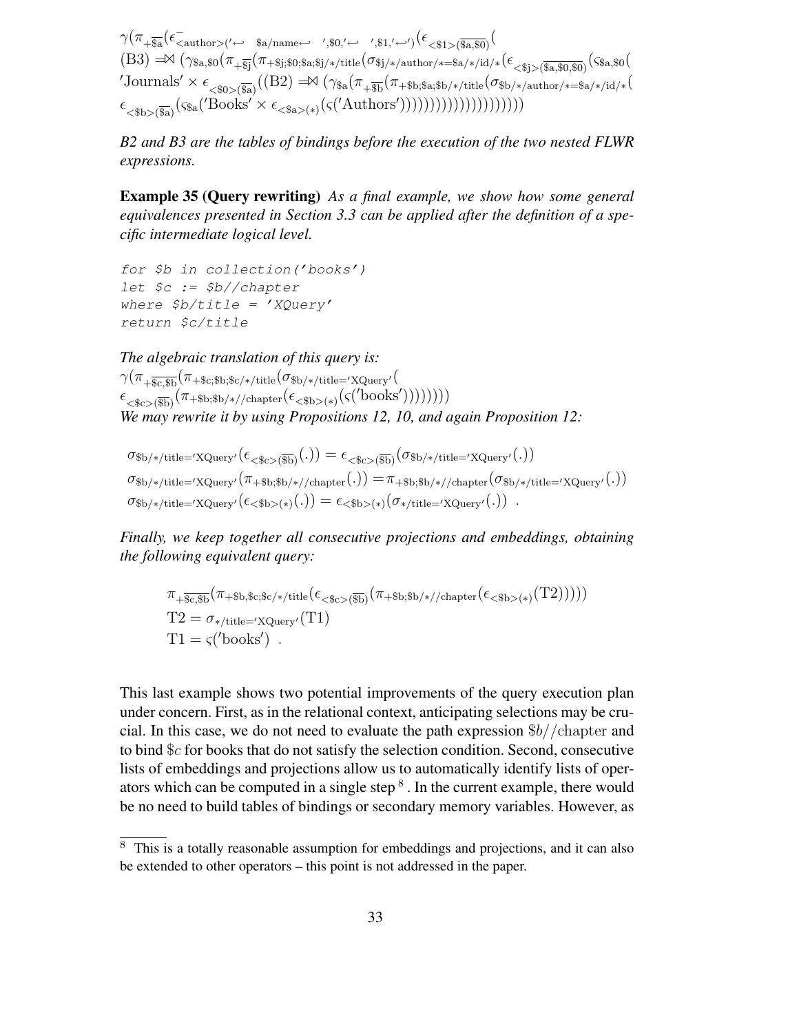$$\gamma(\pi_{+\overline{\$a}}(\epsilon^{-}_{<\text{author}>('\hookleftarrow \quad \$a/\text{name}\hookleftarrow \quad ',\$0,'\hookleftarrow \quad ',\$1,'\hookleftarrow')}(\epsilon_{<\$1>(\overline{\$a,\$0})}($$
$$(\text{B3}) \Rightarrow\!\!\bowtie (\gamma_{\$a,\$0}(\pi_{+\overline{\$j}}(\pi_{+\$j;\$0;\$a;\$j/*/\text{title}}(\sigma_{\$j/*/\text{author}/*=\$a/*/\text{id}/*}(\epsilon_{<\$j>(\overline{\$a,\$0,\$0})}(\varsigma_{\$a,\$0}($$
$$'\text{Journals}' \times \epsilon_{<\$0>(\overline{\$a})}((\text{B2}) \Rightarrow\!\!\bowtie (\gamma_{\$a}(\pi_{+\overline{\$b}}(\pi_{+\$b;\$a;\$b/*/\text{title}}(\sigma_{\$b/*/\text{author}/*=\$a/*/\text{id}/*}($$
$$\epsilon_{<\$b>(\overline{\$a})}(\varsigma_{\$a}('\text{Books}' \times \epsilon_{<\$a>(*)}(\varsigma('\text{Authors}'))))))))))))))))))))))$$

*B2 and B3 are the tables of bindings before the execution of the two nested FLWR expressions.*

**Example 35 (Query rewriting)** *As a final example, we show how some general equivalences presented in Section 3.3 can be applied after the definition of a specific intermediate logical level.*

```
for $b in collection('books')
let $c := $b//chapter
where $b/title = 'XQuery'
return $c/title
```

*The algebraic translation of this query is:*

$$\gamma(\pi_{+\overline{\$c,\$b}}(\pi_{+\$c;\$b;\$c/*/\text{title}}(\sigma_{\$b/*/\text{title}='\text{XQuery}'}(\epsilon_{<\$c>(\overline{\$b})}(\pi_{+\$b;\$b/*//\text{chapter}}(\epsilon_{<\$b>(*)}(\varsigma('\text{books}'))))))))$$

*We may rewrite it by using Propositions 12, 10, and again Proposition 12:*

$$\sigma_{\$b/*/\text{title}='\text{XQuery}'}(\epsilon_{<\$c>(\overline{\$b})}(.)) = \epsilon_{<\$c>(\overline{\$b})}(\sigma_{\$b/*/\text{title}='\text{XQuery}'}(.))$$
$$\sigma_{\$b/*/\text{title}='\text{XQuery}'}(\pi_{+\$b;\$b/*//\text{chapter}}(.)) = \pi_{+\$b;\$b/*//\text{chapter}}(\sigma_{\$b/*/\text{title}='\text{XQuery}'}(.))$$
$$\sigma_{\$b/*/\text{title}='\text{XQuery}'}(\epsilon_{<\$b>(*)}(.)) = \epsilon_{<\$b>(*)}(\sigma_{*/\text{title}='\text{XQuery}'}(.)) \ .$$

*Finally, we keep together all consecutive projections and embeddings, obtaining the following equivalent query:*

$$\pi_{+\overline{\$c,\$b}}(\pi_{+\$b,\$c;\$c/*/\text{title}}(\epsilon_{<\$c>(\overline{\$b})}(\pi_{+\$b;\$b/*//\text{chapter}}(\epsilon_{<\$b>(*)}(\text{T2})))))$$
$$\text{T2} = \sigma_{*/\text{title}='\text{XQuery}'}(\text{T1})$$
$$\text{T1} = \varsigma('\text{books}') \ .$$

This last example shows two potential improvements of the query execution plan under concern. First, as in the relational context, anticipating selections may be crucial. In this case, we do not need to evaluate the path expression $\$b//\text{chapter}$ and to bind $\$c$ for books that do not satisfy the selection condition. Second, consecutive lists of embeddings and projections allow us to automatically identify lists of operators which can be computed in a single step [8]. In the current example, there would be no need to build tables of bindings or secondary memory variables. However, as

[8] This is a totally reasonable assumption for embeddings and projections, and it can also be extended to other operators – this point is not addressed in the paper.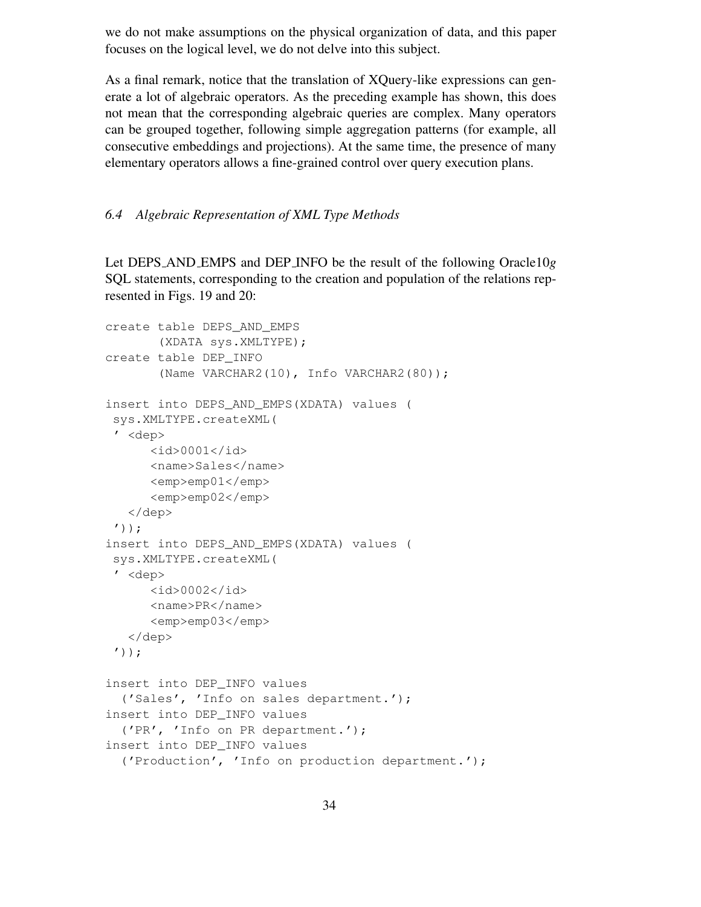we do not make assumptions on the physical organization of data, and this paper focuses on the logical level, we do not delve into this subject.

As a final remark, notice that the translation of XQuery-like expressions can generate a lot of algebraic operators. As the preceding example has shown, this does not mean that the corresponding algebraic queries are complex. Many operators can be grouped together, following simple aggregation patterns (for example, all consecutive embeddings and projections). At the same time, the presence of many elementary operators allows a fine-grained control over query execution plans.

### *6.4 Algebraic Representation of XML Type Methods*

Let DEPS_AND_EMPS and DEP_INFO be the result of the following Oracle10*g* SQL statements, corresponding to the creation and population of the relations represented in Figs. 19 and 20:

```
create table DEPS_AND_EMPS
       (XDATA sys.XMLTYPE);
create table DEP_INFO
       (Name VARCHAR2(10), Info VARCHAR2(80));

insert into DEPS_AND_EMPS(XDATA) values (
 sys.XMLTYPE.createXML(
 ' <dep>
      <id>0001</id>
      <name>Sales</name>
      <emp>emp01</emp>
      <emp>emp02</emp>
   </dep>
 '));
insert into DEPS_AND_EMPS(XDATA) values (
 sys.XMLTYPE.createXML(
 ' <dep>
      <id>0002</id>
      <name>PR</name>
      <emp>emp03</emp>
   </dep>
 '));

insert into DEP_INFO values
  ('Sales', 'Info on sales department.');
insert into DEP_INFO values
  ('PR', 'Info on PR department.');
insert into DEP_INFO values
  ('Production', 'Info on production department.');
```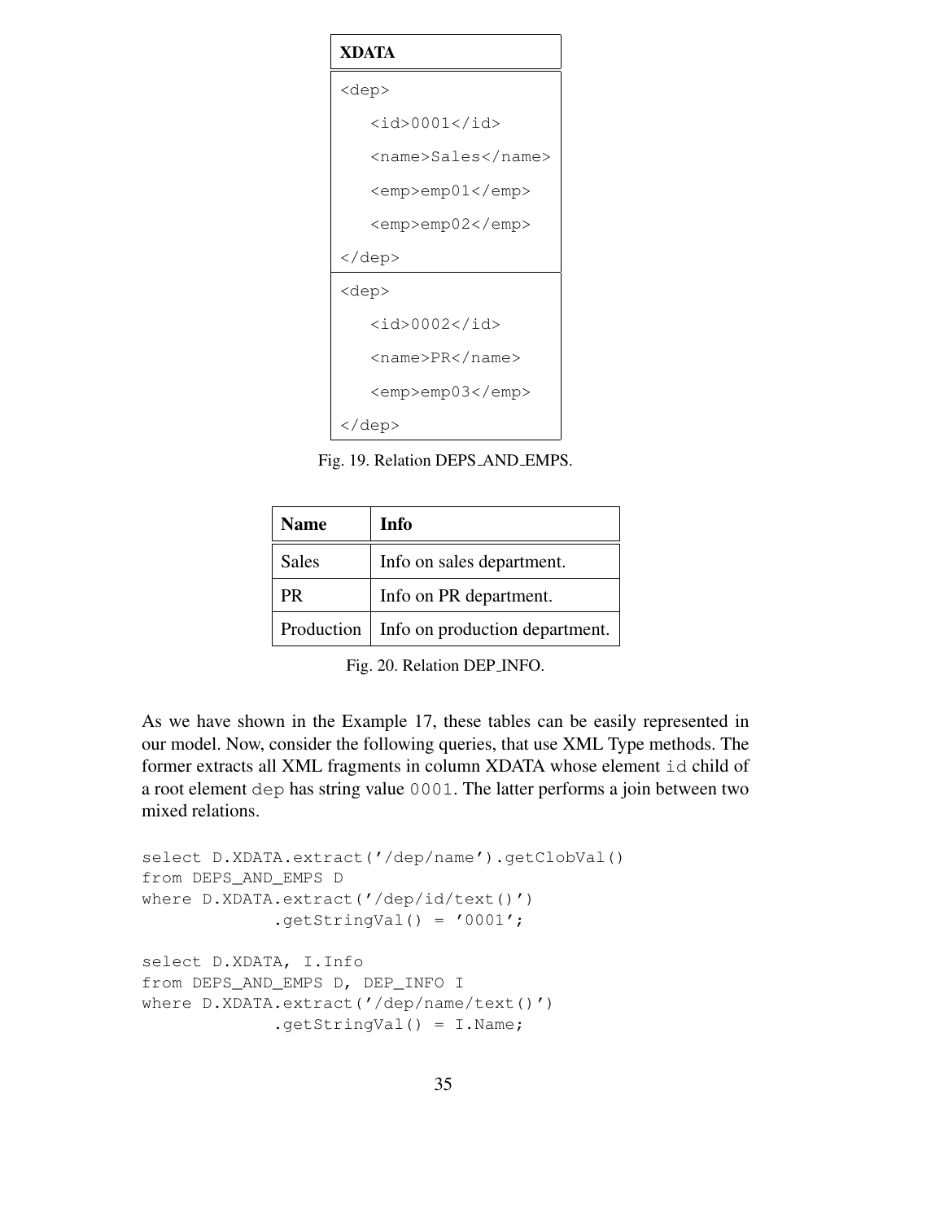| XDATA |
|---|
| `<dep>` `<id>0001</id>` `<name>Sales</name>` `<emp>emp01</emp>` `<emp>emp02</emp>` `</dep>` |
| `<dep>` `<id>0002</id>` `<name>PR</name>` `<emp>emp03</emp>` `</dep>` |

Fig. 19. Relation DEPS_AND_EMPS.

| Name | Info |
|---|---|
| Sales | Info on sales department. |
| PR | Info on PR department. |
| Production | Info on production department. |

Fig. 20. Relation DEP_INFO.

As we have shown in the Example 17, these tables can be easily represented in our model. Now, consider the following queries, that use XML Type methods. The former extracts all XML fragments in column XDATA whose element `id` child of a root element `dep` has string value `0001`. The latter performs a join between two mixed relations.

```
select D.XDATA.extract('/dep/name').getClobVal()
from DEPS_AND_EMPS D
where D.XDATA.extract('/dep/id/text()')
              .getStringVal() = '0001';

select D.XDATA, I.Info
from DEPS_AND_EMPS D, DEP_INFO I
where D.XDATA.extract('/dep/name/text()')
              .getStringVal() = I.Name;
```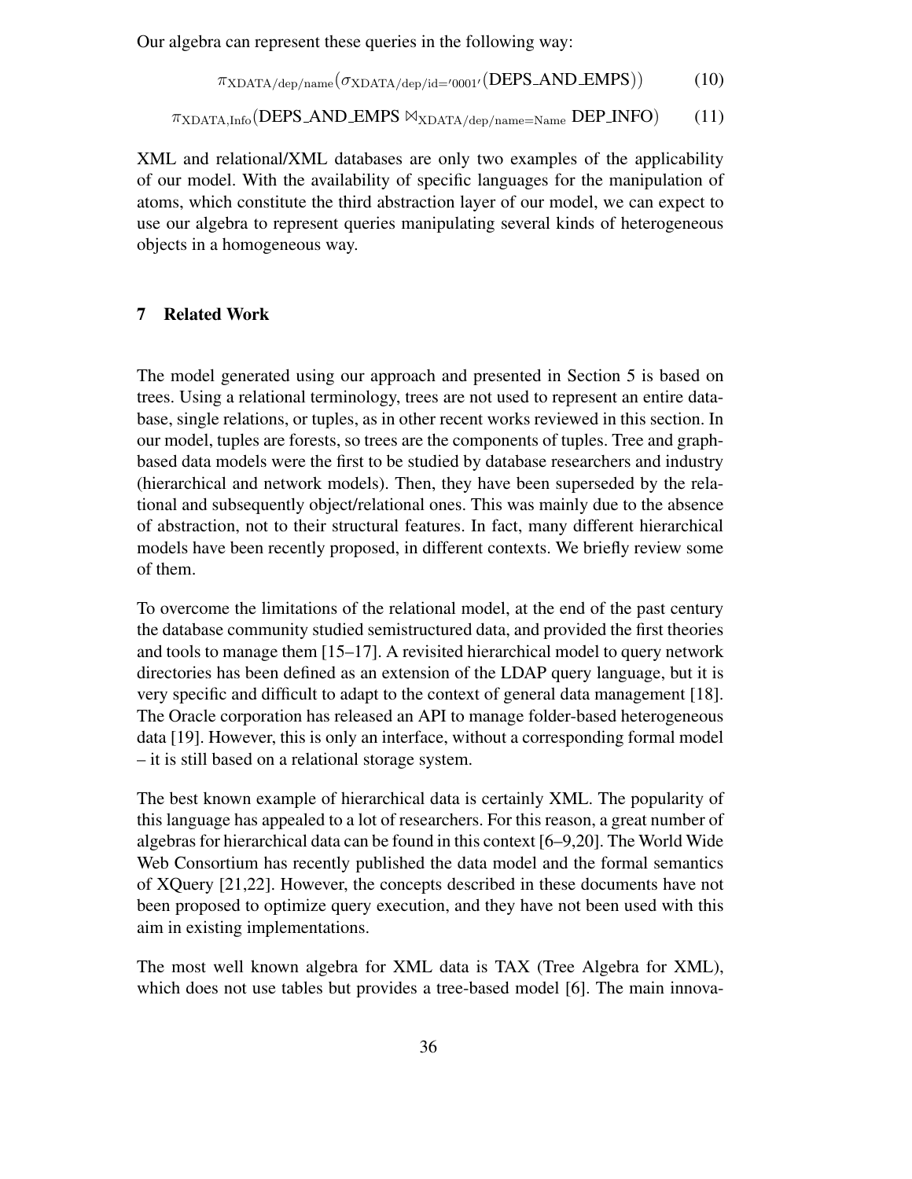Our algebra can represent these queries in the following way:

$$\pi_{\text{XDATA/dep/name}}(\sigma_{\text{XDATA/dep/id='0001'}}(\text{DEPS\_AND\_EMPS})) \quad (10)$$

$$\pi_{\text{XDATA,Info}}(\text{DEPS\_AND\_EMPS} \bowtie_{\text{XDATA/dep/name=Name}} \text{DEP\_INFO}) \quad (11)$$

XML and relational/XML databases are only two examples of the applicability of our model. With the availability of specific languages for the manipulation of atoms, which constitute the third abstraction layer of our model, we can expect to use our algebra to represent queries manipulating several kinds of heterogeneous objects in a homogeneous way.

## 7 Related Work

The model generated using our approach and presented in Section 5 is based on trees. Using a relational terminology, trees are not used to represent an entire database, single relations, or tuples, as in other recent works reviewed in this section. In our model, tuples are forests, so trees are the components of tuples. Tree and graph-based data models were the first to be studied by database researchers and industry (hierarchical and network models). Then, they have been superseded by the relational and subsequently object/relational ones. This was mainly due to the absence of abstraction, not to their structural features. In fact, many different hierarchical models have been recently proposed, in different contexts. We briefly review some of them.

To overcome the limitations of the relational model, at the end of the past century the database community studied semistructured data, and provided the first theories and tools to manage them [15–17]. A revisited hierarchical model to query network directories has been defined as an extension of the LDAP query language, but it is very specific and difficult to adapt to the context of general data management [18]. The Oracle corporation has released an API to manage folder-based heterogeneous data [19]. However, this is only an interface, without a corresponding formal model – it is still based on a relational storage system.

The best known example of hierarchical data is certainly XML. The popularity of this language has appealed to a lot of researchers. For this reason, a great number of algebras for hierarchical data can be found in this context [6–9,20]. The World Wide Web Consortium has recently published the data model and the formal semantics of XQuery [21,22]. However, the concepts described in these documents have not been proposed to optimize query execution, and they have not been used with this aim in existing implementations.

The most well known algebra for XML data is TAX (Tree Algebra for XML), which does not use tables but provides a tree-based model [6]. The main innova-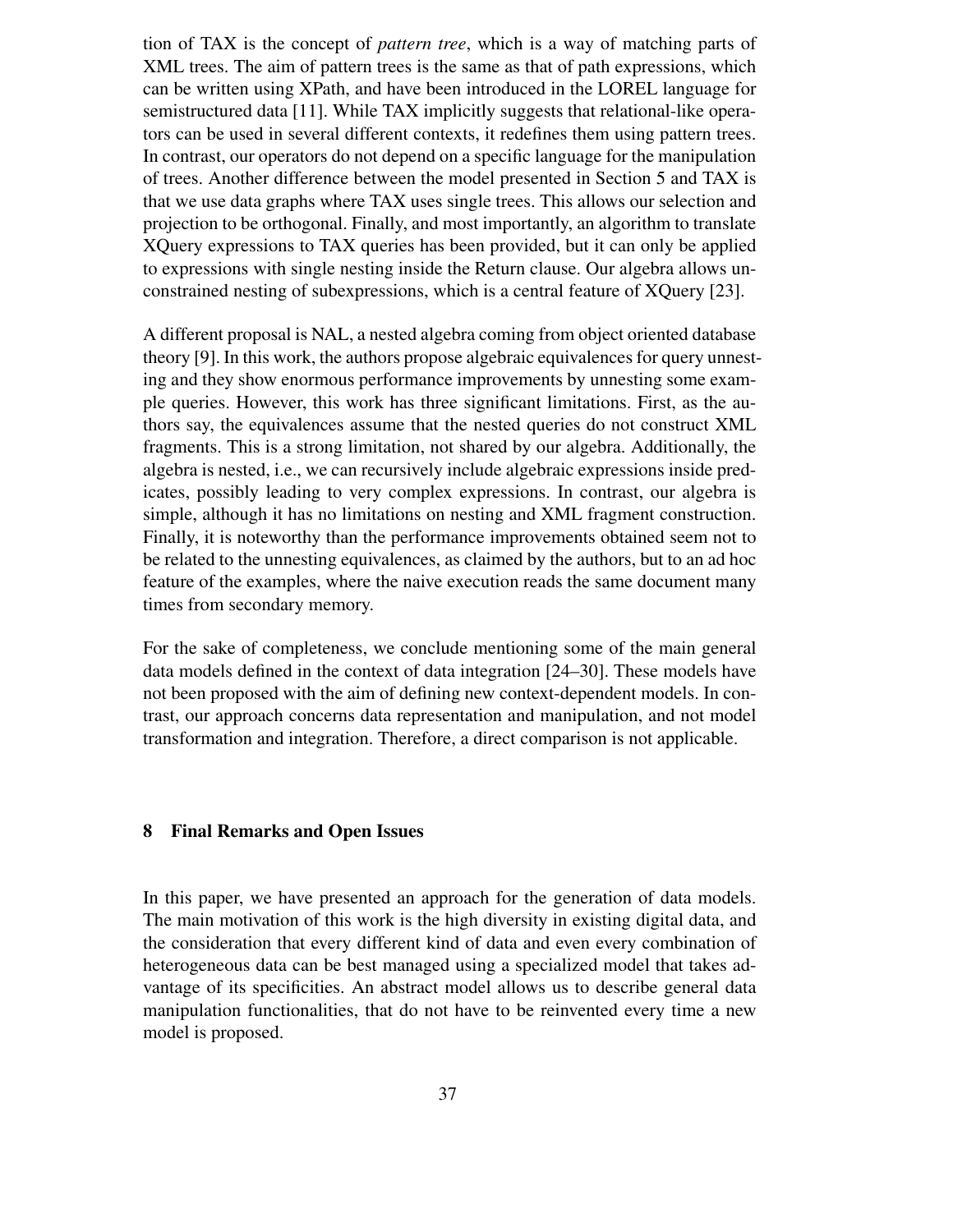tion of TAX is the concept of *pattern tree*, which is a way of matching parts of XML trees. The aim of pattern trees is the same as that of path expressions, which can be written using XPath, and have been introduced in the LOREL language for semistructured data [11]. While TAX implicitly suggests that relational-like operators can be used in several different contexts, it redefines them using pattern trees. In contrast, our operators do not depend on a specific language for the manipulation of trees. Another difference between the model presented in Section 5 and TAX is that we use data graphs where TAX uses single trees. This allows our selection and projection to be orthogonal. Finally, and most importantly, an algorithm to translate XQuery expressions to TAX queries has been provided, but it can only be applied to expressions with single nesting inside the Return clause. Our algebra allows unconstrained nesting of subexpressions, which is a central feature of XQuery [23].

A different proposal is NAL, a nested algebra coming from object oriented database theory [9]. In this work, the authors propose algebraic equivalences for query unnesting and they show enormous performance improvements by unnesting some example queries. However, this work has three significant limitations. First, as the authors say, the equivalences assume that the nested queries do not construct XML fragments. This is a strong limitation, not shared by our algebra. Additionally, the algebra is nested, i.e., we can recursively include algebraic expressions inside predicates, possibly leading to very complex expressions. In contrast, our algebra is simple, although it has no limitations on nesting and XML fragment construction. Finally, it is noteworthy than the performance improvements obtained seem not to be related to the unnesting equivalences, as claimed by the authors, but to an ad hoc feature of the examples, where the naive execution reads the same document many times from secondary memory.

For the sake of completeness, we conclude mentioning some of the main general data models defined in the context of data integration [24–30]. These models have not been proposed with the aim of defining new context-dependent models. In contrast, our approach concerns data representation and manipulation, and not model transformation and integration. Therefore, a direct comparison is not applicable.

## 8 Final Remarks and Open Issues

In this paper, we have presented an approach for the generation of data models. The main motivation of this work is the high diversity in existing digital data, and the consideration that every different kind of data and even every combination of heterogeneous data can be best managed using a specialized model that takes advantage of its specificities. An abstract model allows us to describe general data manipulation functionalities, that do not have to be reinvented every time a new model is proposed.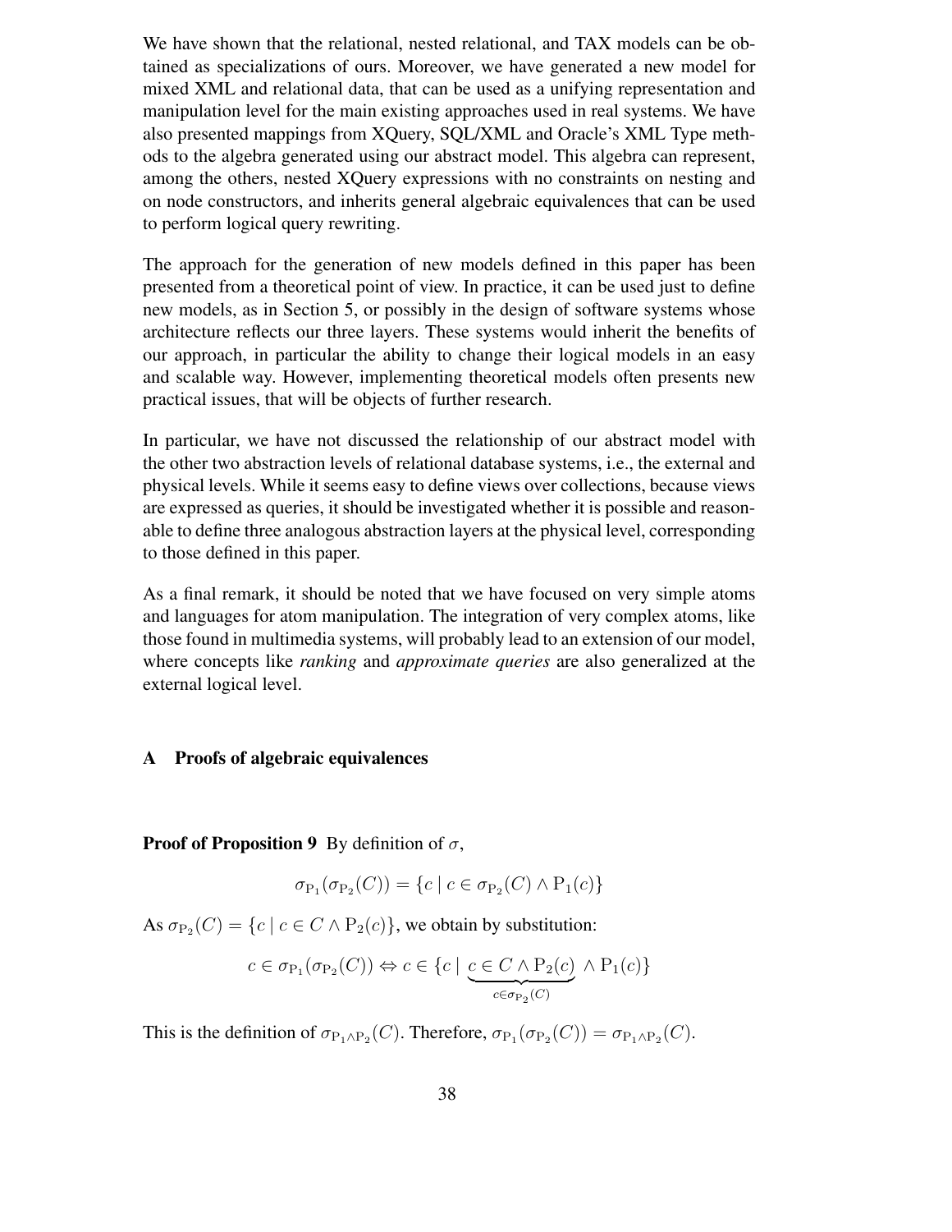We have shown that the relational, nested relational, and TAX models can be obtained as specializations of ours. Moreover, we have generated a new model for mixed XML and relational data, that can be used as a unifying representation and manipulation level for the main existing approaches used in real systems. We have also presented mappings from XQuery, SQL/XML and Oracle's XML Type methods to the algebra generated using our abstract model. This algebra can represent, among the others, nested XQuery expressions with no constraints on nesting and on node constructors, and inherits general algebraic equivalences that can be used to perform logical query rewriting.

The approach for the generation of new models defined in this paper has been presented from a theoretical point of view. In practice, it can be used just to define new models, as in Section 5, or possibly in the design of software systems whose architecture reflects our three layers. These systems would inherit the benefits of our approach, in particular the ability to change their logical models in an easy and scalable way. However, implementing theoretical models often presents new practical issues, that will be objects of further research.

In particular, we have not discussed the relationship of our abstract model with the other two abstraction levels of relational database systems, i.e., the external and physical levels. While it seems easy to define views over collections, because views are expressed as queries, it should be investigated whether it is possible and reasonable to define three analogous abstraction layers at the physical level, corresponding to those defined in this paper.

As a final remark, it should be noted that we have focused on very simple atoms and languages for atom manipulation. The integration of very complex atoms, like those found in multimedia systems, will probably lead to an extension of our model, where concepts like *ranking* and *approximate queries* are also generalized at the external logical level.

## A Proofs of algebraic equivalences

**Proof of Proposition 9** By definition of $\sigma$,

$$\sigma_{\mathrm{P}_1}(\sigma_{\mathrm{P}_2}(C)) = \{c \mid c \in \sigma_{\mathrm{P}_2}(C) \wedge \mathrm{P}_1(c)\}$$

As $\sigma_{\mathrm{P}_2}(C) = \{c \mid c \in C \wedge \mathrm{P}_2(c)\}$, we obtain by substitution:

$$c \in \sigma_{\mathrm{P}_1}(\sigma_{\mathrm{P}_2}(C)) \Leftrightarrow c \in \{c \mid \underbrace{c \in C \wedge \mathrm{P}_2(c)}_{c \in \sigma_{\mathrm{P}_2}(C)} \wedge \mathrm{P}_1(c)\}$$

This is the definition of $\sigma_{\mathrm{P}_1 \wedge \mathrm{P}_2}(C)$. Therefore, $\sigma_{\mathrm{P}_1}(\sigma_{\mathrm{P}_2}(C)) = \sigma_{\mathrm{P}_1 \wedge \mathrm{P}_2}(C)$.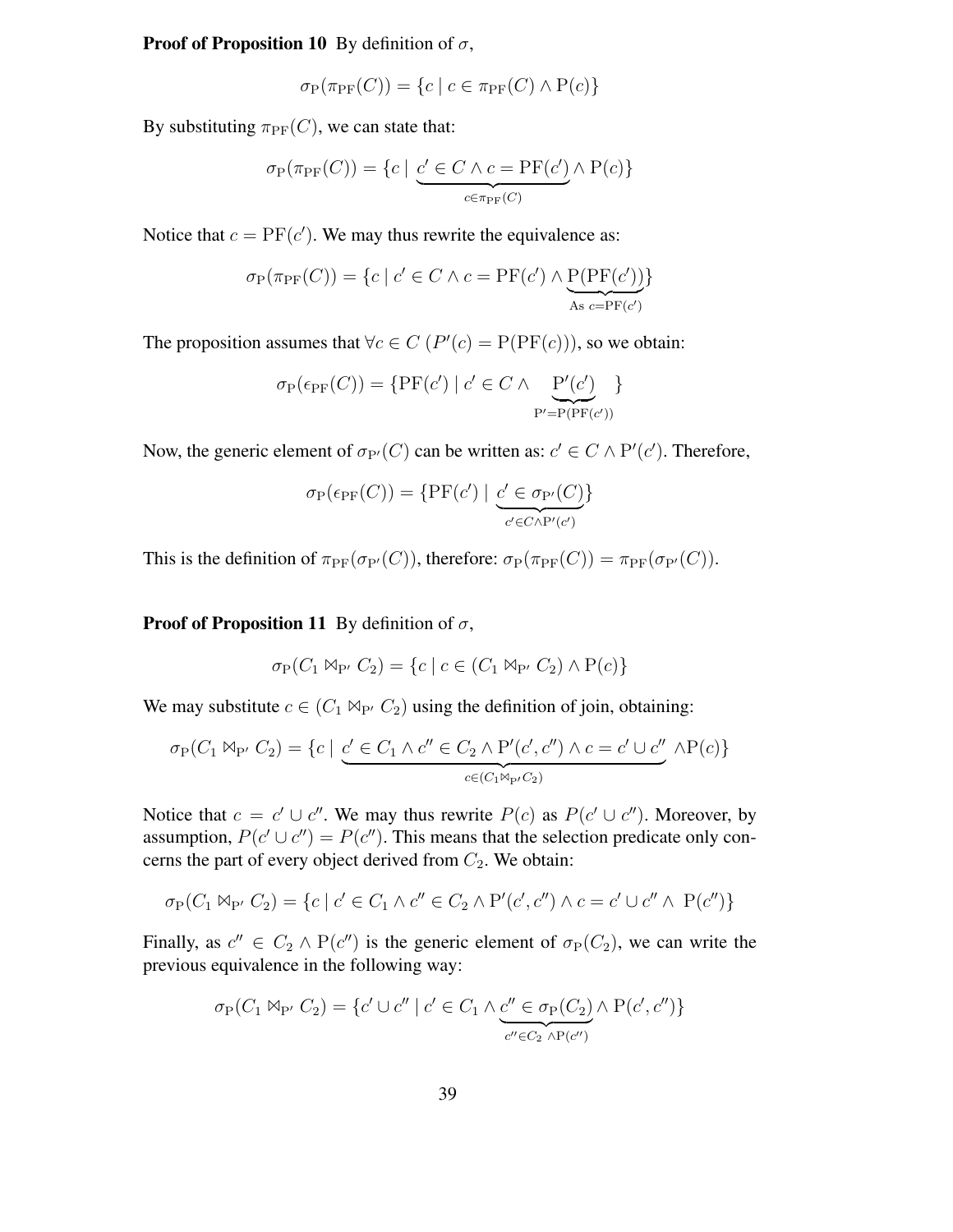**Proof of Proposition 10** By definition of $\sigma$,

$$\sigma_{\mathrm{P}}(\pi_{\mathrm{PF}}(C)) = \{c \mid c \in \pi_{\mathrm{PF}}(C) \wedge \mathrm{P}(c)\}$$

By substituting $\pi_{\mathrm{PF}}(C)$, we can state that:

$$\sigma_{\mathrm{P}}(\pi_{\mathrm{PF}}(C)) = \{c \mid \underbrace{c' \in C \wedge c = \mathrm{PF}(c')}_{c \in \pi_{\mathrm{PF}}(C)} \wedge \mathrm{P}(c)\}$$

Notice that $c = \mathrm{PF}(c')$. We may thus rewrite the equivalence as:

$$\sigma_{\mathrm{P}}(\pi_{\mathrm{PF}}(C)) = \{c \mid c' \in C \wedge c = \mathrm{PF}(c') \wedge \underbrace{\mathrm{P}(\mathrm{PF}(c'))}_{\text{As } c = \mathrm{PF}(c')}\}$$

The proposition assumes that $\forall c \in C \; (P'(c) = \mathrm{P}(\mathrm{PF}(c)))$, so we obtain:

$$\sigma_{\mathrm{P}}(\epsilon_{\mathrm{PF}}(C)) = \{\mathrm{PF}(c') \mid c' \in C \wedge \underbrace{\mathrm{P}'(c')}_{\mathrm{P}' = \mathrm{P}(\mathrm{PF}(c'))}\}$$

Now, the generic element of $\sigma_{\mathrm{P}'}(C)$ can be written as: $c' \in C \wedge \mathrm{P}'(c')$. Therefore,

$$\sigma_{\mathrm{P}}(\epsilon_{\mathrm{PF}}(C)) = \{\mathrm{PF}(c') \mid \underbrace{c' \in \sigma_{\mathrm{P}'}(C)}_{c' \in C \wedge \mathrm{P}'(c')}\}$$

This is the definition of $\pi_{\mathrm{PF}}(\sigma_{\mathrm{P}'}(C))$, therefore: $\sigma_{\mathrm{P}}(\pi_{\mathrm{PF}}(C)) = \pi_{\mathrm{PF}}(\sigma_{\mathrm{P}'}(C))$.

**Proof of Proposition 11** By definition of $\sigma$,

$$\sigma_{\mathrm{P}}(C_1 \bowtie_{\mathrm{P}'} C_2) = \{c \mid c \in (C_1 \bowtie_{\mathrm{P}'} C_2) \wedge \mathrm{P}(c)\}$$

We may substitute $c \in (C_1 \bowtie_{\mathrm{P}'} C_2)$ using the definition of join, obtaining:

$$\sigma_{\mathrm{P}}(C_1 \bowtie_{\mathrm{P}'} C_2) = \{c \mid \underbrace{c' \in C_1 \wedge c'' \in C_2 \wedge \mathrm{P}'(c', c'') \wedge c = c' \cup c''}_{c \in (C_1 \bowtie_{\mathrm{P}'} C_2)} \wedge \mathrm{P}(c)\}$$

Notice that $c = c' \cup c''$. We may thus rewrite $P(c)$ as $P(c' \cup c'')$. Moreover, by assumption, $P(c' \cup c'') = P(c'')$. This means that the selection predicate only concerns the part of every object derived from $C_2$. We obtain:

$$\sigma_{\mathrm{P}}(C_1 \bowtie_{\mathrm{P}'} C_2) = \{c \mid c' \in C_1 \wedge c'' \in C_2 \wedge \mathrm{P}'(c', c'') \wedge c = c' \cup c'' \wedge \; \mathrm{P}(c'')\}$$

Finally, as $c'' \in C_2 \wedge \mathrm{P}(c'')$ is the generic element of $\sigma_{\mathrm{P}}(C_2)$, we can write the previous equivalence in the following way:

$$\sigma_{\mathrm{P}}(C_1 \bowtie_{\mathrm{P}'} C_2) = \{c' \cup c'' \mid c' \in C_1 \wedge \underbrace{c'' \in \sigma_{\mathrm{P}}(C_2)}_{c'' \in C_2 \; \wedge \mathrm{P}(c'')} \wedge \mathrm{P}(c', c'')\}$$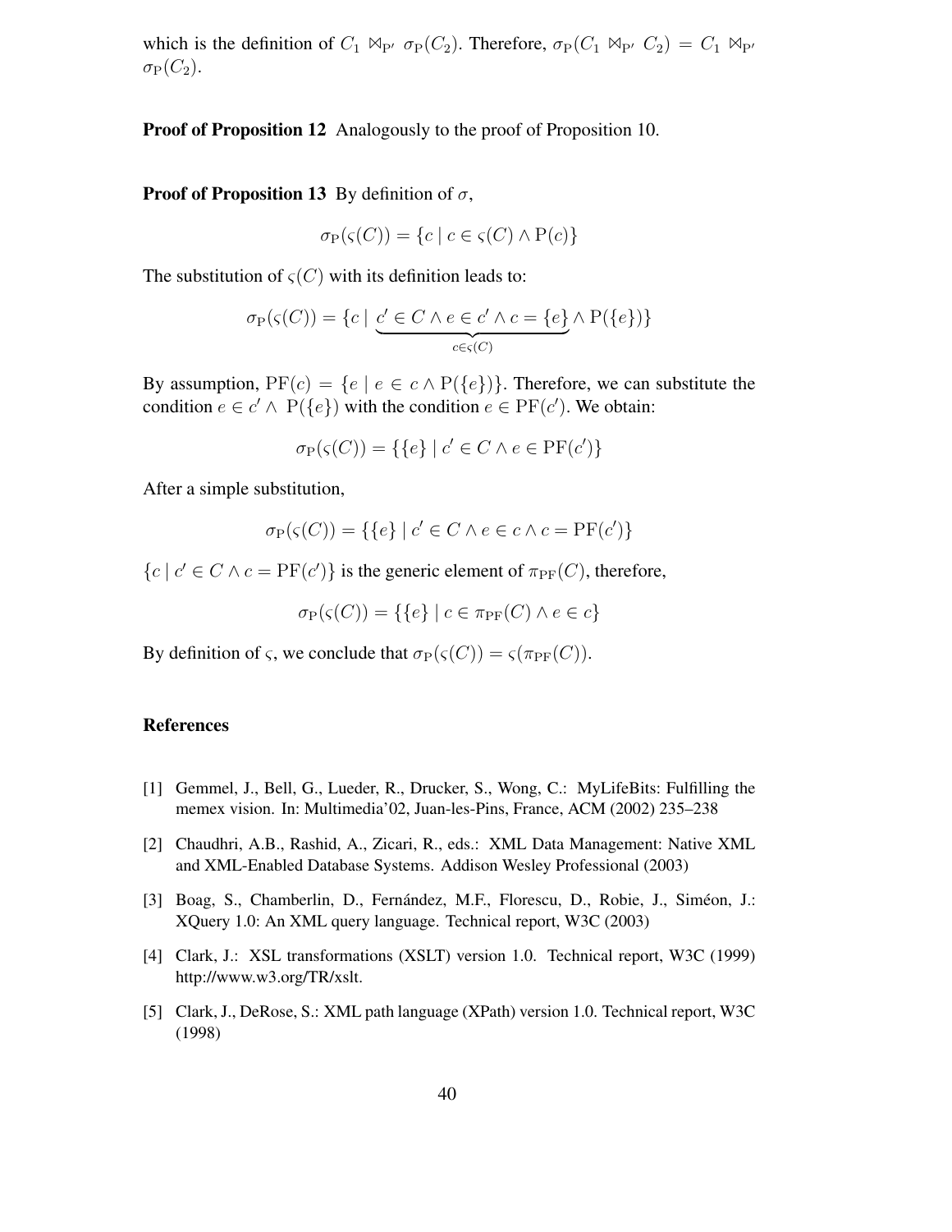which is the definition of $C_1 \ltimes_{\mathrm{P}'} \sigma_{\mathrm{P}}(C_2)$. Therefore, $\sigma_{\mathrm{P}}(C_1 \ltimes_{\mathrm{P}'} C_2) = C_1 \ltimes_{\mathrm{P}'} \sigma_{\mathrm{P}}(C_2)$.

**Proof of Proposition 12** Analogously to the proof of Proposition 10.

**Proof of Proposition 13** By definition of $\sigma$,

$$\sigma_{\mathrm{P}}(\varsigma(C)) = \{c \mid c \in \varsigma(C) \wedge \mathrm{P}(c)\}$$

The substitution of $\varsigma(C)$ with its definition leads to:

$$\sigma_{\mathrm{P}}(\varsigma(C)) = \{c \mid \underbrace{c' \in C \wedge e \in c' \wedge c = \{e\}}_{c \in \varsigma(C)} \wedge \mathrm{P}(\{e\})\}$$

By assumption, $\mathrm{PF}(c) = \{e \mid e \in c \wedge \mathrm{P}(\{e\})\}$. Therefore, we can substitute the condition $e \in c' \wedge \mathrm{P}(\{e\})$ with the condition $e \in \mathrm{PF}(c')$. We obtain:

$$\sigma_{\mathrm{P}}(\varsigma(C)) = \{\{e\} \mid c' \in C \wedge e \in \mathrm{PF}(c')\}$$

After a simple substitution,

$$\sigma_{\mathrm{P}}(\varsigma(C)) = \{\{e\} \mid c' \in C \wedge e \in c \wedge c = \mathrm{PF}(c')\}$$

$\{c \mid c' \in C \wedge c = \mathrm{PF}(c')\}$ is the generic element of $\pi_{\mathrm{PF}}(C)$, therefore,

$$\sigma_{\mathrm{P}}(\varsigma(C)) = \{\{e\} \mid c \in \pi_{\mathrm{PF}}(C) \wedge e \in c\}$$

By definition of $\varsigma$, we conclude that $\sigma_{\mathrm{P}}(\varsigma(C)) = \varsigma(\pi_{\mathrm{PF}}(C))$.

## References

[1] Gemmel, J., Bell, G., Lueder, R., Drucker, S., Wong, C.: MyLifeBits: Fulfilling the memex vision. In: Multimedia'02, Juan-les-Pins, France, ACM (2002) 235–238

[2] Chaudhri, A.B., Rashid, A., Zicari, R., eds.: XML Data Management: Native XML and XML-Enabled Database Systems. Addison Wesley Professional (2003)

[3] Boag, S., Chamberlin, D., Fernández, M.F., Florescu, D., Robie, J., Siméon, J.: XQuery 1.0: An XML query language. Technical report, W3C (2003)

[4] Clark, J.: XSL transformations (XSLT) version 1.0. Technical report, W3C (1999) http://www.w3.org/TR/xslt.

[5] Clark, J., DeRose, S.: XML path language (XPath) version 1.0. Technical report, W3C (1998)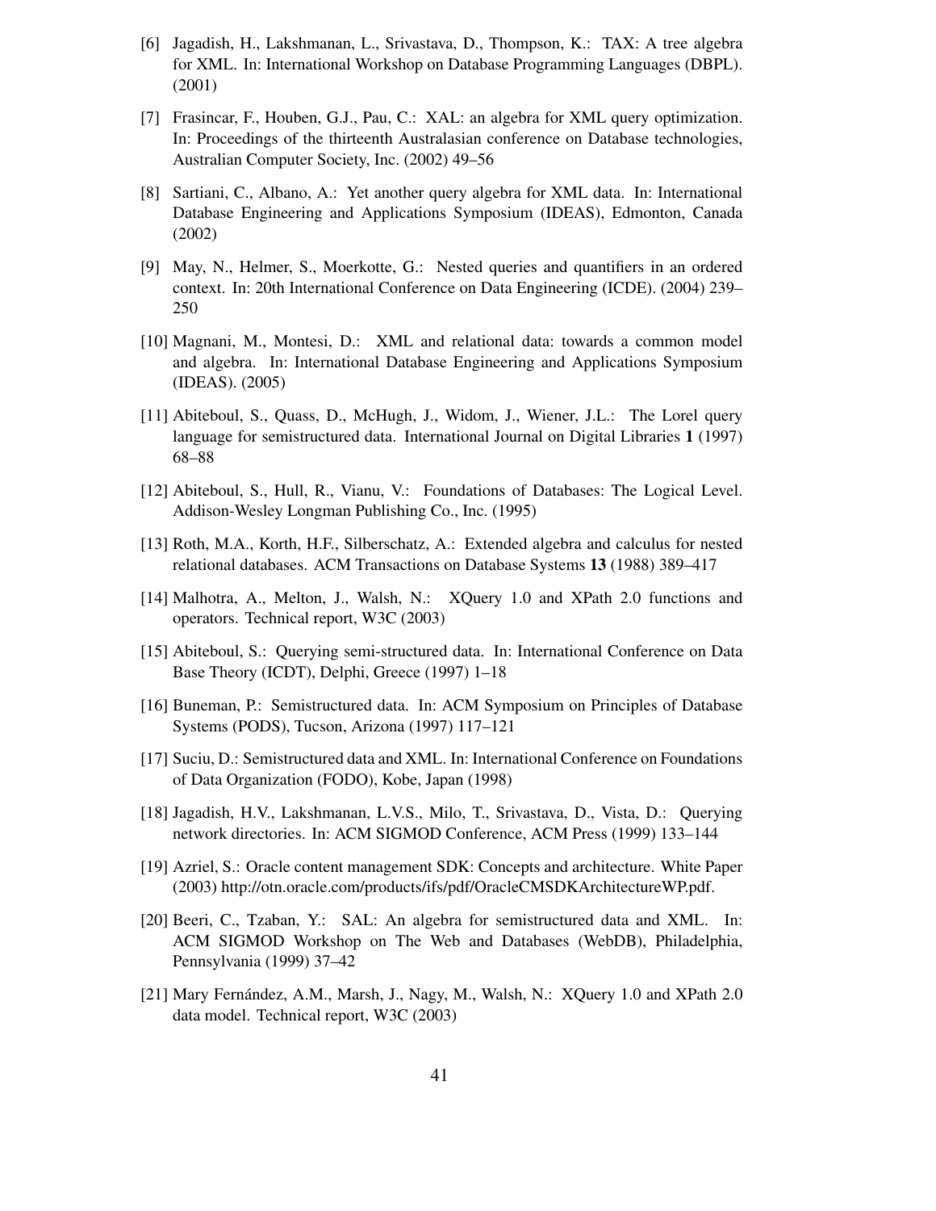[6] Jagadish, H., Lakshmanan, L., Srivastava, D., Thompson, K.: TAX: A tree algebra for XML. In: International Workshop on Database Programming Languages (DBPL). (2001)

[7] Frasincar, F., Houben, G.J., Pau, C.: XAL: an algebra for XML query optimization. In: Proceedings of the thirteenth Australasian conference on Database technologies, Australian Computer Society, Inc. (2002) 49–56

[8] Sartiani, C., Albano, A.: Yet another query algebra for XML data. In: International Database Engineering and Applications Symposium (IDEAS), Edmonton, Canada (2002)

[9] May, N., Helmer, S., Moerkotte, G.: Nested queries and quantifiers in an ordered context. In: 20th International Conference on Data Engineering (ICDE). (2004) 239–250

[10] Magnani, M., Montesi, D.: XML and relational data: towards a common model and algebra. In: International Database Engineering and Applications Symposium (IDEAS). (2005)

[11] Abiteboul, S., Quass, D., McHugh, J., Widom, J., Wiener, J.L.: The Lorel query language for semistructured data. International Journal on Digital Libraries **1** (1997) 68–88

[12] Abiteboul, S., Hull, R., Vianu, V.: Foundations of Databases: The Logical Level. Addison-Wesley Longman Publishing Co., Inc. (1995)

[13] Roth, M.A., Korth, H.F., Silberschatz, A.: Extended algebra and calculus for nested relational databases. ACM Transactions on Database Systems **13** (1988) 389–417

[14] Malhotra, A., Melton, J., Walsh, N.: XQuery 1.0 and XPath 2.0 functions and operators. Technical report, W3C (2003)

[15] Abiteboul, S.: Querying semi-structured data. In: International Conference on Data Base Theory (ICDT), Delphi, Greece (1997) 1–18

[16] Buneman, P.: Semistructured data. In: ACM Symposium on Principles of Database Systems (PODS), Tucson, Arizona (1997) 117–121

[17] Suciu, D.: Semistructured data and XML. In: International Conference on Foundations of Data Organization (FODO), Kobe, Japan (1998)

[18] Jagadish, H.V., Lakshmanan, L.V.S., Milo, T., Srivastava, D., Vista, D.: Querying network directories. In: ACM SIGMOD Conference, ACM Press (1999) 133–144

[19] Azriel, S.: Oracle content management SDK: Concepts and architecture. White Paper (2003) http://otn.oracle.com/products/ifs/pdf/OracleCMSDKArchitectureWP.pdf.

[20] Beeri, C., Tzaban, Y.: SAL: An algebra for semistructured data and XML. In: ACM SIGMOD Workshop on The Web and Databases (WebDB), Philadelphia, Pennsylvania (1999) 37–42

[21] Mary Fernández, A.M., Marsh, J., Nagy, M., Walsh, N.: XQuery 1.0 and XPath 2.0 data model. Technical report, W3C (2003)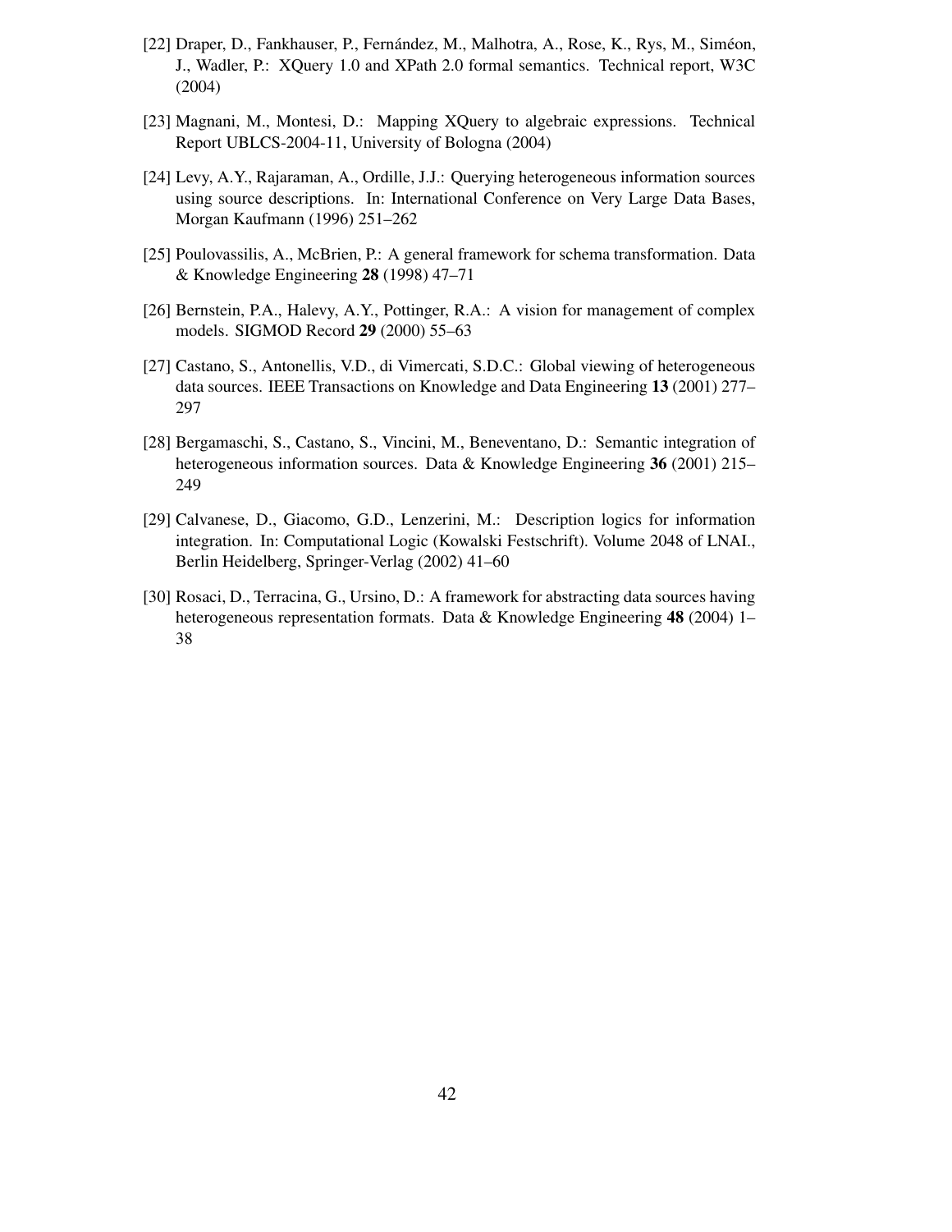[22] Draper, D., Fankhauser, P., Fernández, M., Malhotra, A., Rose, K., Rys, M., Siméon, J., Wadler, P.: XQuery 1.0 and XPath 2.0 formal semantics. Technical report, W3C (2004)

[23] Magnani, M., Montesi, D.: Mapping XQuery to algebraic expressions. Technical Report UBLCS-2004-11, University of Bologna (2004)

[24] Levy, A.Y., Rajaraman, A., Ordille, J.J.: Querying heterogeneous information sources using source descriptions. In: International Conference on Very Large Data Bases, Morgan Kaufmann (1996) 251–262

[25] Poulovassilis, A., McBrien, P.: A general framework for schema transformation. Data & Knowledge Engineering **28** (1998) 47–71

[26] Bernstein, P.A., Halevy, A.Y., Pottinger, R.A.: A vision for management of complex models. SIGMOD Record **29** (2000) 55–63

[27] Castano, S., Antonellis, V.D., di Vimercati, S.D.C.: Global viewing of heterogeneous data sources. IEEE Transactions on Knowledge and Data Engineering **13** (2001) 277–297

[28] Bergamaschi, S., Castano, S., Vincini, M., Beneventano, D.: Semantic integration of heterogeneous information sources. Data & Knowledge Engineering **36** (2001) 215–249

[29] Calvanese, D., Giacomo, G.D., Lenzerini, M.: Description logics for information integration. In: Computational Logic (Kowalski Festschrift). Volume 2048 of LNAI., Berlin Heidelberg, Springer-Verlag (2002) 41–60

[30] Rosaci, D., Terracina, G., Ursino, D.: A framework for abstracting data sources having heterogeneous representation formats. Data & Knowledge Engineering **48** (2004) 1–38